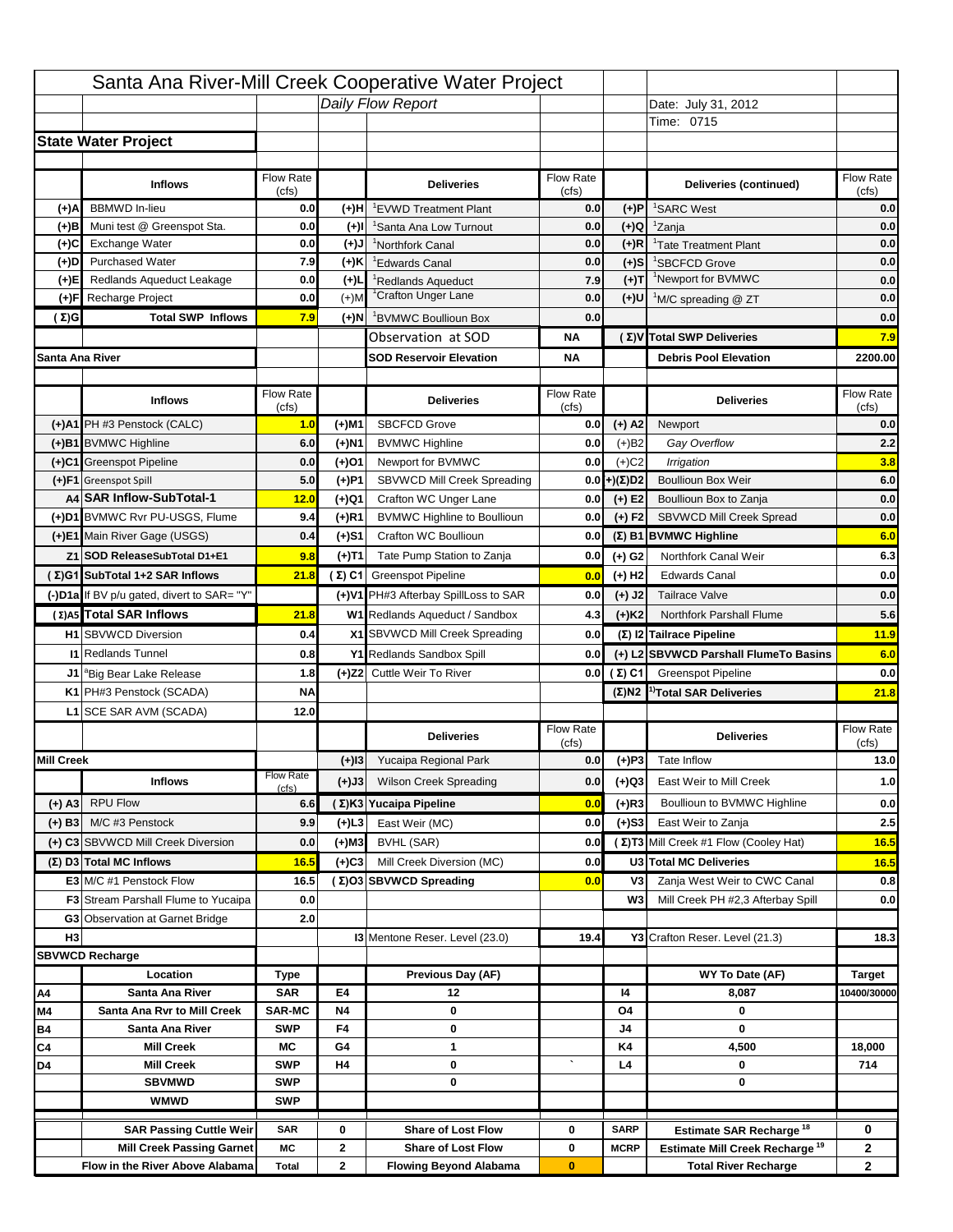# Santa Ana River-Mill Creek Cooperative Water Project

*Daily Flow Report*

Date: July 31, 2012

Time: 0715

## State Water Project

| | Inflows | Flow Rate (cfs) | | Deliveries | Flow Rate (cfs) | | Deliveries (continued) | Flow Rate (cfs) |
|---|---|---|---|---|---|---|---|---|
| (+)A | BBMWD In-lieu | 0.0 | (+)H | [1]EVWD Treatment Plant | 0.0 | (+)P | [1]SARC West | 0.0 |
| (+)B | Muni test @ Greenspot Sta. | 0.0 | (+)I | [1]Santa Ana Low Turnout | 0.0 | (+)Q | [1]Zanja | 0.0 |
| (+)C | Exchange Water | 0.0 | (+)J | [1]Northfork Canal | 0.0 | (+)R | [1]Tate Treatment Plant | 0.0 |
| (+)D | Purchased Water | 7.9 | (+)K | [1]Edwards Canal | 0.0 | (+)S | [1]SBCFCD Grove | 0.0 |
| (+)E | Redlands Aqueduct Leakage | 0.0 | (+)L | [1]Redlands Aqueduct | 7.9 | (+)T | [1]Newport for BVMWC | 0.0 |
| (+)F | Recharge Project | 0.0 | (+)M | [1]Crafton Unger Lane | 0.0 | (+)U | [1]M/C spreading @ ZT | 0.0 |
| (Σ)G | Total SWP Inflows | 7.9 | (+)N | [1]BVMWC Boullioun Box | 0.0 | | | 0.0 |
| | | | | Observation at SOD | NA | (Σ)V | Total SWP Deliveries | 7.9 |
| Santa Ana River | | | | SOD Reservoir Elevation | NA | | Debris Pool Elevation | 2200.00 |

| | Inflows | Flow Rate (cfs) | | Deliveries | Flow Rate (cfs) | | Deliveries | Flow Rate (cfs) |
|---|---|---|---|---|---|---|---|---|
| (+)A1 | PH #3 Penstock (CALC) | 1.0 | (+)M1 | SBCFCD Grove | 0.0 | (+) A2 | Newport | 0.0 |
| (+)B1 | BVMWC Highline | 6.0 | (+)N1 | BVMWC Highline | 0.0 | (+)B2 | *Gay Overflow* | 2.2 |
| (+)C1 | Greenspot Pipeline | 0.0 | (+)O1 | Newport for BVMWC | 0.0 | (+)C2 | *Irrigation* | 3.8 |
| (+)F1 | Greenspot Spill | 5.0 | (+)P1 | SBVWCD Mill Creek Spreading | 0.0 | +)(Σ)D2 | Boullioun Box Weir | 6.0 |
| A4 | SAR Inflow-SubTotal-1 | 12.0 | (+)Q1 | Crafton WC Unger Lane | 0.0 | (+) E2 | Boullioun Box to Zanja | 0.0 |
| (+)D1 | BVMWC Rvr PU-USGS, Flume | 9.4 | (+)R1 | BVMWC Highline to Boullioun | 0.0 | (+) F2 | SBVWCD Mill Creek Spread | 0.0 |
| (+)E1 | Main River Gage (USGS) | 0.4 | (+)S1 | Crafton WC Boullioun | 0.0 | (Σ) B1 | BVMWC Highline | 6.0 |
| Z1 | SOD ReleaseSubTotal D1+E1 | 9.8 | (+)T1 | Tate Pump Station to Zanja | 0.0 | (+) G2 | Northfork Canal Weir | 6.3 |
| (Σ)G1 | SubTotal 1+2 SAR Inflows | 21.8 | (Σ) C1 | Greenspot Pipeline | 0.0 | (+) H2 | Edwards Canal | 0.0 |
| (-)D1a | If BV p/u gated, divert to SAR= "Y" | | (+)V1 | PH#3 Afterbay SpillLoss to SAR | 0.0 | (+) J2 | Tailrace Valve | 0.0 |
| (Σ)A5 | Total SAR Inflows | 21.8 | W1 | Redlands Aqueduct / Sandbox | 4.3 | (+)K2 | Northfork Parshall Flume | 5.6 |
| H1 | SBVWCD Diversion | 0.4 | X1 | SBVWCD Mill Creek Spreading | 0.0 | (Σ) I2 | Tailrace Pipeline | 11.9 |
| I1 | Redlands Tunnel | 0.8 | Y1 | Redlands Sandbox Spill | 0.0 | (+) L2 | SBVWCD Parshall FlumeTo Basins | 6.0 |
| J1 | [a]Big Bear Lake Release | 1.8 | (+)Z2 | Cuttle Weir To River | 0.0 | (Σ) C1 | Greenspot Pipeline | 0.0 |
| K1 | PH#3 Penstock (SCADA) | NA | | | | (Σ)N2 | [1)]Total SAR Deliveries | 21.8 |
| L1 | SCE SAR AVM (SCADA) | 12.0 | | | | | | |

| | Inflows | Flow Rate (cfs) | | Deliveries | Flow Rate (cfs) | | Deliveries | Flow Rate (cfs) |
|---|---|---|---|---|---|---|---|---|
| Mill Creek | | | (+)I3 | Yucaipa Regional Park | 0.0 | (+)P3 | Tate Inflow | 13.0 |
| | | | (+)J3 | Wilson Creek Spreading | 0.0 | (+)Q3 | East Weir to Mill Creek | 1.0 |
| (+) A3 | RPU Flow | 6.6 | (Σ)K3 | Yucaipa Pipeline | 0.0 | (+)R3 | Boullioun to BVMWC Highline | 0.0 |
| (+) B3 | M/C #3 Penstock | 9.9 | (+)L3 | East Weir (MC) | 0.0 | (+)S3 | East Weir to Zanja | 2.5 |
| (+) C3 | SBVWCD Mill Creek Diversion | 0.0 | (+)M3 | BVHL (SAR) | 0.0 | (Σ)T3 | Mill Creek #1 Flow (Cooley Hat) | 16.5 |
| (Σ) D3 | Total MC Inflows | 16.5 | (+)C3 | Mill Creek Diversion (MC) | 0.0 | U3 | Total MC Deliveries | 16.5 |
| E3 | M/C #1 Penstock Flow | 16.5 | (Σ)O3 | SBVWCD Spreading | 0.0 | V3 | Zanja West Weir to CWC Canal | 0.8 |
| F3 | Stream Parshall Flume to Yucaipa | 0.0 | | | | W3 | Mill Creek PH #2,3 Afterbay Spill | 0.0 |
| G3 | Observation at Garnet Bridge | 2.0 | | | | | | |
| H3 | | | | I3 Mentone Reser. Level (23.0) | 19.4 | | Y3 Crafton Reser. Level (21.3) | 18.3 |

## SBVWCD Recharge

| | Location | Type | | Previous Day (AF) | | | WY To Date (AF) | Target |
|---|---|---|---|---|---|---|---|---|
| A4 | Santa Ana River | SAR | E4 | 12 | | I4 | 8,087 | 10400/30000 |
| M4 | Santa Ana Rvr to Mill Creek | SAR-MC | N4 | 0 | | O4 | 0 | |
| B4 | Santa Ana River | SWP | F4 | 0 | | J4 | 0 | |
| C4 | Mill Creek | MC | G4 | 1 | | K4 | 4,500 | 18,000 |
| D4 | Mill Creek | SWP | H4 | 0 | ` | L4 | 0 | 714 |
| | SBVMWD | SWP | | 0 | | | 0 | |
| | WMWD | SWP | | | | | | |
| | SAR Passing Cuttle Weir | SAR | 0 | Share of Lost Flow | 0 | SARP | Estimate SAR Recharge [18] | 0 |
| | Mill Creek Passing Garnet | MC | 2 | Share of Lost Flow | 0 | MCRP | Estimate Mill Creek Recharge [19] | 2 |
| | Flow in the River Above Alabama | Total | 2 | Flowing Beyond Alabama | 0 | | Total River Recharge | 2 |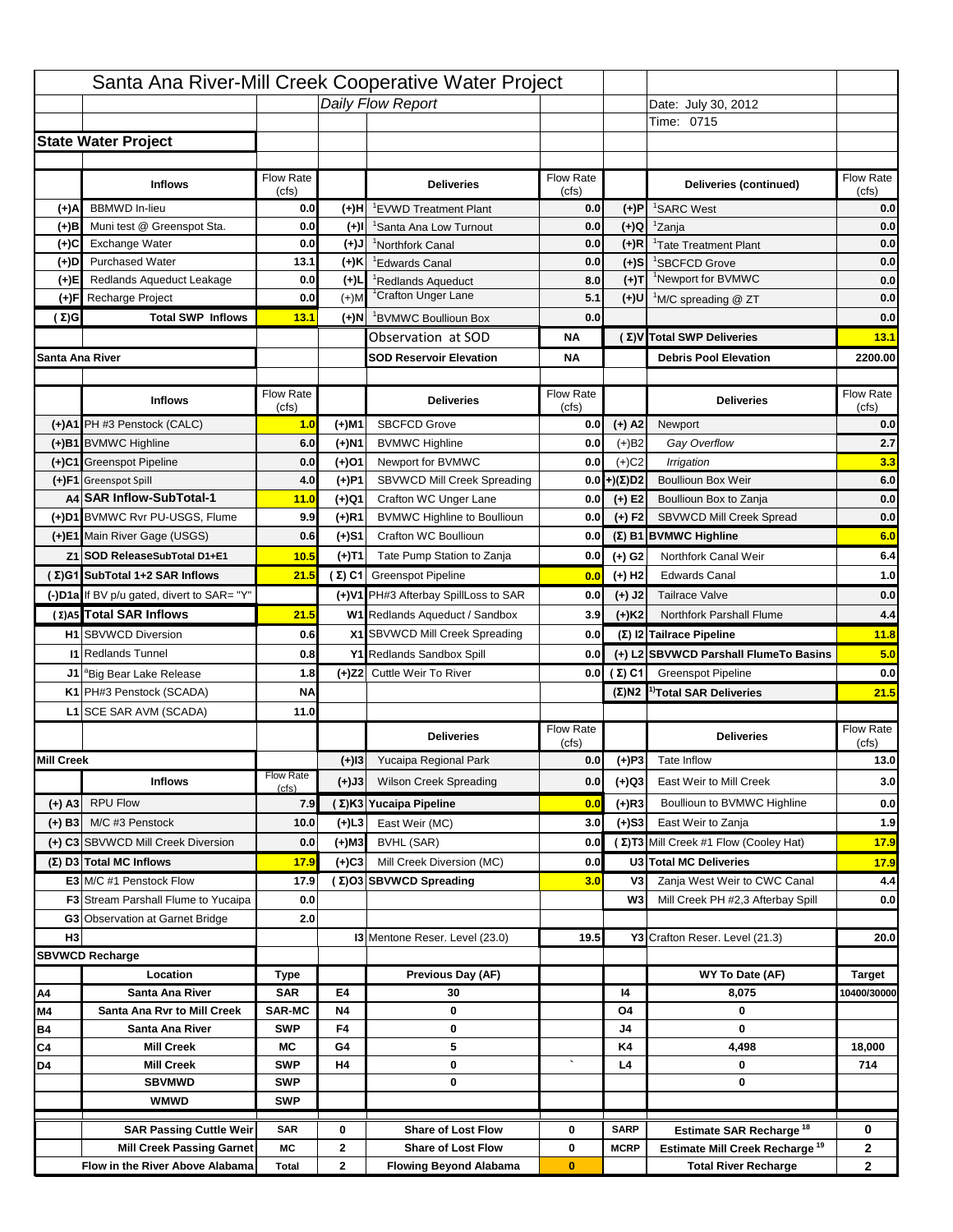# Santa Ana River-Mill Creek Cooperative Water Project

*Daily Flow Report*

Date: July 30, 2012

Time: 0715

## State Water Project

| | Inflows | Flow Rate (cfs) | | Deliveries | Flow Rate (cfs) | | Deliveries (continued) | Flow Rate (cfs) |
|---|---|---|---|---|---|---|---|---|
| (+)A | BBMWD In-lieu | 0.0 | (+)H | [1]EVWD Treatment Plant | 0.0 | (+)P | [1]SARC West | 0.0 |
| (+)B | Muni test @ Greenspot Sta. | 0.0 | (+)I | [1]Santa Ana Low Turnout | 0.0 | (+)Q | [1]Zanja | 0.0 |
| (+)C | Exchange Water | 0.0 | (+)J | [1]Northfork Canal | 0.0 | (+)R | [1]Tate Treatment Plant | 0.0 |
| (+)D | Purchased Water | 13.1 | (+)K | [1]Edwards Canal | 0.0 | (+)S | [1]SBCFCD Grove | 0.0 |
| (+)E | Redlands Aqueduct Leakage | 0.0 | (+)L | [1]Redlands Aqueduct | 8.0 | (+)T | [1]Newport for BVMWC | 0.0 |
| (+)F | Recharge Project | 0.0 | (+)M | [1]Crafton Unger Lane | 5.1 | (+)U | [1]M/C spreading @ ZT | 0.0 |
| (Σ)G | Total SWP Inflows | 13.1 | (+)N | [1]BVMWC Boullioun Box | 0.0 | | | 0.0 |
| | | | | Observation at SOD | NA | (Σ)V | Total SWP Deliveries | 13.1 |
| Santa Ana River | | | | SOD Reservoir Elevation | NA | | Debris Pool Elevation | 2200.00 |

| | Inflows | Flow Rate (cfs) | | Deliveries | Flow Rate (cfs) | | Deliveries | Flow Rate (cfs) |
|---|---|---|---|---|---|---|---|---|
| (+)A1 | PH #3 Penstock (CALC) | 1.0 | (+)M1 | SBCFCD Grove | 0.0 | (+) A2 | Newport | 0.0 |
| (+)B1 | BVMWC Highline | 6.0 | (+)N1 | BVMWC Highline | 0.0 | (+)B2 | *Gay Overflow* | 2.7 |
| (+)C1 | Greenspot Pipeline | 0.0 | (+)O1 | Newport for BVMWC | 0.0 | (+)C2 | *Irrigation* | 3.3 |
| (+)F1 | Greenspot Spill | 4.0 | (+)P1 | SBVWCD Mill Creek Spreading | 0.0 | +)(Σ)D2 | Boullioun Box Weir | 6.0 |
| A4 | SAR Inflow-SubTotal-1 | 11.0 | (+)Q1 | Crafton WC Unger Lane | 0.0 | (+) E2 | Boullioun Box to Zanja | 0.0 |
| (+)D1 | BVMWC Rvr PU-USGS, Flume | 9.9 | (+)R1 | BVMWC Highline to Boullioun | 0.0 | (+) F2 | SBVWCD Mill Creek Spread | 0.0 |
| (+)E1 | Main River Gage (USGS) | 0.6 | (+)S1 | Crafton WC Boullioun | 0.0 | (Σ) B1 | BVMWC Highline | 6.0 |
| Z1 | SOD ReleaseSubTotal D1+E1 | 10.5 | (+)T1 | Tate Pump Station to Zanja | 0.0 | (+) G2 | Northfork Canal Weir | 6.4 |
| (Σ)G1 | SubTotal 1+2 SAR Inflows | 21.5 | (Σ) C1 | Greenspot Pipeline | 0.0 | (+) H2 | Edwards Canal | 1.0 |
| (-)D1a | If BV p/u gated, divert to SAR= "Y" | | (+)V1 | PH#3 Afterbay SpillLoss to SAR | 0.0 | (+) J2 | Tailrace Valve | 0.0 |
| (Σ)A5 | Total SAR Inflows | 21.5 | W1 | Redlands Aqueduct / Sandbox | 3.9 | (+)K2 | Northfork Parshall Flume | 4.4 |
| H1 | SBVWCD Diversion | 0.6 | X1 | SBVWCD Mill Creek Spreading | 0.0 | (Σ) I2 | Tailrace Pipeline | 11.8 |
| I1 | Redlands Tunnel | 0.8 | Y1 | Redlands Sandbox Spill | 0.0 | (+) L2 | SBVWCD Parshall FlumeTo Basins | 5.0 |
| J1 | [a]Big Bear Lake Release | 1.8 | (+)Z2 | Cuttle Weir To River | 0.0 | (Σ) C1 | Greenspot Pipeline | 0.0 |
| K1 | PH#3 Penstock (SCADA) | NA | | | | (Σ)N2 | [1)]Total SAR Deliveries | 21.5 |
| L1 | SCE SAR AVM (SCADA) | 11.0 | | | | | | |

| | Inflows | Flow Rate (cfs) | | Deliveries | Flow Rate (cfs) | | Deliveries | Flow Rate (cfs) |
|---|---|---|---|---|---|---|---|---|
| Mill Creek | | | (+)I3 | Yucaipa Regional Park | 0.0 | (+)P3 | Tate Inflow | 13.0 |
| | | | (+)J3 | Wilson Creek Spreading | 0.0 | (+)Q3 | East Weir to Mill Creek | 3.0 |
| (+) A3 | RPU Flow | 7.9 | (Σ)K3 | Yucaipa Pipeline | 0.0 | (+)R3 | Boullioun to BVMWC Highline | 0.0 |
| (+) B3 | M/C #3 Penstock | 10.0 | (+)L3 | East Weir (MC) | 3.0 | (+)S3 | East Weir to Zanja | 1.9 |
| (+) C3 | SBVWCD Mill Creek Diversion | 0.0 | (+)M3 | BVHL (SAR) | 0.0 | (Σ)T3 | Mill Creek #1 Flow (Cooley Hat) | 17.9 |
| (Σ) D3 | Total MC Inflows | 17.9 | (+)C3 | Mill Creek Diversion (MC) | 0.0 | U3 | Total MC Deliveries | 17.9 |
| E3 | M/C #1 Penstock Flow | 17.9 | (Σ)O3 | SBVWCD Spreading | 3.0 | V3 | Zanja West Weir to CWC Canal | 4.4 |
| F3 | Stream Parshall Flume to Yucaipa | 0.0 | | | | W3 | Mill Creek PH #2,3 Afterbay Spill | 0.0 |
| G3 | Observation at Garnet Bridge | 2.0 | | | | | | |
| H3 | | | I3 | Mentone Reser. Level (23.0) | 19.5 | Y3 | Crafton Reser. Level (21.3) | 20.0 |

## SBVWCD Recharge

| | Location | Type | | Previous Day (AF) | | | WY To Date (AF) | Target |
|---|---|---|---|---|---|---|---|---|
| A4 | Santa Ana River | SAR | E4 | 30 | | I4 | 8,075 | 10400/30000 |
| M4 | Santa Ana Rvr to Mill Creek | SAR-MC | N4 | 0 | | O4 | 0 | |
| B4 | Santa Ana River | SWP | F4 | 0 | | J4 | 0 | |
| C4 | Mill Creek | MC | G4 | 5 | | K4 | 4,498 | 18,000 |
| D4 | Mill Creek | SWP | H4 | 0 | ` | L4 | 0 | 714 |
| | SBVMWD | SWP | | 0 | | | 0 | |
| | WMWD | SWP | | | | | | |
| | SAR Passing Cuttle Weir | SAR | 0 | Share of Lost Flow | 0 | SARP | Estimate SAR Recharge [18] | 0 |
| | Mill Creek Passing Garnet | MC | 2 | Share of Lost Flow | 0 | MCRP | Estimate Mill Creek Recharge [19] | 2 |
| | Flow in the River Above Alabama | Total | 2 | Flowing Beyond Alabama | 0 | | Total River Recharge | 2 |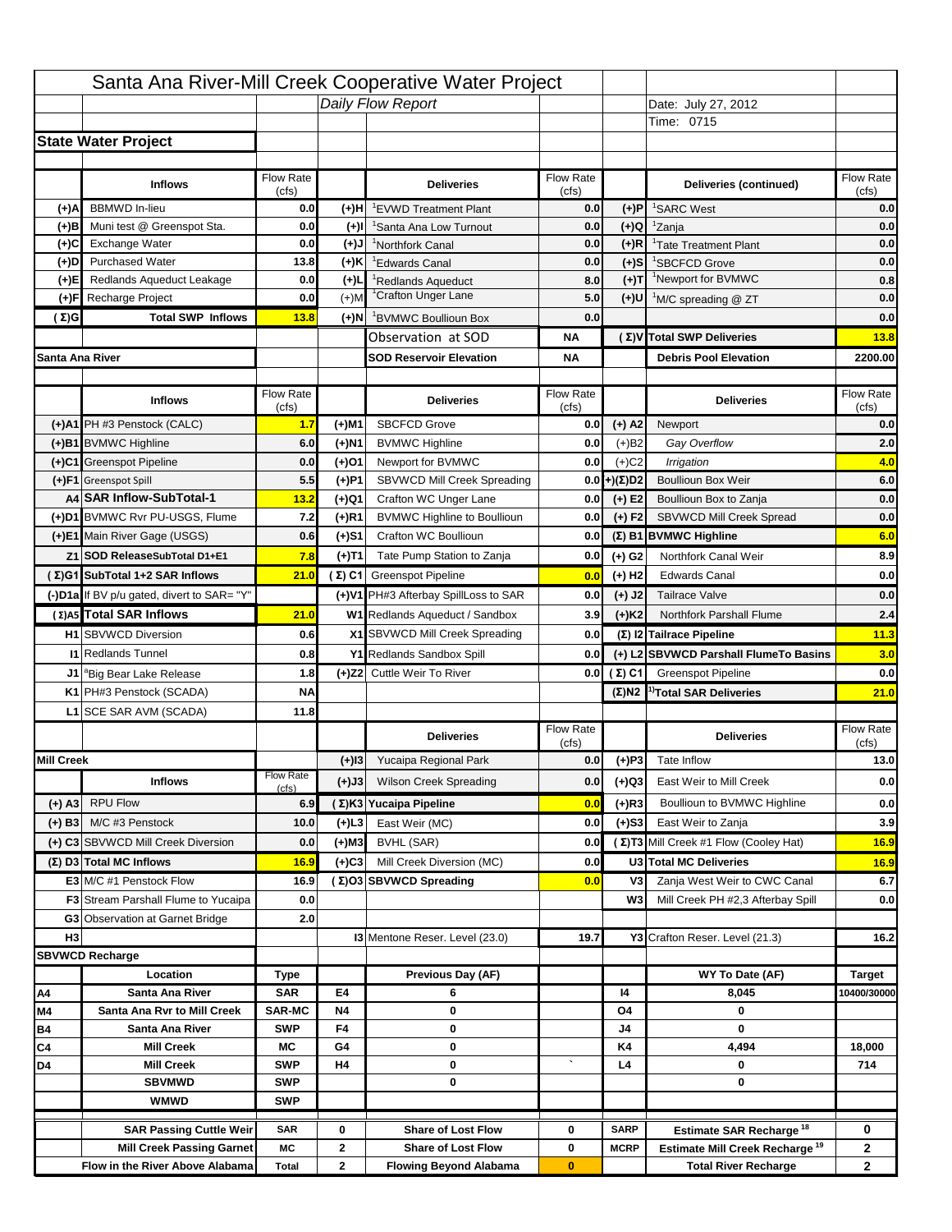# Santa Ana River-Mill Creek Cooperative Water Project

*Daily Flow Report*

Date: July 27, 2012

Time: 0715

## State Water Project

| | Inflows | Flow Rate (cfs) | | Deliveries | Flow Rate (cfs) | | Deliveries (continued) | Flow Rate (cfs) |
|---|---|---|---|---|---|---|---|---|
| (+)A | BBMWD In-lieu | 0.0 | (+)H | [1]EVWD Treatment Plant | 0.0 | (+)P | [1]SARC West | 0.0 |
| (+)B | Muni test @ Greenspot Sta. | 0.0 | (+)I | [1]Santa Ana Low Turnout | 0.0 | (+)Q | [1]Zanja | 0.0 |
| (+)C | Exchange Water | 0.0 | (+)J | [1]Northfork Canal | 0.0 | (+)R | [1]Tate Treatment Plant | 0.0 |
| (+)D | Purchased Water | 13.8 | (+)K | [1]Edwards Canal | 0.0 | (+)S | [1]SBCFCD Grove | 0.0 |
| (+)E | Redlands Aqueduct Leakage | 0.0 | (+)L | [1]Redlands Aqueduct | 8.0 | (+)T | [1]Newport for BVMWC | 0.8 |
| (+)F | Recharge Project | 0.0 | (+)M | [1]Crafton Unger Lane | 5.0 | (+)U | [1]M/C spreading @ ZT | 0.0 |
| (Σ)G | Total SWP Inflows | 13.8 | (+)N | [1]BVMWC Boullioun Box | 0.0 | | | 0.0 |
| | | | | Observation at SOD | NA | (Σ)V | Total SWP Deliveries | 13.8 |
| | | | | SOD Reservoir Elevation | NA | | Debris Pool Elevation | 2200.00 |

## Santa Ana River

| | Inflows | Flow Rate (cfs) | | Deliveries | Flow Rate (cfs) | | Deliveries | Flow Rate (cfs) |
|---|---|---|---|---|---|---|---|---|
| (+)A1 | PH #3 Penstock (CALC) | 1.7 | (+)M1 | SBCFCD Grove | 0.0 | (+) A2 | Newport | 0.0 |
| (+)B1 | BVMWC Highline | 6.0 | (+)N1 | BVMWC Highline | 0.0 | (+)B2 | *Gay Overflow* | 2.0 |
| (+)C1 | Greenspot Pipeline | 0.0 | (+)O1 | Newport for BVMWC | 0.0 | (+)C2 | *Irrigation* | 4.0 |
| (+)F1 | Greenspot Spill | 5.5 | (+)P1 | SBVWCD Mill Creek Spreading | 0.0 | +)(Σ)D2 | Boullioun Box Weir | 6.0 |
| A4 | SAR Inflow-SubTotal-1 | 13.2 | (+)Q1 | Crafton WC Unger Lane | 0.0 | (+) E2 | Boullioun Box to Zanja | 0.0 |
| (+)D1 | BVMWC Rvr PU-USGS, Flume | 7.2 | (+)R1 | BVMWC Highline to Boullioun | 0.0 | (+) F2 | SBVWCD Mill Creek Spread | 0.0 |
| (+)E1 | Main River Gage (USGS) | 0.6 | (+)S1 | Crafton WC Boullioun | 0.0 | (Σ) B1 | BVMWC Highline | 6.0 |
| Z1 | SOD ReleaseSubTotal D1+E1 | 7.8 | (+)T1 | Tate Pump Station to Zanja | 0.0 | (+) G2 | Northfork Canal Weir | 8.9 |
| (Σ)G1 | SubTotal 1+2 SAR Inflows | 21.0 | (Σ) C1 | Greenspot Pipeline | 0.0 | (+) H2 | Edwards Canal | 0.0 |
| (-)D1a | If BV p/u gated, divert to SAR= "Y" | | (+)V1 | PH#3 Afterbay SpillLoss to SAR | 0.0 | (+) J2 | Tailrace Valve | 0.0 |
| (Σ)A5 | Total SAR Inflows | 21.0 | W1 | Redlands Aqueduct / Sandbox | 3.9 | (+)K2 | Northfork Parshall Flume | 2.4 |
| H1 | SBVWCD Diversion | 0.6 | X1 | SBVWCD Mill Creek Spreading | 0.0 | (Σ) I2 | Tailrace Pipeline | 11.3 |
| I1 | Redlands Tunnel | 0.8 | Y1 | Redlands Sandbox Spill | 0.0 | (+) L2 | SBVWCD Parshall FlumeTo Basins | 3.0 |
| J1 | [a]Big Bear Lake Release | 1.8 | (+)Z2 | Cuttle Weir To River | 0.0 | (Σ) C1 | Greenspot Pipeline | 0.0 |
| K1 | PH#3 Penstock (SCADA) | NA | | | | (Σ)N2 | [1)]Total SAR Deliveries | 21.0 |
| L1 | SCE SAR AVM (SCADA) | 11.8 | | | | | | |

## Mill Creek

| | Inflows | Flow Rate (cfs) | | Deliveries | Flow Rate (cfs) | | Deliveries | Flow Rate (cfs) |
|---|---|---|---|---|---|---|---|---|
| | | | (+)I3 | Yucaipa Regional Park | 0.0 | (+)P3 | Tate Inflow | 13.0 |
| | | | (+)J3 | Wilson Creek Spreading | 0.0 | (+)Q3 | East Weir to Mill Creek | 0.0 |
| (+) A3 | RPU Flow | 6.9 | (Σ)K3 | Yucaipa Pipeline | 0.0 | (+)R3 | Boullioun to BVMWC Highline | 0.0 |
| (+) B3 | M/C #3 Penstock | 10.0 | (+)L3 | East Weir (MC) | 0.0 | (+)S3 | East Weir to Zanja | 3.9 |
| (+) C3 | SBVWCD Mill Creek Diversion | 0.0 | (+)M3 | BVHL (SAR) | 0.0 | (Σ)T3 | Mill Creek #1 Flow (Cooley Hat) | 16.9 |
| (Σ) D3 | Total MC Inflows | 16.9 | (+)C3 | Mill Creek Diversion (MC) | 0.0 | U3 | Total MC Deliveries | 16.9 |
| E3 | M/C #1 Penstock Flow | 16.9 | (Σ)O3 | SBVWCD Spreading | 0.0 | V3 | Zanja West Weir to CWC Canal | 6.7 |
| F3 | Stream Parshall Flume to Yucaipa | 0.0 | | | | W3 | Mill Creek PH #2,3 Afterbay Spill | 0.0 |
| G3 | Observation at Garnet Bridge | 2.0 | | | | | | |
| H3 | | | | I3 Mentone Reser. Level (23.0) | 19.7 | Y3 | Crafton Reser. Level (21.3) | 16.2 |

## SBVWCD Recharge

| | Location | Type | | Previous Day (AF) | | | WY To Date (AF) | Target |
|---|---|---|---|---|---|---|---|---|
| A4 | Santa Ana River | SAR | E4 | 6 | | I4 | 8,045 | 10400/30000 |
| M4 | Santa Ana Rvr to Mill Creek | SAR-MC | N4 | 0 | | O4 | 0 | |
| B4 | Santa Ana River | SWP | F4 | 0 | | J4 | 0 | |
| C4 | Mill Creek | MC | G4 | 0 | | K4 | 4,494 | 18,000 |
| D4 | Mill Creek | SWP | H4 | 0 | ` | L4 | 0 | 714 |
| | SBVMWD | SWP | | 0 | | | 0 | |
| | WMWD | SWP | | | | | | |

| | | | | | | | |
|---|---|---|---|---|---|---|---|
| SAR Passing Cuttle Weir | SAR | 0 | Share of Lost Flow | 0 | SARP | Estimate SAR Recharge [18] | 0 |
| Mill Creek Passing Garnet | MC | 2 | Share of Lost Flow | 0 | MCRP | Estimate Mill Creek Recharge [19] | 2 |
| Flow in the River Above Alabama | Total | 2 | Flowing Beyond Alabama | 0 | | Total River Recharge | 2 |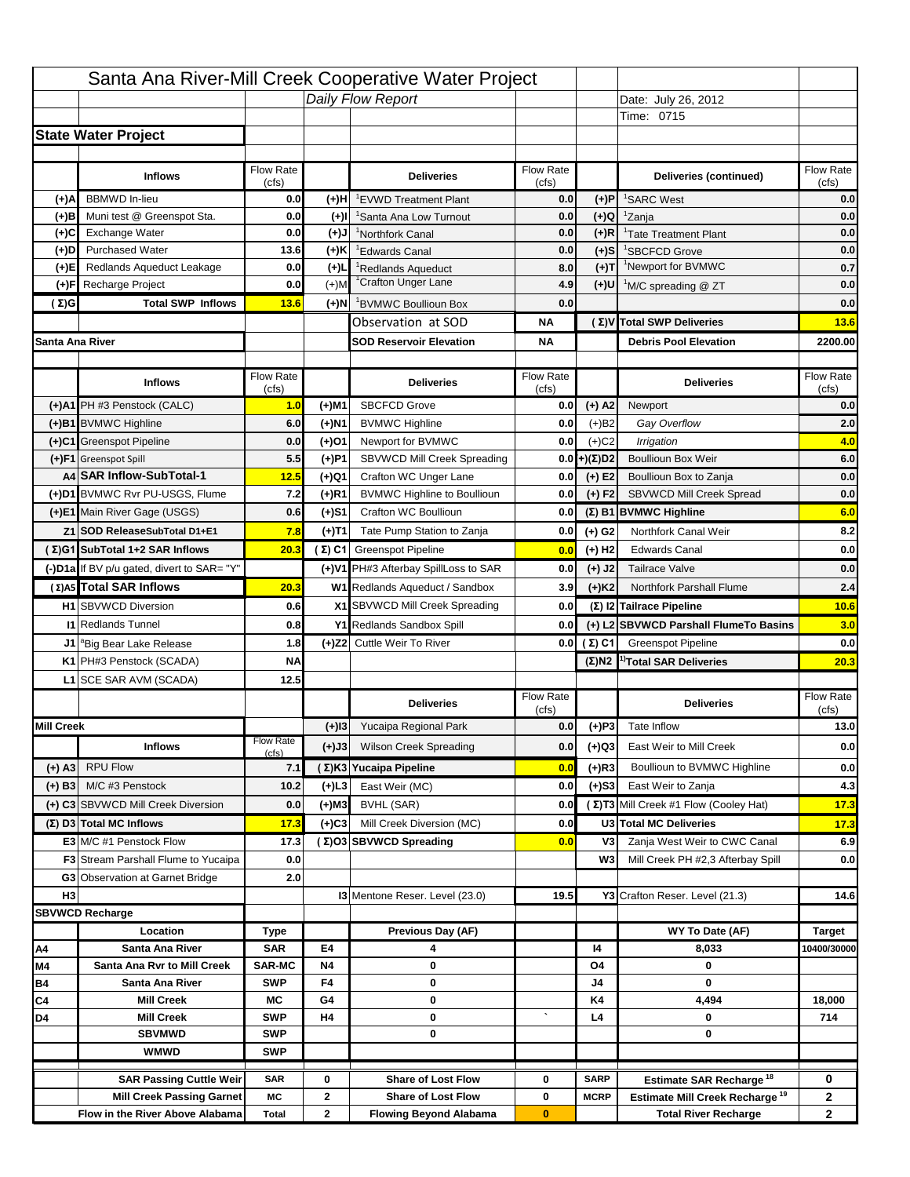# Santa Ana River-Mill Creek Cooperative Water Project

*Daily Flow Report*

Date: July 26, 2012
Time: 0715

## State Water Project

| | Inflows | Flow Rate (cfs) | | Deliveries | Flow Rate (cfs) | | Deliveries (continued) | Flow Rate (cfs) |
|---|---|---|---|---|---|---|---|---|
| (+)A | BBMWD In-lieu | 0.0 | (+)H | [1]EVWD Treatment Plant | 0.0 | (+)P | [1]SARC West | 0.0 |
| (+)B | Muni test @ Greenspot Sta. | 0.0 | (+)I | [1]Santa Ana Low Turnout | 0.0 | (+)Q | [1]Zanja | 0.0 |
| (+)C | Exchange Water | 0.0 | (+)J | [1]Northfork Canal | 0.0 | (+)R | [1]Tate Treatment Plant | 0.0 |
| (+)D | Purchased Water | 13.6 | (+)K | [1]Edwards Canal | 0.0 | (+)S | [1]SBCFCD Grove | 0.0 |
| (+)E | Redlands Aqueduct Leakage | 0.0 | (+)L | [1]Redlands Aqueduct | 8.0 | (+)T | [1]Newport for BVMWC | 0.7 |
| (+)F | Recharge Project | 0.0 | (+)M | [1]Crafton Unger Lane | 4.9 | (+)U | [1]M/C spreading @ ZT | 0.0 |
| (Σ)G | Total SWP Inflows | 13.6 | (+)N | [1]BVMWC Boullioun Box | 0.0 | | | 0.0 |
| | | | | Observation at SOD | NA | (Σ)V | Total SWP Deliveries | 13.6 |

## Santa Ana River

| | Inflows | Flow Rate (cfs) | | Deliveries | Flow Rate (cfs) | | Deliveries | Flow Rate (cfs) |
|---|---|---|---|---|---|---|---|---|
| | | | | SOD Reservoir Elevation | NA | | Debris Pool Elevation | 2200.00 |
| (+)A1 | PH #3 Penstock (CALC) | 1.0 | (+)M1 | SBCFCD Grove | 0.0 | (+) A2 | Newport | 0.0 |
| (+)B1 | BVMWC Highline | 6.0 | (+)N1 | BVMWC Highline | 0.0 | (+)B2 | *Gay Overflow* | 2.0 |
| (+)C1 | Greenspot Pipeline | 0.0 | (+)O1 | Newport for BVMWC | 0.0 | (+)C2 | *Irrigation* | 4.0 |
| (+)F1 | Greenspot Spill | 5.5 | (+)P1 | SBVWCD Mill Creek Spreading | 0.0 | (+)(Σ)D2 | Boullioun Box Weir | 6.0 |
| A4 | SAR Inflow-SubTotal-1 | 12.5 | (+)Q1 | Crafton WC Unger Lane | 0.0 | (+) E2 | Boullioun Box to Zanja | 0.0 |
| (+)D1 | BVMWC Rvr PU-USGS, Flume | 7.2 | (+)R1 | BVMWC Highline to Boullioun | 0.0 | (+) F2 | SBVWCD Mill Creek Spread | 0.0 |
| (+)E1 | Main River Gage (USGS) | 0.6 | (+)S1 | Crafton WC Boullioun | 0.0 | (Σ) B1 | BVMWC Highline | 6.0 |
| Z1 | SOD ReleaseSubTotal D1+E1 | 7.8 | (+)T1 | Tate Pump Station to Zanja | 0.0 | (+) G2 | Northfork Canal Weir | 8.2 |
| (Σ)G1 | SubTotal 1+2 SAR Inflows | 20.3 | (Σ) C1 | Greenspot Pipeline | 0.0 | (+) H2 | Edwards Canal | 0.0 |
| (-)D1a | If BV p/u gated, divert to SAR= "Y" | | (+)V1 | PH#3 Afterbay SpillLoss to SAR | 0.0 | (+) J2 | Tailrace Valve | 0.0 |
| (Σ)A5 | Total SAR Inflows | 20.3 | W1 | Redlands Aqueduct / Sandbox | 3.9 | (+)K2 | Northfork Parshall Flume | 2.4 |
| H1 | SBVWCD Diversion | 0.6 | X1 | SBVWCD Mill Creek Spreading | 0.0 | (Σ) I2 | Tailrace Pipeline | 10.6 |
| I1 | Redlands Tunnel | 0.8 | Y1 | Redlands Sandbox Spill | 0.0 | (+) L2 | SBVWCD Parshall FlumeTo Basins | 3.0 |
| J1 | [a]Big Bear Lake Release | 1.8 | (+)Z2 | Cuttle Weir To River | 0.0 | (Σ) C1 | Greenspot Pipeline | 0.0 |
| K1 | PH#3 Penstock (SCADA) | NA | | | | (Σ)N2 | [1]Total SAR Deliveries | 20.3 |
| L1 | SCE SAR AVM (SCADA) | 12.5 | | | | | | |

## Mill Creek

| | Inflows | Flow Rate (cfs) | | Deliveries | Flow Rate (cfs) | | Deliveries | Flow Rate (cfs) |
|---|---|---|---|---|---|---|---|---|
| | | | (+)I3 | Yucaipa Regional Park | 0.0 | (+)P3 | Tate Inflow | 13.0 |
| | | | (+)J3 | Wilson Creek Spreading | 0.0 | (+)Q3 | East Weir to Mill Creek | 0.0 |
| (+) A3 | RPU Flow | 7.1 | (Σ)K3 | Yucaipa Pipeline | 0.0 | (+)R3 | Boullioun to BVMWC Highline | 0.0 |
| (+) B3 | M/C #3 Penstock | 10.2 | (+)L3 | East Weir (MC) | 0.0 | (+)S3 | East Weir to Zanja | 4.3 |
| (+) C3 | SBVWCD Mill Creek Diversion | 0.0 | (+)M3 | BVHL (SAR) | 0.0 | (Σ)T3 | Mill Creek #1 Flow (Cooley Hat) | 17.3 |
| (Σ) D3 | Total MC Inflows | 17.3 | (+)C3 | Mill Creek Diversion (MC) | 0.0 | U3 | Total MC Deliveries | 17.3 |
| E3 | M/C #1 Penstock Flow | 17.3 | (Σ)O3 | SBVWCD Spreading | 0.0 | V3 | Zanja West Weir to CWC Canal | 6.9 |
| F3 | Stream Parshall Flume to Yucaipa | 0.0 | | | | W3 | Mill Creek PH #2,3 Afterbay Spill | 0.0 |
| G3 | Observation at Garnet Bridge | 2.0 | | | | | | |
| H3 | | | I3 | Mentone Reser. Level (23.0) | 19.5 | Y3 | Crafton Reser. Level (21.3) | 14.6 |

## SBVWCD Recharge

| | Location | Type | | Previous Day (AF) | | | WY To Date (AF) | Target |
|---|---|---|---|---|---|---|---|---|
| A4 | Santa Ana River | SAR | E4 | 4 | | I4 | 8,033 | 10400/30000 |
| M4 | Santa Ana Rvr to Mill Creek | SAR-MC | N4 | 0 | | O4 | 0 | |
| B4 | Santa Ana River | SWP | F4 | 0 | | J4 | 0 | |
| C4 | Mill Creek | MC | G4 | 0 | | K4 | 4,494 | 18,000 |
| D4 | Mill Creek | SWP | H4 | 0 | ` | L4 | 0 | 714 |
| | SBVMWD | SWP | | 0 | | | 0 | |
| | WMWD | SWP | | | | | | |
| | SAR Passing Cuttle Weir | SAR | 0 | Share of Lost Flow | 0 | SARP | Estimate SAR Recharge [18] | 0 |
| | Mill Creek Passing Garnet | MC | 2 | Share of Lost Flow | 0 | MCRP | Estimate Mill Creek Recharge [19] | 2 |
| | Flow in the River Above Alabama | Total | 2 | Flowing Beyond Alabama | 0 | | Total River Recharge | 2 |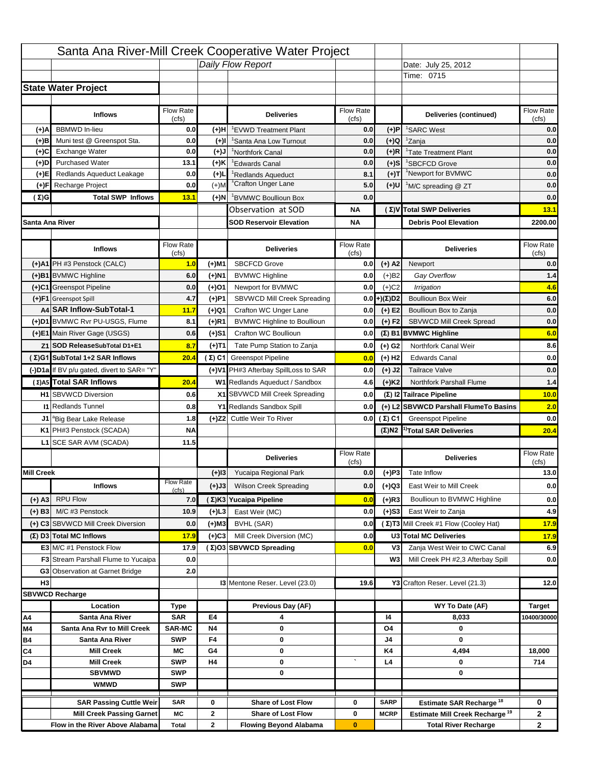# Santa Ana River-Mill Creek Cooperative Water Project

*Daily Flow Report*

Date: July 25, 2012

Time: 0715

## State Water Project

| | Inflows | Flow Rate (cfs) | | Deliveries | Flow Rate (cfs) | | Deliveries (continued) | Flow Rate (cfs) |
|---|---|---|---|---|---|---|---|---|
| (+)A | BBMWD In-lieu | 0.0 | (+)H | [1]EVWD Treatment Plant | 0.0 | (+)P | [1]SARC West | 0.0 |
| (+)B | Muni test @ Greenspot Sta. | 0.0 | (+)I | [1]Santa Ana Low Turnout | 0.0 | (+)Q | [1]Zanja | 0.0 |
| (+)C | Exchange Water | 0.0 | (+)J | [1]Northfork Canal | 0.0 | (+)R | [1]Tate Treatment Plant | 0.0 |
| (+)D | Purchased Water | 13.1 | (+)K | [1]Edwards Canal | 0.0 | (+)S | [1]SBCFCD Grove | 0.0 |
| (+)E | Redlands Aqueduct Leakage | 0.0 | (+)L | [1]Redlands Aqueduct | 8.1 | (+)T | [1]Newport for BVMWC | 0.0 |
| (+)F | Recharge Project | 0.0 | (+)M | [1]Crafton Unger Lane | 5.0 | (+)U | [1]M/C spreading @ ZT | 0.0 |
| (Σ)G | Total SWP Inflows | 13.1 | (+)N | [1]BVMWC Boullioun Box | 0.0 | | | 0.0 |
| | | | | Observation at SOD | NA | (Σ)V | Total SWP Deliveries | 13.1 |
| Santa Ana River | | | | SOD Reservoir Elevation | NA | | Debris Pool Elevation | 2200.00 |

## Santa Ana River

| | Inflows | Flow Rate (cfs) | | Deliveries | Flow Rate (cfs) | | Deliveries | Flow Rate (cfs) |
|---|---|---|---|---|---|---|---|---|
| (+)A1 | PH #3 Penstock (CALC) | 1.0 | (+)M1 | SBCFCD Grove | 0.0 | (+) A2 | Newport | 0.0 |
| (+)B1 | BVMWC Highline | 6.0 | (+)N1 | BVMWC Highline | 0.0 | (+)B2 | *Gay Overflow* | 1.4 |
| (+)C1 | Greenspot Pipeline | 0.0 | (+)O1 | Newport for BVMWC | 0.0 | (+)C2 | *Irrigation* | 4.6 |
| (+)F1 | Greenspot Spill | 4.7 | (+)P1 | SBVWCD Mill Creek Spreading | 0.0 | (+)(Σ)D2 | Boullioun Box Weir | 6.0 |
| A4 | SAR Inflow-SubTotal-1 | 11.7 | (+)Q1 | Crafton WC Unger Lane | 0.0 | (+) E2 | Boullioun Box to Zanja | 0.0 |
| (+)D1 | BVMWC Rvr PU-USGS, Flume | 8.1 | (+)R1 | BVMWC Highline to Boullioun | 0.0 | (+) F2 | SBVWCD Mill Creek Spread | 0.0 |
| (+)E1 | Main River Gage (USGS) | 0.6 | (+)S1 | Crafton WC Boulliuon | 0.0 | (Σ) B1 | BVMWC Highline | 6.0 |
| Z1 | SOD ReleaseSubTotal D1+E1 | 8.7 | (+)T1 | Tate Pump Station to Zanja | 0.0 | (+) G2 | Northfork Canal Weir | 8.6 |
| (Σ)G1 | SubTotal 1+2 SAR Inflows | 20.4 | (Σ) C1 | Greenspot Pipeline | 0.0 | (+) H2 | Edwards Canal | 0.0 |
| (-)D1a | If BV p/u gated, divert to SAR= "Y" | | (+)V1 | PH#3 Afterbay SpillLoss to SAR | 0.0 | (+) J2 | Tailrace Valve | 0.0 |
| (Σ)A5 | Total SAR Inflows | 20.4 | W1 | Redlands Aqueduct / Sandbox | 4.6 | (+)K2 | Northfork Parshall Flume | 1.4 |
| H1 | SBVWCD Diversion | 0.6 | X1 | SBVWCD Mill Creek Spreading | 0.0 | (Σ) I2 | Tailrace Pipeline | 10.0 |
| I1 | Redlands Tunnel | 0.8 | Y1 | Redlands Sandbox Spill | 0.0 | (+) L2 | SBVWCD Parshall FlumeTo Basins | 2.0 |
| J1 | [a]Big Bear Lake Release | 1.8 | (+)Z2 | Cuttle Weir To River | 0.0 | (Σ) C1 | Greenspot Pipeline | 0.0 |
| K1 | PH#3 Penstock (SCADA) | NA | | | | (Σ)N2 | [1]Total SAR Deliveries | 20.4 |
| L1 | SCE SAR AVM (SCADA) | 11.5 | | | | | | |

## Mill Creek

| | Inflows | Flow Rate (cfs) | | Deliveries | Flow Rate (cfs) | | Deliveries | Flow Rate (cfs) |
|---|---|---|---|---|---|---|---|---|
| | | | (+)I3 | Yucaipa Regional Park | 0.0 | (+)P3 | Tate Inflow | 13.0 |
| | | | (+)J3 | Wilson Creek Spreading | 0.0 | (+)Q3 | East Weir to Mill Creek | 0.0 |
| (+) A3 | RPU Flow | 7.0 | (Σ)K3 | Yucaipa Pipeline | 0.0 | (+)R3 | Boullioun to BVMWC Highline | 0.0 |
| (+) B3 | M/C #3 Penstock | 10.9 | (+)L3 | East Weir (MC) | 0.0 | (+)S3 | East Weir to Zanja | 4.9 |
| (+) C3 | SBVWCD Mill Creek Diversion | 0.0 | (+)M3 | BVHL (SAR) | 0.0 | (Σ)T3 | Mill Creek #1 Flow (Cooley Hat) | 17.9 |
| (Σ) D3 | Total MC Inflows | 17.9 | (+)C3 | Mill Creek Diversion (MC) | 0.0 | U3 | Total MC Deliveries | 17.9 |
| E3 | M/C #1 Penstock Flow | 17.9 | (Σ)O3 | SBVWCD Spreading | 0.0 | V3 | Zanja West Weir to CWC Canal | 6.9 |
| F3 | Stream Parshall Flume to Yucaipa | 0.0 | | | | W3 | Mill Creek PH #2,3 Afterbay Spill | 0.0 |
| G3 | Observation at Garnet Bridge | 2.0 | | | | | | |
| H3 | | | I3 | Mentone Reser. Level (23.0) | 19.6 | Y3 | Crafton Reser. Level (21.3) | 12.0 |

## SBVWCD Recharge

| | Location | Type | | Previous Day (AF) | | | WY To Date (AF) | Target |
|---|---|---|---|---|---|---|---|---|
| A4 | Santa Ana River | SAR | E4 | 4 | | I4 | 8,033 | 10400/30000 |
| M4 | Santa Ana Rvr to Mill Creek | SAR-MC | N4 | 0 | | O4 | 0 | |
| B4 | Santa Ana River | SWP | F4 | 0 | | J4 | 0 | |
| C4 | Mill Creek | MC | G4 | 0 | | K4 | 4,494 | 18,000 |
| D4 | Mill Creek | SWP | H4 | 0 | ` | L4 | 0 | 714 |
| | SBVMWD | SWP | | 0 | | | 0 | |
| | WMWD | SWP | | | | | | |
| | SAR Passing Cuttle Weir | SAR | 0 | Share of Lost Flow | 0 | SARP | Estimate SAR Recharge [18] | 0 |
| | Mill Creek Passing Garnet | MC | 2 | Share of Lost Flow | 0 | MCRP | Estimate Mill Creek Recharge [19] | 2 |
| | Flow in the River Above Alabama | Total | 2 | Flowing Beyond Alabama | 0 | | Total River Recharge | 2 |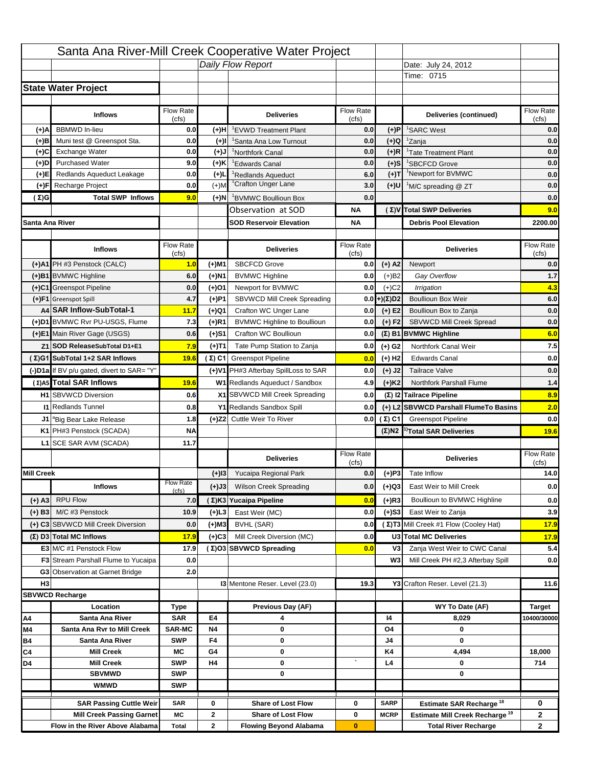# Santa Ana River-Mill Creek Cooperative Water Project

**Daily Flow Report**

Date: July 24, 2012
Time: 0715

## State Water Project

| | Inflows | Flow Rate (cfs) | | Deliveries | Flow Rate (cfs) | | Deliveries (continued) | Flow Rate (cfs) |
|---|---|---|---|---|---|---|---|---|
| (+)A | BBMWD In-lieu | 0.0 | (+)H | [1]EVWD Treatment Plant | 0.0 | (+)P | [1]SARC West | 0.0 |
| (+)B | Muni test @ Greenspot Sta. | 0.0 | (+)I | [1]Santa Ana Low Turnout | 0.0 | (+)Q | [1]Zanja | 0.0 |
| (+)C | Exchange Water | 0.0 | (+)J | [1]Northfork Canal | 0.0 | (+)R | [1]Tate Treatment Plant | 0.0 |
| (+)D | Purchased Water | 9.0 | (+)K | [1]Edwards Canal | 0.0 | (+)S | [1]SBCFCD Grove | 0.0 |
| (+)E | Redlands Aqueduct Leakage | 0.0 | (+)L | [1]Redlands Aqueduct | 6.0 | (+)T | [1]Newport for BVMWC | 0.0 |
| (+)F | Recharge Project | 0.0 | (+)M | [1]Crafton Unger Lane | 3.0 | (+)U | [1]M/C spreading @ ZT | 0.0 |
| (Σ)G | Total SWP Inflows | 9.0 | (+)N | [1]BVMWC Boullioun Box | 0.0 | | | 0.0 |
| | | | | Observation at SOD | NA | (Σ)V | Total SWP Deliveries | 9.0 |
| Santa Ana River | | | | SOD Reservoir Elevation | NA | | Debris Pool Elevation | 2200.00 |

| | Inflows | Flow Rate (cfs) | | Deliveries | Flow Rate (cfs) | | Deliveries | Flow Rate (cfs) |
|---|---|---|---|---|---|---|---|---|
| (+)A1 | PH #3 Penstock (CALC) | 1.0 | (+)M1 | SBCFCD Grove | 0.0 | (+) A2 | Newport | 0.0 |
| (+)B1 | BVMWC Highline | 6.0 | (+)N1 | BVMWC Highline | 0.0 | (+)B2 | *Gay Overflow* | 1.7 |
| (+)C1 | Greenspot Pipeline | 0.0 | (+)O1 | Newport for BVMWC | 0.0 | (+)C2 | *Irrigation* | 4.3 |
| (+)F1 | Greenspot Spill | 4.7 | (+)P1 | SBVWCD Mill Creek Spreading | 0.0 | (+)(Σ)D2 | Boullioun Box Weir | 6.0 |
| A4 | SAR Inflow-SubTotal-1 | 11.7 | (+)Q1 | Crafton WC Unger Lane | 0.0 | (+) E2 | Boullioun Box to Zanja | 0.0 |
| (+)D1 | BVMWC Rvr PU-USGS, Flume | 7.3 | (+)R1 | BVMWC Highline to Boullioun | 0.0 | (+) F2 | SBVWCD Mill Creek Spread | 0.0 |
| (+)E1 | Main River Gage (USGS) | 0.6 | (+)S1 | Crafton WC Boullioun | 0.0 | (Σ) B1 | BVMWC Highline | 6.0 |
| Z1 | SOD ReleaseSubTotal D1+E1 | 7.9 | (+)T1 | Tate Pump Station to Zanja | 0.0 | (+) G2 | Northfork Canal Weir | 7.5 |
| (Σ)G1 | SubTotal 1+2 SAR Inflows | 19.6 | (Σ) C1 | Greenspot Pipeline | 0.0 | (+) H2 | Edwards Canal | 0.0 |
| (-)D1a | If BV p/u gated, divert to SAR= "Y" | | (+)V1 | PH#3 Afterbay SpillLoss to SAR | 0.0 | (+) J2 | Tailrace Valve | 0.0 |
| (Σ)A5 | Total SAR Inflows | 19.6 | W1 | Redlands Aqueduct / Sandbox | 4.9 | (+)K2 | Northfork Parshall Flume | 1.4 |
| H1 | SBVWCD Diversion | 0.6 | X1 | SBVWCD Mill Creek Spreading | 0.0 | (Σ) I2 | Tailrace Pipeline | 8.9 |
| I1 | Redlands Tunnel | 0.8 | Y1 | Redlands Sandbox Spill | 0.0 | (+) L2 | SBVWCD Parshall FlumeTo Basins | 2.0 |
| J1 | [a]Big Bear Lake Release | 1.8 | (+)Z2 | Cuttle Weir To River | 0.0 | (Σ) C1 | Greenspot Pipeline | 0.0 |
| K1 | PH#3 Penstock (SCADA) | NA | | | | (Σ)N2 | [1)]Total SAR Deliveries | 19.6 |
| L1 | SCE SAR AVM (SCADA) | 11.7 | | | | | | |

| | Inflows | Flow Rate (cfs) | | Deliveries | Flow Rate (cfs) | | Deliveries | Flow Rate (cfs) |
|---|---|---|---|---|---|---|---|---|
| Mill Creek | | | (+)I3 | Yucaipa Regional Park | 0.0 | (+)P3 | Tate Inflow | 14.0 |
| | | | (+)J3 | Wilson Creek Spreading | 0.0 | (+)Q3 | East Weir to Mill Creek | 0.0 |
| (+) A3 | RPU Flow | 7.0 | (Σ)K3 | Yucaipa Pipeline | 0.0 | (+)R3 | Boullioun to BVMWC Highline | 0.0 |
| (+) B3 | M/C #3 Penstock | 10.9 | (+)L3 | East Weir (MC) | 0.0 | (+)S3 | East Weir to Zanja | 3.9 |
| (+) C3 | SBVWCD Mill Creek Diversion | 0.0 | (+)M3 | BVHL (SAR) | 0.0 | (Σ)T3 | Mill Creek #1 Flow (Cooley Hat) | 17.9 |
| (Σ) D3 | Total MC Inflows | 17.9 | (+)C3 | Mill Creek Diversion (MC) | 0.0 | U3 | Total MC Deliveries | 17.9 |
| E3 | M/C #1 Penstock Flow | 17.9 | (Σ)O3 | SBVWCD Spreading | 0.0 | V3 | Zanja West Weir to CWC Canal | 5.4 |
| F3 | Stream Parshall Flume to Yucaipa | 0.0 | | | | W3 | Mill Creek PH #2,3 Afterbay Spill | 0.0 |
| G3 | Observation at Garnet Bridge | 2.0 | | | | | | |
| H3 | | | | I3 Mentone Reser. Level (23.0) | 19.3 | Y3 | Crafton Reser. Level (21.3) | 11.6 |

## SBVWCD Recharge

| | Location | Type | | Previous Day (AF) | | | WY To Date (AF) | Target |
|---|---|---|---|---|---|---|---|---|
| A4 | Santa Ana River | SAR | E4 | 4 | | I4 | 8,029 | 10400/30000 |
| M4 | Santa Ana Rvr to Mill Creek | SAR-MC | N4 | 0 | | O4 | 0 | |
| B4 | Santa Ana River | SWP | F4 | 0 | | J4 | 0 | |
| C4 | Mill Creek | MC | G4 | 0 | | K4 | 4,494 | 18,000 |
| D4 | Mill Creek | SWP | H4 | 0 | ` | L4 | 0 | 714 |
| | SBVMWD | SWP | | 0 | | | 0 | |
| | WMWD | SWP | | | | | | |
| | SAR Passing Cuttle Weir | SAR | 0 | Share of Lost Flow | 0 | SARP | Estimate SAR Recharge [18] | 0 |
| | Mill Creek Passing Garnet | MC | 2 | Share of Lost Flow | 0 | MCRP | Estimate Mill Creek Recharge [19] | 2 |
| | Flow in the River Above Alabama | Total | 2 | Flowing Beyond Alabama | 0 | | Total River Recharge | 2 |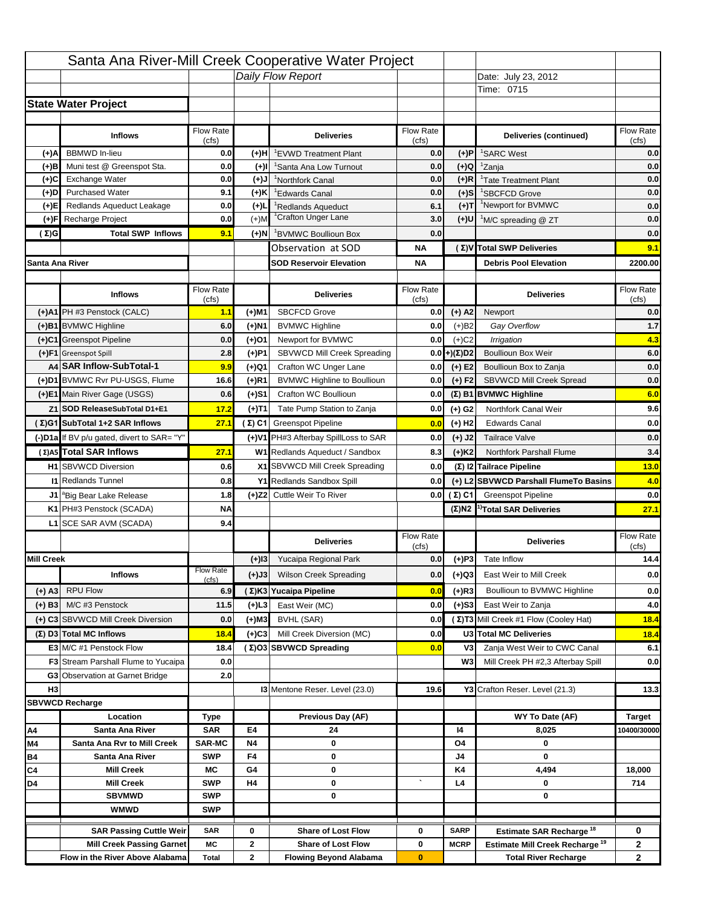# Santa Ana River-Mill Creek Cooperative Water Project

*Daily Flow Report*

Date: July 23, 2012

Time: 0715

## State Water Project

| | Inflows | Flow Rate (cfs) | | Deliveries | Flow Rate (cfs) | | Deliveries (continued) | Flow Rate (cfs) |
|---|---|---|---|---|---|---|---|---|
| (+)A | BBMWD In-lieu | 0.0 | (+)H | [1]EVWD Treatment Plant | 0.0 | (+)P | [1]SARC West | 0.0 |
| (+)B | Muni test @ Greenspot Sta. | 0.0 | (+)I | [1]Santa Ana Low Turnout | 0.0 | (+)Q | [1]Zanja | 0.0 |
| (+)C | Exchange Water | 0.0 | (+)J | [1]Northfork Canal | 0.0 | (+)R | [1]Tate Treatment Plant | 0.0 |
| (+)D | Purchased Water | 9.1 | (+)K | [1]Edwards Canal | 0.0 | (+)S | [1]SBCFCD Grove | 0.0 |
| (+)E | Redlands Aqueduct Leakage | 0.0 | (+)L | [1]Redlands Aqueduct | 6.1 | (+)T | [1]Newport for BVMWC | 0.0 |
| (+)F | Recharge Project | 0.0 | (+)M | [1]Crafton Unger Lane | 3.0 | (+)U | [1]M/C spreading @ ZT | 0.0 |
| (Σ)G | Total SWP Inflows | 9.1 | (+)N | [1]BVMWC Boullioun Box | 0.0 | | | 0.0 |
| | | | | Observation at SOD | NA | (Σ)V | Total SWP Deliveries | 9.1 |
| | | | | SOD Reservoir Elevation | NA | | Debris Pool Elevation | 2200.00 |

## Santa Ana River

| | Inflows | Flow Rate (cfs) | | Deliveries | Flow Rate (cfs) | | Deliveries | Flow Rate (cfs) |
|---|---|---|---|---|---|---|---|---|
| (+)A1 | PH #3 Penstock (CALC) | 1.1 | (+)M1 | SBCFCD Grove | 0.0 | (+) A2 | Newport | 0.0 |
| (+)B1 | BVMWC Highline | 6.0 | (+)N1 | BVMWC Highline | 0.0 | (+)B2 | *Gay Overflow* | 1.7 |
| (+)C1 | Greenspot Pipeline | 0.0 | (+)O1 | Newport for BVMWC | 0.0 | (+)C2 | *Irrigation* | 4.3 |
| (+)F1 | Greenspot Spill | 2.8 | (+)P1 | SBVWCD Mill Creek Spreading | 0.0 | (+)(Σ)D2 | Boullioun Box Weir | 6.0 |
| A4 | SAR Inflow-SubTotal-1 | 9.9 | (+)Q1 | Crafton WC Unger Lane | 0.0 | (+) E2 | Boullioun Box to Zanja | 0.0 |
| (+)D1 | BVMWC Rvr PU-USGS, Flume | 16.6 | (+)R1 | BVMWC Highline to Boullioun | 0.0 | (+) F2 | SBVWCD Mill Creek Spread | 0.0 |
| (+)E1 | Main River Gage (USGS) | 0.6 | (+)S1 | Crafton WC Boullioun | 0.0 | (Σ) B1 | BVMWC Highline | 6.0 |
| Z1 | SOD ReleaseSubTotal D1+E1 | 17.2 | (+)T1 | Tate Pump Station to Zanja | 0.0 | (+) G2 | Northfork Canal Weir | 9.6 |
| (Σ)G1 | SubTotal 1+2 SAR Inflows | 27.1 | (Σ) C1 | Greenspot Pipeline | 0.0 | (+) H2 | Edwards Canal | 0.0 |
| (-)D1a | If BV p/u gated, divert to SAR= "Y" | | (+)V1 | PH#3 Afterbay SpillLoss to SAR | 0.0 | (+) J2 | Tailrace Valve | 0.0 |
| (Σ)A5 | Total SAR Inflows | 27.1 | W1 | Redlands Aqueduct / Sandbox | 8.3 | (+)K2 | Northfork Parshall Flume | 3.4 |
| H1 | SBVWCD Diversion | 0.6 | X1 | SBVWCD Mill Creek Spreading | 0.0 | (Σ) I2 | Tailrace Pipeline | 13.0 |
| I1 | Redlands Tunnel | 0.8 | Y1 | Redlands Sandbox Spill | 0.0 | (+) L2 | SBVWCD Parshall FlumeTo Basins | 4.0 |
| J1 | [a]Big Bear Lake Release | 1.8 | (+)Z2 | Cuttle Weir To River | 0.0 | (Σ) C1 | Greenspot Pipeline | 0.0 |
| K1 | PH#3 Penstock (SCADA) | NA | | | | (Σ)N2 | [1)]Total SAR Deliveries | 27.1 |
| L1 | SCE SAR AVM (SCADA) | 9.4 | | | | | | |

## Mill Creek

| | Inflows | Flow Rate (cfs) | | Deliveries | Flow Rate (cfs) | | Deliveries | Flow Rate (cfs) |
|---|---|---|---|---|---|---|---|---|
| | | | (+)I3 | Yucaipa Regional Park | 0.0 | (+)P3 | Tate Inflow | 14.4 |
| | | | (+)J3 | Wilson Creek Spreading | 0.0 | (+)Q3 | East Weir to Mill Creek | 0.0 |
| (+) A3 | RPU Flow | 6.9 | (Σ)K3 | Yucaipa Pipeline | 0.0 | (+)R3 | Boullioun to BVMWC Highline | 0.0 |
| (+) B3 | M/C #3 Penstock | 11.5 | (+)L3 | East Weir (MC) | 0.0 | (+)S3 | East Weir to Zanja | 4.0 |
| (+) C3 | SBVWCD Mill Creek Diversion | 0.0 | (+)M3 | BVHL (SAR) | 0.0 | (Σ)T3 | Mill Creek #1 Flow (Cooley Hat) | 18.4 |
| (Σ) D3 | Total MC Inflows | 18.4 | (+)C3 | Mill Creek Diversion (MC) | 0.0 | U3 | Total MC Deliveries | 18.4 |
| E3 | M/C #1 Penstock Flow | 18.4 | (Σ)O3 | SBVWCD Spreading | 0.0 | V3 | Zanja West Weir to CWC Canal | 6.1 |
| F3 | Stream Parshall Flume to Yucaipa | 0.0 | | | | W3 | Mill Creek PH #2,3 Afterbay Spill | 0.0 |
| G3 | Observation at Garnet Bridge | 2.0 | | | | | | |
| H3 | | | I3 | Mentone Reser. Level (23.0) | 19.6 | Y3 | Crafton Reser. Level (21.3) | 13.3 |

## SBVWCD Recharge

| | Location | Type | | Previous Day (AF) | | | WY To Date (AF) | Target |
|---|---|---|---|---|---|---|---|---|
| A4 | Santa Ana River | SAR | E4 | 24 | | I4 | 8,025 | 10400/30000 |
| M4 | Santa Ana Rvr to Mill Creek | SAR-MC | N4 | 0 | | O4 | 0 | |
| B4 | Santa Ana River | SWP | F4 | 0 | | J4 | 0 | |
| C4 | Mill Creek | MC | G4 | 0 | | K4 | 4,494 | 18,000 |
| D4 | Mill Creek | SWP | H4 | 0 | ` | L4 | 0 | 714 |
| | SBVMWD | SWP | | 0 | | | 0 | |
| | WMWD | SWP | | | | | | |

| | | | | | | | |
|---|---|---|---|---|---|---|---|
| SAR Passing Cuttle Weir | SAR | 0 | Share of Lost Flow | 0 | SARP | Estimate SAR Recharge [18] | 0 |
| Mill Creek Passing Garnet | MC | 2 | Share of Lost Flow | 0 | MCRP | Estimate Mill Creek Recharge [19] | 2 |
| Flow in the River Above Alabama | Total | 2 | Flowing Beyond Alabama | 0 | | Total River Recharge | 2 |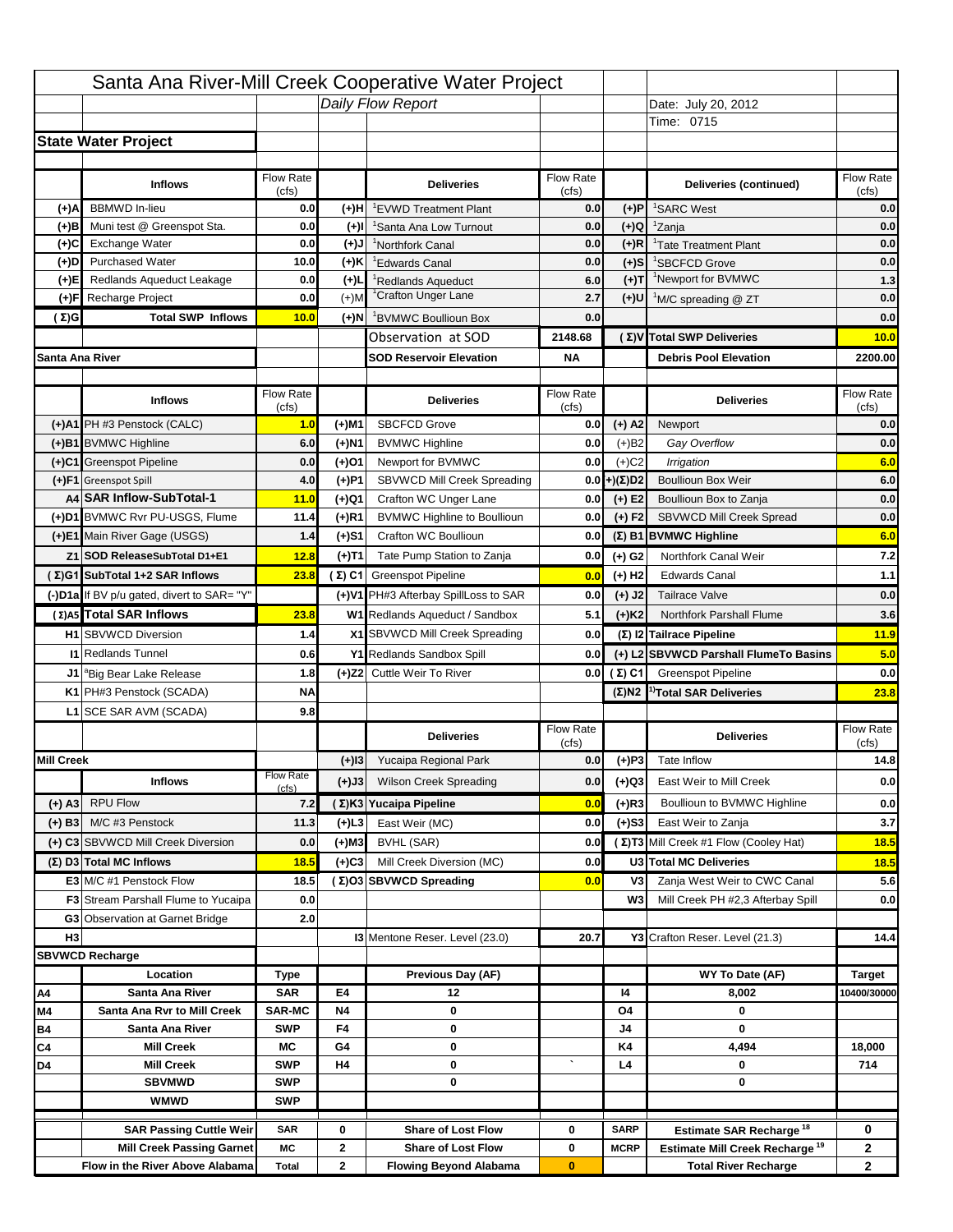# Santa Ana River-Mill Creek Cooperative Water Project

*Daily Flow Report*

Date: July 20, 2012

Time: 0715

## State Water Project

| | Inflows | Flow Rate (cfs) | | Deliveries | Flow Rate (cfs) | | Deliveries (continued) | Flow Rate (cfs) |
|---|---|---|---|---|---|---|---|---|
| (+)A | BBMWD In-lieu | 0.0 | (+)H | [1]EVWD Treatment Plant | 0.0 | (+)P | [1]SARC West | 0.0 |
| (+)B | Muni test @ Greenspot Sta. | 0.0 | (+)I | [1]Santa Ana Low Turnout | 0.0 | (+)Q | [1]Zanja | 0.0 |
| (+)C | Exchange Water | 0.0 | (+)J | [1]Northfork Canal | 0.0 | (+)R | [1]Tate Treatment Plant | 0.0 |
| (+)D | Purchased Water | 10.0 | (+)K | [1]Edwards Canal | 0.0 | (+)S | [1]SBCFCD Grove | 0.0 |
| (+)E | Redlands Aqueduct Leakage | 0.0 | (+)L | [1]Redlands Aqueduct | 6.0 | (+)T | [1]Newport for BVMWC | 1.3 |
| (+)F | Recharge Project | 0.0 | (+)M | [1]Crafton Unger Lane | 2.7 | (+)U | [1]M/C spreading @ ZT | 0.0 |
| (Σ)G | Total SWP Inflows | 10.0 | (+)N | [1]BVMWC Boullioun Box | 0.0 | | | 0.0 |
| | | | | Observation at SOD | 2148.68 | (Σ)V | Total SWP Deliveries | 10.0 |
| Santa Ana River | | | | SOD Reservoir Elevation | NA | | Debris Pool Elevation | 2200.00 |

| | Inflows | Flow Rate (cfs) | | Deliveries | Flow Rate (cfs) | | Deliveries | Flow Rate (cfs) |
|---|---|---|---|---|---|---|---|---|
| (+)A1 | PH #3 Penstock (CALC) | 1.0 | (+)M1 | SBCFCD Grove | 0.0 | (+) A2 | Newport | 0.0 |
| (+)B1 | BVMWC Highline | 6.0 | (+)N1 | BVMWC Highline | 0.0 | (+)B2 | *Gay Overflow* | 0.0 |
| (+)C1 | Greenspot Pipeline | 0.0 | (+)O1 | Newport for BVMWC | 0.0 | (+)C2 | *Irrigation* | 6.0 |
| (+)F1 | Greenspot Spill | 4.0 | (+)P1 | SBVWCD Mill Creek Spreading | 0.0 | +)(Σ)D2 | Boullioun Box Weir | 6.0 |
| A4 | SAR Inflow-SubTotal-1 | 11.0 | (+)Q1 | Crafton WC Unger Lane | 0.0 | (+) E2 | Boullioun Box to Zanja | 0.0 |
| (+)D1 | BVMWC Rvr PU-USGS, Flume | 11.4 | (+)R1 | BVMWC Highline to Boullioun | 0.0 | (+) F2 | SBVWCD Mill Creek Spread | 0.0 |
| (+)E1 | Main River Gage (USGS) | 1.4 | (+)S1 | Crafton WC Boullioun | 0.0 | (Σ) B1 | BVMWC Highline | 6.0 |
| Z1 | SOD ReleaseSubTotal D1+E1 | 12.8 | (+)T1 | Tate Pump Station to Zanja | 0.0 | (+) G2 | Northfork Canal Weir | 7.2 |
| (Σ)G1 | SubTotal 1+2 SAR Inflows | 23.8 | (Σ) C1 | Greenspot Pipeline | 0.0 | (+) H2 | Edwards Canal | 1.1 |
| (-)D1a | If BV p/u gated, divert to SAR= "Y" | | (+)V1 | PH#3 Afterbay SpillLoss to SAR | 0.0 | (+) J2 | Tailrace Valve | 0.0 |
| (Σ)A5 | Total SAR Inflows | 23.8 | W1 | Redlands Aqueduct / Sandbox | 5.1 | (+)K2 | Northfork Parshall Flume | 3.6 |
| H1 | SBVWCD Diversion | 1.4 | X1 | SBVWCD Mill Creek Spreading | 0.0 | (Σ) I2 | Tailrace Pipeline | 11.9 |
| I1 | Redlands Tunnel | 0.6 | Y1 | Redlands Sandbox Spill | 0.0 | (+) L2 | SBVWCD Parshall FlumeTo Basins | 5.0 |
| J1 | [a]Big Bear Lake Release | 1.8 | (+)Z2 | Cuttle Weir To River | 0.0 | (Σ) C1 | Greenspot Pipeline | 0.0 |
| K1 | PH#3 Penstock (SCADA) | NA | | | | (Σ)N2 | [1)]Total SAR Deliveries | 23.8 |
| L1 | SCE SAR AVM (SCADA) | 9.8 | | | | | | |

| | Inflows | Flow Rate (cfs) | | Deliveries | Flow Rate (cfs) | | Deliveries | Flow Rate (cfs) |
|---|---|---|---|---|---|---|---|---|
| Mill Creek | | | (+)I3 | Yucaipa Regional Park | 0.0 | (+)P3 | Tate Inflow | 14.8 |
| | | | (+)J3 | Wilson Creek Spreading | 0.0 | (+)Q3 | East Weir to Mill Creek | 0.0 |
| (+) A3 | RPU Flow | 7.2 | (Σ)K3 | Yucaipa Pipeline | 0.0 | (+)R3 | Boullioun to BVMWC Highline | 0.0 |
| (+) B3 | M/C #3 Penstock | 11.3 | (+)L3 | East Weir (MC) | 0.0 | (+)S3 | East Weir to Zanja | 3.7 |
| (+) C3 | SBVWCD Mill Creek Diversion | 0.0 | (+)M3 | BVHL (SAR) | 0.0 | (Σ)T3 | Mill Creek #1 Flow (Cooley Hat) | 18.5 |
| (Σ) D3 | Total MC Inflows | 18.5 | (+)C3 | Mill Creek Diversion (MC) | 0.0 | U3 | Total MC Deliveries | 18.5 |
| E3 | M/C #1 Penstock Flow | 18.5 | (Σ)O3 | SBVWCD Spreading | 0.0 | V3 | Zanja West Weir to CWC Canal | 5.6 |
| F3 | Stream Parshall Flume to Yucaipa | 0.0 | | | | W3 | Mill Creek PH #2,3 Afterbay Spill | 0.0 |
| G3 | Observation at Garnet Bridge | 2.0 | | | | | | |
| H3 | | | | I3 Mentone Reser. Level (23.0) | 20.7 | Y3 | Crafton Reser. Level (21.3) | 14.4 |

| SBVWCD Recharge | Location | Type | | Previous Day (AF) | | | WY To Date (AF) | Target |
|---|---|---|---|---|---|---|---|---|
| A4 | Santa Ana River | SAR | E4 | 12 | | I4 | 8,002 | 10400/30000 |
| M4 | Santa Ana Rvr to Mill Creek | SAR-MC | N4 | 0 | | O4 | 0 | |
| B4 | Santa Ana River | SWP | F4 | 0 | | J4 | 0 | |
| C4 | Mill Creek | MC | G4 | 0 | | K4 | 4,494 | 18,000 |
| D4 | Mill Creek | SWP | H4 | 0 | ` | L4 | 0 | 714 |
| | SBVMWD | SWP | | 0 | | | 0 | |
| | WMWD | SWP | | | | | | |
| | SAR Passing Cuttle Weir | SAR | 0 | Share of Lost Flow | 0 | SARP | Estimate SAR Recharge [18] | 0 |
| | Mill Creek Passing Garnet | MC | 2 | Share of Lost Flow | 0 | MCRP | Estimate Mill Creek Recharge [19] | 2 |
| | Flow in the River Above Alabama | Total | 2 | Flowing Beyond Alabama | 0 | | Total River Recharge | 2 |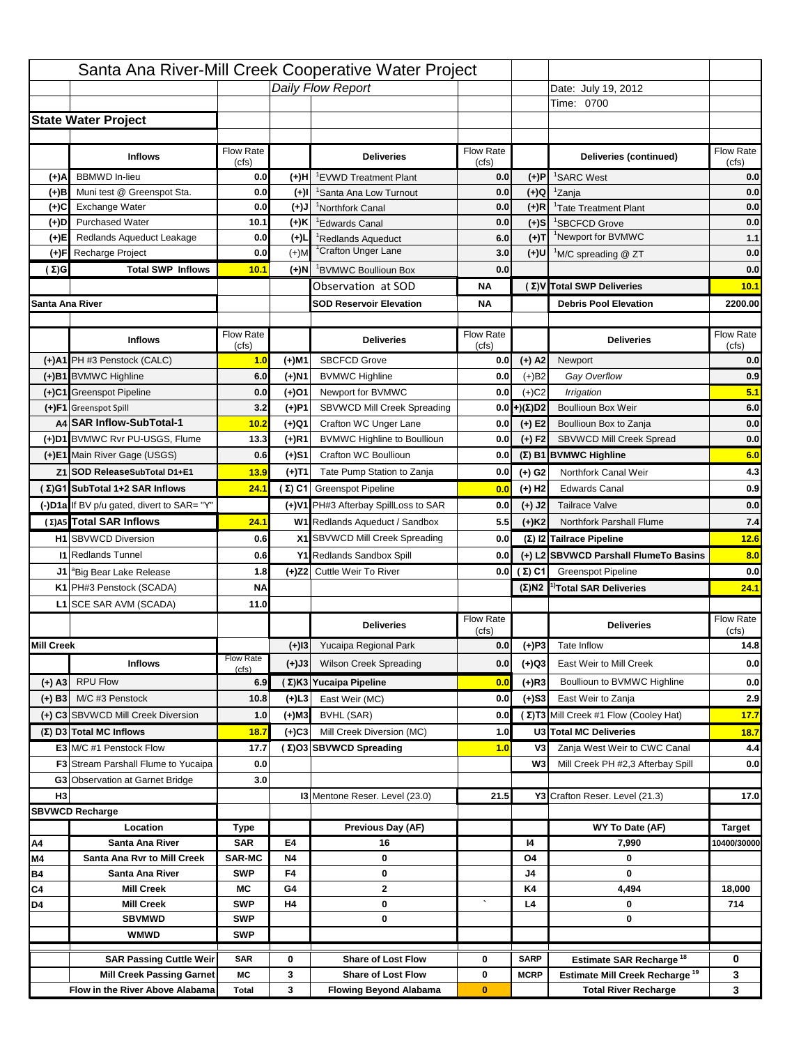# Santa Ana River-Mill Creek Cooperative Water Project

*Daily Flow Report*

Date: July 19, 2012

Time: 0700

## State Water Project

| | Inflows | Flow Rate (cfs) | | Deliveries | Flow Rate (cfs) | | Deliveries (continued) | Flow Rate (cfs) |
|---|---|---|---|---|---|---|---|---|
| (+)A | BBMWD In-lieu | 0.0 | (+)H | [1]EVWD Treatment Plant | 0.0 | (+)P | [1]SARC West | 0.0 |
| (+)B | Muni test @ Greenspot Sta. | 0.0 | (+)I | [1]Santa Ana Low Turnout | 0.0 | (+)Q | [1]Zanja | 0.0 |
| (+)C | Exchange Water | 0.0 | (+)J | [1]Northfork Canal | 0.0 | (+)R | [1]Tate Treatment Plant | 0.0 |
| (+)D | Purchased Water | 10.1 | (+)K | [1]Edwards Canal | 0.0 | (+)S | [1]SBCFCD Grove | 0.0 |
| (+)E | Redlands Aqueduct Leakage | 0.0 | (+)L | [1]Redlands Aqueduct | 6.0 | (+)T | [1]Newport for BVMWC | 1.1 |
| (+)F | Recharge Project | 0.0 | (+)M | [1]Crafton Unger Lane | 3.0 | (+)U | [1]M/C spreading @ ZT | 0.0 |
| (Σ)G | Total SWP Inflows | 10.1 | (+)N | [1]BVMWC Boullioun Box | 0.0 | | | 0.0 |
| | | | | Observation at SOD | NA | (Σ)V | Total SWP Deliveries | 10.1 |
| Santa Ana River | | | | SOD Reservoir Elevation | NA | | Debris Pool Elevation | 2200.00 |

| | Inflows | Flow Rate (cfs) | | Deliveries | Flow Rate (cfs) | | Deliveries | Flow Rate (cfs) |
|---|---|---|---|---|---|---|---|---|
| (+)A1 | PH #3 Penstock (CALC) | 1.0 | (+)M1 | SBCFCD Grove | 0.0 | (+) A2 | Newport | 0.0 |
| (+)B1 | BVMWC Highline | 6.0 | (+)N1 | BVMWC Highline | 0.0 | (+)B2 | *Gay Overflow* | 0.9 |
| (+)C1 | Greenspot Pipeline | 0.0 | (+)O1 | Newport for BVMWC | 0.0 | (+)C2 | *Irrigation* | 5.1 |
| (+)F1 | Greenspot Spill | 3.2 | (+)P1 | SBVWCD Mill Creek Spreading | 0.0 | +)(Σ)D2 | Boullioun Box Weir | 6.0 |
| A4 | SAR Inflow-SubTotal-1 | 10.2 | (+)Q1 | Crafton WC Unger Lane | 0.0 | (+) E2 | Boullioun Box to Zanja | 0.0 |
| (+)D1 | BVMWC Rvr PU-USGS, Flume | 13.3 | (+)R1 | BVMWC Highline to Boullioun | 0.0 | (+) F2 | SBVWCD Mill Creek Spread | 0.0 |
| (+)E1 | Main River Gage (USGS) | 0.6 | (+)S1 | Crafton WC Boullioun | 0.0 | (Σ) B1 | BVMWC Highline | 6.0 |
| Z1 | SOD ReleaseSubTotal D1+E1 | 13.9 | (+)T1 | Tate Pump Station to Zanja | 0.0 | (+) G2 | Northfork Canal Weir | 4.3 |
| (Σ)G1 | SubTotal 1+2 SAR Inflows | 24.1 | (Σ) C1 | Greenspot Pipeline | 0.0 | (+) H2 | Edwards Canal | 0.9 |
| (-)D1a | If BV p/u gated, divert to SAR= "Y" | | (+)V1 | PH#3 Afterbay SpillLoss to SAR | 0.0 | (+) J2 | Tailrace Valve | 0.0 |
| (Σ)A5 | Total SAR Inflows | 24.1 | W1 | Redlands Aqueduct / Sandbox | 5.5 | (+)K2 | Northfork Parshall Flume | 7.4 |
| H1 | SBVWCD Diversion | 0.6 | X1 | SBVWCD Mill Creek Spreading | 0.0 | (Σ) I2 | Tailrace Pipeline | 12.6 |
| I1 | Redlands Tunnel | 0.6 | Y1 | Redlands Sandbox Spill | 0.0 | (+) L2 | SBVWCD Parshall FlumeTo Basins | 8.0 |
| J1 | [a]Big Bear Lake Release | 1.8 | (+)Z2 | Cuttle Weir To River | 0.0 | (Σ) C1 | Greenspot Pipeline | 0.0 |
| K1 | PH#3 Penstock (SCADA) | NA | | | | (Σ)N2 | [1)]Total SAR Deliveries | 24.1 |
| L1 | SCE SAR AVM (SCADA) | 11.0 | | | | | | |

| | Inflows | Flow Rate (cfs) | | Deliveries | Flow Rate (cfs) | | Deliveries | Flow Rate (cfs) |
|---|---|---|---|---|---|---|---|---|
| Mill Creek | | | (+)I3 | Yucaipa Regional Park | 0.0 | (+)P3 | Tate Inflow | 14.8 |
| | | | (+)J3 | Wilson Creek Spreading | 0.0 | (+)Q3 | East Weir to Mill Creek | 0.0 |
| (+) A3 | RPU Flow | 6.9 | (Σ)K3 | Yucaipa Pipeline | 0.0 | (+)R3 | Boullioun to BVMWC Highline | 0.0 |
| (+) B3 | M/C #3 Penstock | 10.8 | (+)L3 | East Weir (MC) | 0.0 | (+)S3 | East Weir to Zanja | 2.9 |
| (+) C3 | SBVWCD Mill Creek Diversion | 1.0 | (+)M3 | BVHL (SAR) | 0.0 | (Σ)T3 | Mill Creek #1 Flow (Cooley Hat) | 17.7 |
| (Σ) D3 | Total MC Inflows | 18.7 | (+)C3 | Mill Creek Diversion (MC) | 1.0 | U3 | Total MC Deliveries | 18.7 |
| E3 | M/C #1 Penstock Flow | 17.7 | (Σ)O3 | SBVWCD Spreading | 1.0 | V3 | Zanja West Weir to CWC Canal | 4.4 |
| F3 | Stream Parshall Flume to Yucaipa | 0.0 | | | | W3 | Mill Creek PH #2,3 Afterbay Spill | 0.0 |
| G3 | Observation at Garnet Bridge | 3.0 | | | | | | |
| H3 | | | I3 | Mentone Reser. Level (23.0) | 21.5 | Y3 | Crafton Reser. Level (21.3) | 17.0 |

## SBVWCD Recharge

| | Location | Type | | Previous Day (AF) | | | WY To Date (AF) | Target |
|---|---|---|---|---|---|---|---|---|
| A4 | Santa Ana River | SAR | E4 | 16 | | I4 | 7,990 | 10400/30000 |
| M4 | Santa Ana Rvr to Mill Creek | SAR-MC | N4 | 0 | | O4 | 0 | |
| B4 | Santa Ana River | SWP | F4 | 0 | | J4 | 0 | |
| C4 | Mill Creek | MC | G4 | 2 | | K4 | 4,494 | 18,000 |
| D4 | Mill Creek | SWP | H4 | 0 | ` | L4 | 0 | 714 |
| | SBVMWD | SWP | | 0 | | | 0 | |
| | WMWD | SWP | | | | | | |
| | SAR Passing Cuttle Weir | SAR | 0 | Share of Lost Flow | 0 | SARP | Estimate SAR Recharge [18] | 0 |
| | Mill Creek Passing Garnet | MC | 3 | Share of Lost Flow | 0 | MCRP | Estimate Mill Creek Recharge [19] | 3 |
| | Flow in the River Above Alabama | Total | 3 | Flowing Beyond Alabama | 0 | | Total River Recharge | 3 |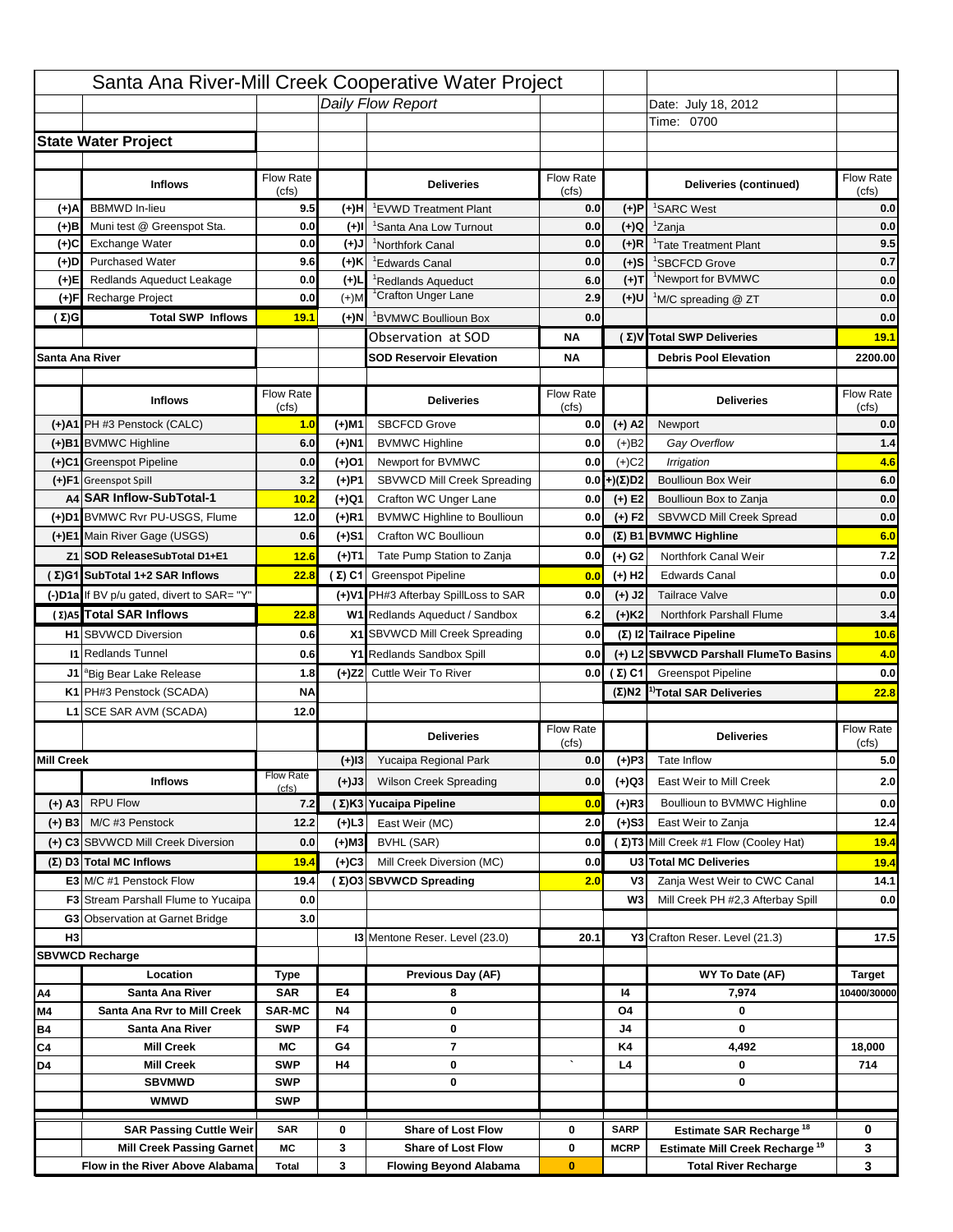# Santa Ana River-Mill Creek Cooperative Water Project

Daily Flow Report

Date: July 18, 2012

Time: 0700

## State Water Project

| | Inflows | Flow Rate (cfs) | | Deliveries | Flow Rate (cfs) | | Deliveries (continued) | Flow Rate (cfs) |
|---|---|---|---|---|---|---|---|---|
| (+)A | BBMWD In-lieu | 9.5 | (+)H | [1]EVWD Treatment Plant | 0.0 | (+)P | [1]SARC West | 0.0 |
| (+)B | Muni test @ Greenspot Sta. | 0.0 | (+)I | [1]Santa Ana Low Turnout | 0.0 | (+)Q | [1]Zanja | 0.0 |
| (+)C | Exchange Water | 0.0 | (+)J | [1]Northfork Canal | 0.0 | (+)R | [1]Tate Treatment Plant | 9.5 |
| (+)D | Purchased Water | 9.6 | (+)K | [1]Edwards Canal | 0.0 | (+)S | [1]SBCFCD Grove | 0.7 |
| (+)E | Redlands Aqueduct Leakage | 0.0 | (+)L | [1]Redlands Aqueduct | 6.0 | (+)T | [1]Newport for BVMWC | 0.0 |
| (+)F | Recharge Project | 0.0 | (+)M | [1]Crafton Unger Lane | 2.9 | (+)U | [1]M/C spreading @ ZT | 0.0 |
| (Σ)G | Total SWP Inflows | 19.1 | (+)N | [1]BVMWC Boullioun Box | 0.0 | | | 0.0 |
| | | | | Observation at SOD | NA | (Σ)V | Total SWP Deliveries | 19.1 |
| Santa Ana River | | | | SOD Reservoir Elevation | NA | | Debris Pool Elevation | 2200.00 |

| | Inflows | Flow Rate (cfs) | | Deliveries | Flow Rate (cfs) | | Deliveries | Flow Rate (cfs) |
|---|---|---|---|---|---|---|---|---|
| (+)A1 | PH #3 Penstock (CALC) | 1.0 | (+)M1 | SBCFCD Grove | 0.0 | (+) A2 | Newport | 0.0 |
| (+)B1 | BVMWC Highline | 6.0 | (+)N1 | BVMWC Highline | 0.0 | (+)B2 | *Gay Overflow* | 1.4 |
| (+)C1 | Greenspot Pipeline | 0.0 | (+)O1 | Newport for BVMWC | 0.0 | (+)C2 | *Irrigation* | 4.6 |
| (+)F1 | Greenspot Spill | 3.2 | (+)P1 | SBVWCD Mill Creek Spreading | 0.0 | (+)(Σ)D2 | Boullioun Box Weir | 6.0 |
| A4 | SAR Inflow-SubTotal-1 | 10.2 | (+)Q1 | Crafton WC Unger Lane | 0.0 | (+) E2 | Boullioun Box to Zanja | 0.0 |
| (+)D1 | BVMWC Rvr PU-USGS, Flume | 12.0 | (+)R1 | BVMWC Highline to Boullioun | 0.0 | (+) F2 | SBVWCD Mill Creek Spread | 0.0 |
| (+)E1 | Main River Gage (USGS) | 0.6 | (+)S1 | Crafton WC Boullioun | 0.0 | (Σ) B1 | BVMWC Highline | 6.0 |
| Z1 | SOD ReleaseSubTotal D1+E1 | 12.6 | (+)T1 | Tate Pump Station to Zanja | 0.0 | (+) G2 | Northfork Canal Weir | 7.2 |
| (Σ)G1 | SubTotal 1+2 SAR Inflows | 22.8 | (Σ) C1 | Greenspot Pipeline | 0.0 | (+) H2 | Edwards Canal | 0.0 |
| (-)D1a | If BV p/u gated, divert to SAR= "Y" | | (+)V1 | PH#3 Afterbay SpillLoss to SAR | 0.0 | (+) J2 | Tailrace Valve | 0.0 |
| (Σ)A5 | Total SAR Inflows | 22.8 | W1 | Redlands Aqueduct / Sandbox | 6.2 | (+)K2 | Northfork Parshall Flume | 3.4 |
| H1 | SBVWCD Diversion | 0.6 | X1 | SBVWCD Mill Creek Spreading | 0.0 | (Σ) I2 | Tailrace Pipeline | 10.6 |
| I1 | Redlands Tunnel | 0.6 | Y1 | Redlands Sandbox Spill | 0.0 | (+) L2 | SBVWCD Parshall FlumeTo Basins | 4.0 |
| J1 | [a]Big Bear Lake Release | 1.8 | (+)Z2 | Cuttle Weir To River | 0.0 | (Σ) C1 | Greenspot Pipeline | 0.0 |
| K1 | PH#3 Penstock (SCADA) | NA | | | | (Σ)N2 | [1)]Total SAR Deliveries | 22.8 |
| L1 | SCE SAR AVM (SCADA) | 12.0 | | | | | | |

| | Inflows | Flow Rate (cfs) | | Deliveries | Flow Rate (cfs) | | Deliveries | Flow Rate (cfs) |
|---|---|---|---|---|---|---|---|---|
| Mill Creek | | | (+)I3 | Yucaipa Regional Park | 0.0 | (+)P3 | Tate Inflow | 5.0 |
| | | | (+)J3 | Wilson Creek Spreading | 0.0 | (+)Q3 | East Weir to Mill Creek | 2.0 |
| (+) A3 | RPU Flow | 7.2 | (Σ)K3 | Yucaipa Pipeline | 0.0 | (+)R3 | Boullioun to BVMWC Highline | 0.0 |
| (+) B3 | M/C #3 Penstock | 12.2 | (+)L3 | East Weir (MC) | 2.0 | (+)S3 | East Weir to Zanja | 12.4 |
| (+) C3 | SBVWCD Mill Creek Diversion | 0.0 | (+)M3 | BVHL (SAR) | 0.0 | (Σ)T3 | Mill Creek #1 Flow (Cooley Hat) | 19.4 |
| (Σ) D3 | Total MC Inflows | 19.4 | (+)C3 | Mill Creek Diversion (MC) | 0.0 | U3 | Total MC Deliveries | 19.4 |
| E3 | M/C #1 Penstock Flow | 19.4 | (Σ)O3 | SBVWCD Spreading | 2.0 | V3 | Zanja West Weir to CWC Canal | 14.1 |
| F3 | Stream Parshall Flume to Yucaipa | 0.0 | | | | W3 | Mill Creek PH #2,3 Afterbay Spill | 0.0 |
| G3 | Observation at Garnet Bridge | 3.0 | | | | | | |
| H3 | | | | I3 Mentone Reser. Level (23.0) | 20.1 | | Y3 Crafton Reser. Level (21.3) | 17.5 |

## SBVWCD Recharge

| | Location | Type | | Previous Day (AF) | | | WY To Date (AF) | Target |
|---|---|---|---|---|---|---|---|---|
| A4 | Santa Ana River | SAR | E4 | 8 | | I4 | 7,974 | 10400/30000 |
| M4 | Santa Ana Rvr to Mill Creek | SAR-MC | N4 | 0 | | O4 | 0 | |
| B4 | Santa Ana River | SWP | F4 | 0 | | J4 | 0 | |
| C4 | Mill Creek | MC | G4 | 7 | | K4 | 4,492 | 18,000 |
| D4 | Mill Creek | SWP | H4 | 0 | ` | L4 | 0 | 714 |
| | SBVMWD | SWP | | 0 | | | 0 | |
| | WMWD | SWP | | | | | | |
| | SAR Passing Cuttle Weir | SAR | 0 | Share of Lost Flow | 0 | SARP | Estimate SAR Recharge [18] | 0 |
| | Mill Creek Passing Garnet | MC | 3 | Share of Lost Flow | 0 | MCRP | Estimate Mill Creek Recharge [19] | 3 |
| | Flow in the River Above Alabama | Total | 3 | Flowing Beyond Alabama | 0 | | Total River Recharge | 3 |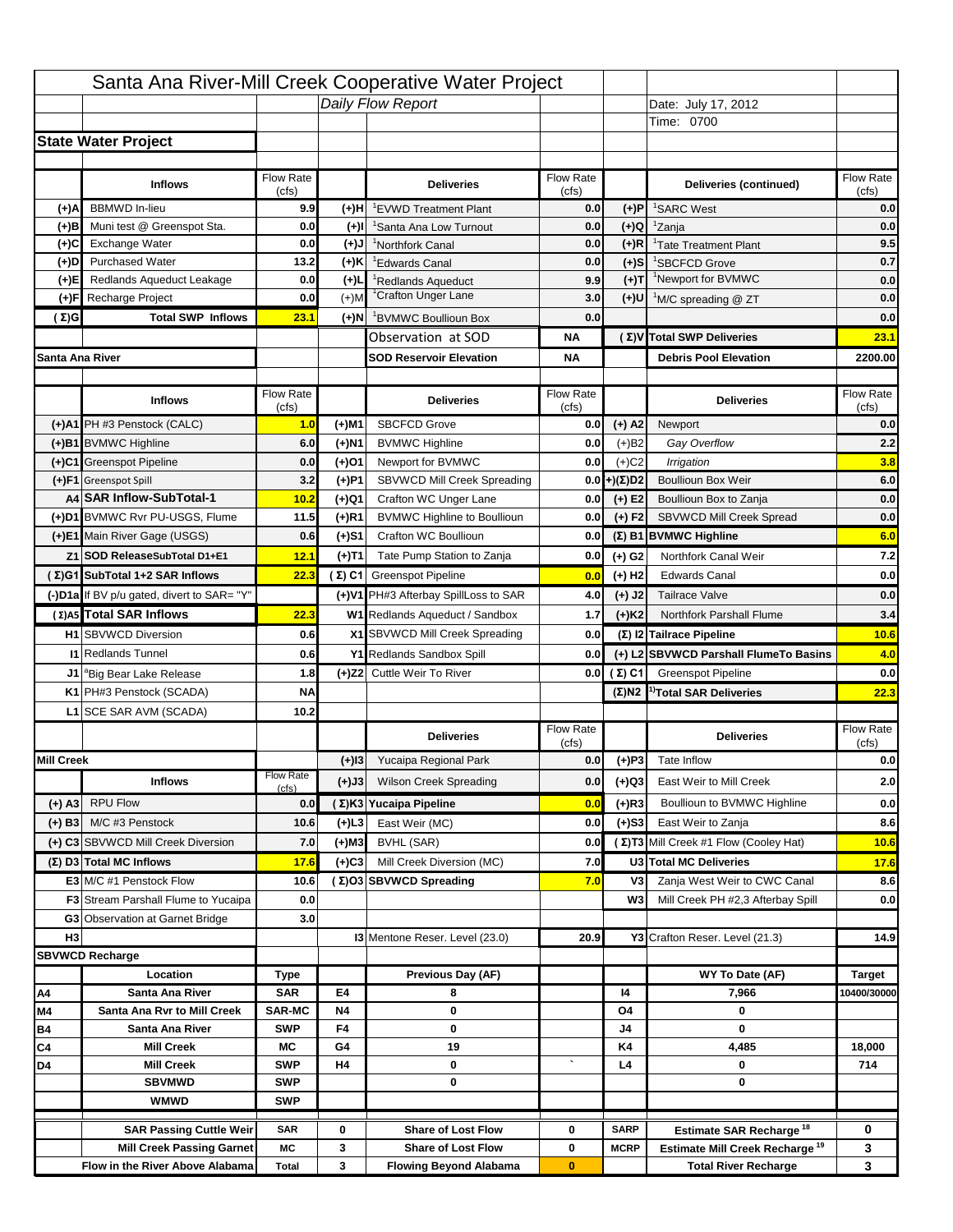# Santa Ana River-Mill Creek Cooperative Water Project

*Daily Flow Report*

Date: July 17, 2012

Time: 0700

## State Water Project

| | Inflows | Flow Rate (cfs) | | Deliveries | Flow Rate (cfs) | | Deliveries (continued) | Flow Rate (cfs) |
|---|---|---|---|---|---|---|---|---|
| (+)A | BBMWD In-lieu | 9.9 | (+)H | [1]EVWD Treatment Plant | 0.0 | (+)P | [1]SARC West | 0.0 |
| (+)B | Muni test @ Greenspot Sta. | 0.0 | (+)I | [1]Santa Ana Low Turnout | 0.0 | (+)Q | [1]Zanja | 0.0 |
| (+)C | Exchange Water | 0.0 | (+)J | [1]Northfork Canal | 0.0 | (+)R | [1]Tate Treatment Plant | 9.5 |
| (+)D | Purchased Water | 13.2 | (+)K | [1]Edwards Canal | 0.0 | (+)S | [1]SBCFCD Grove | 0.7 |
| (+)E | Redlands Aqueduct Leakage | 0.0 | (+)L | [1]Redlands Aqueduct | 9.9 | (+)T | [1]Newport for BVMWC | 0.0 |
| (+)F | Recharge Project | 0.0 | (+)M | [1]Crafton Unger Lane | 3.0 | (+)U | [1]M/C spreading @ ZT | 0.0 |
| (Σ)G | Total SWP Inflows | 23.1 | (+)N | [1]BVMWC Boullioun Box | 0.0 | | | 0.0 |
| | | | | Observation at SOD | NA | (Σ)V | Total SWP Deliveries | 23.1 |
| Santa Ana River | | | | SOD Reservoir Elevation | NA | | Debris Pool Elevation | 2200.00 |

| | Inflows | Flow Rate (cfs) | | Deliveries | Flow Rate (cfs) | | Deliveries | Flow Rate (cfs) |
|---|---|---|---|---|---|---|---|---|
| (+)A1 | PH #3 Penstock (CALC) | 1.0 | (+)M1 | SBCFCD Grove | 0.0 | (+) A2 | Newport | 0.0 |
| (+)B1 | BVMWC Highline | 6.0 | (+)N1 | BVMWC Highline | 0.0 | (+)B2 | *Gay Overflow* | 2.2 |
| (+)C1 | Greenspot Pipeline | 0.0 | (+)O1 | Newport for BVMWC | 0.0 | (+)C2 | *Irrigation* | 3.8 |
| (+)F1 | Greenspot Spill | 3.2 | (+)P1 | SBVWCD Mill Creek Spreading | 0.0 | (+)(Σ)D2 | Boullioun Box Weir | 6.0 |
| A4 | SAR Inflow-SubTotal-1 | 10.2 | (+)Q1 | Crafton WC Unger Lane | 0.0 | (+) E2 | Boullioun Box to Zanja | 0.0 |
| (+)D1 | BVMWC Rvr PU-USGS, Flume | 11.5 | (+)R1 | BVMWC Highline to Boullioun | 0.0 | (+) F2 | SBVWCD Mill Creek Spread | 0.0 |
| (+)E1 | Main River Gage (USGS) | 0.6 | (+)S1 | Crafton WC Boullioun | 0.0 | (Σ) B1 | BVMWC Highline | 6.0 |
| Z1 | SOD ReleaseSubTotal D1+E1 | 12.1 | (+)T1 | Tate Pump Station to Zanja | 0.0 | (+) G2 | Northfork Canal Weir | 7.2 |
| (Σ)G1 | SubTotal 1+2 SAR Inflows | 22.3 | (Σ) C1 | Greenspot Pipeline | 0.0 | (+) H2 | Edwards Canal | 0.0 |
| (-)D1a | If BV p/u gated, divert to SAR= "Y" | | (+)V1 | PH#3 Afterbay SpillLoss to SAR | 4.0 | (+) J2 | Tailrace Valve | 0.0 |
| (Σ)A5 | Total SAR Inflows | 22.3 | W1 | Redlands Aqueduct / Sandbox | 1.7 | (+)K2 | Northfork Parshall Flume | 3.4 |
| H1 | SBVWCD Diversion | 0.6 | X1 | SBVWCD Mill Creek Spreading | 0.0 | (Σ) I2 | Tailrace Pipeline | 10.6 |
| I1 | Redlands Tunnel | 0.6 | Y1 | Redlands Sandbox Spill | 0.0 | (+) L2 | SBVWCD Parshall FlumeTo Basins | 4.0 |
| J1 | [a]Big Bear Lake Release | 1.8 | (+)Z2 | Cuttle Weir To River | 0.0 | (Σ) C1 | Greenspot Pipeline | 0.0 |
| K1 | PH#3 Penstock (SCADA) | NA | | | | (Σ)N2 | [1)]Total SAR Deliveries | 22.3 |
| L1 | SCE SAR AVM (SCADA) | 10.2 | | | | | | |

| | Inflows | Flow Rate (cfs) | | Deliveries | Flow Rate (cfs) | | Deliveries | Flow Rate (cfs) |
|---|---|---|---|---|---|---|---|---|
| Mill Creek | | | (+)I3 | Yucaipa Regional Park | 0.0 | (+)P3 | Tate Inflow | 0.0 |
| | | | (+)J3 | Wilson Creek Spreading | 0.0 | (+)Q3 | East Weir to Mill Creek | 2.0 |
| (+) A3 | RPU Flow | 0.0 | (Σ)K3 | Yucaipa Pipeline | 0.0 | (+)R3 | Boullioun to BVMWC Highline | 0.0 |
| (+) B3 | M/C #3 Penstock | 10.6 | (+)L3 | East Weir (MC) | 0.0 | (+)S3 | East Weir to Zanja | 8.6 |
| (+) C3 | SBVWCD Mill Creek Diversion | 7.0 | (+)M3 | BVHL (SAR) | 0.0 | (Σ)T3 | Mill Creek #1 Flow (Cooley Hat) | 10.6 |
| (Σ) D3 | Total MC Inflows | 17.6 | (+)C3 | Mill Creek Diversion (MC) | 7.0 | U3 | Total MC Deliveries | 17.6 |
| E3 | M/C #1 Penstock Flow | 10.6 | (Σ)O3 | SBVWCD Spreading | 7.0 | V3 | Zanja West Weir to CWC Canal | 8.6 |
| F3 | Stream Parshall Flume to Yucaipa | 0.0 | | | | W3 | Mill Creek PH #2,3 Afterbay Spill | 0.0 |
| G3 | Observation at Garnet Bridge | 3.0 | | | | | | |
| H3 | | | | I3 Mentone Reser. Level (23.0) | 20.9 | | Y3 Crafton Reser. Level (21.3) | 14.9 |

## SBVWCD Recharge

| | Location | Type | | Previous Day (AF) | | | WY To Date (AF) | Target |
|---|---|---|---|---|---|---|---|---|
| A4 | Santa Ana River | SAR | E4 | 8 | | I4 | 7,966 | 10400/30000 |
| M4 | Santa Ana Rvr to Mill Creek | SAR-MC | N4 | 0 | | O4 | 0 | |
| B4 | Santa Ana River | SWP | F4 | 0 | | J4 | 0 | |
| C4 | Mill Creek | MC | G4 | 19 | | K4 | 4,485 | 18,000 |
| D4 | Mill Creek | SWP | H4 | 0 | ` | L4 | 0 | 714 |
| | SBVMWD | SWP | | 0 | | | 0 | |
| | WMWD | SWP | | | | | | |

| | | | | | | |
|---|---|---|---|---|---|---|
| SAR Passing Cuttle Weir | SAR | 0 | Share of Lost Flow | 0 | SARP | Estimate SAR Recharge [18] | 0 |
| Mill Creek Passing Garnet | MC | 3 | Share of Lost Flow | 0 | MCRP | Estimate Mill Creek Recharge [19] | 3 |
| Flow in the River Above Alabama | Total | 3 | Flowing Beyond Alabama | 0 | | Total River Recharge | 3 |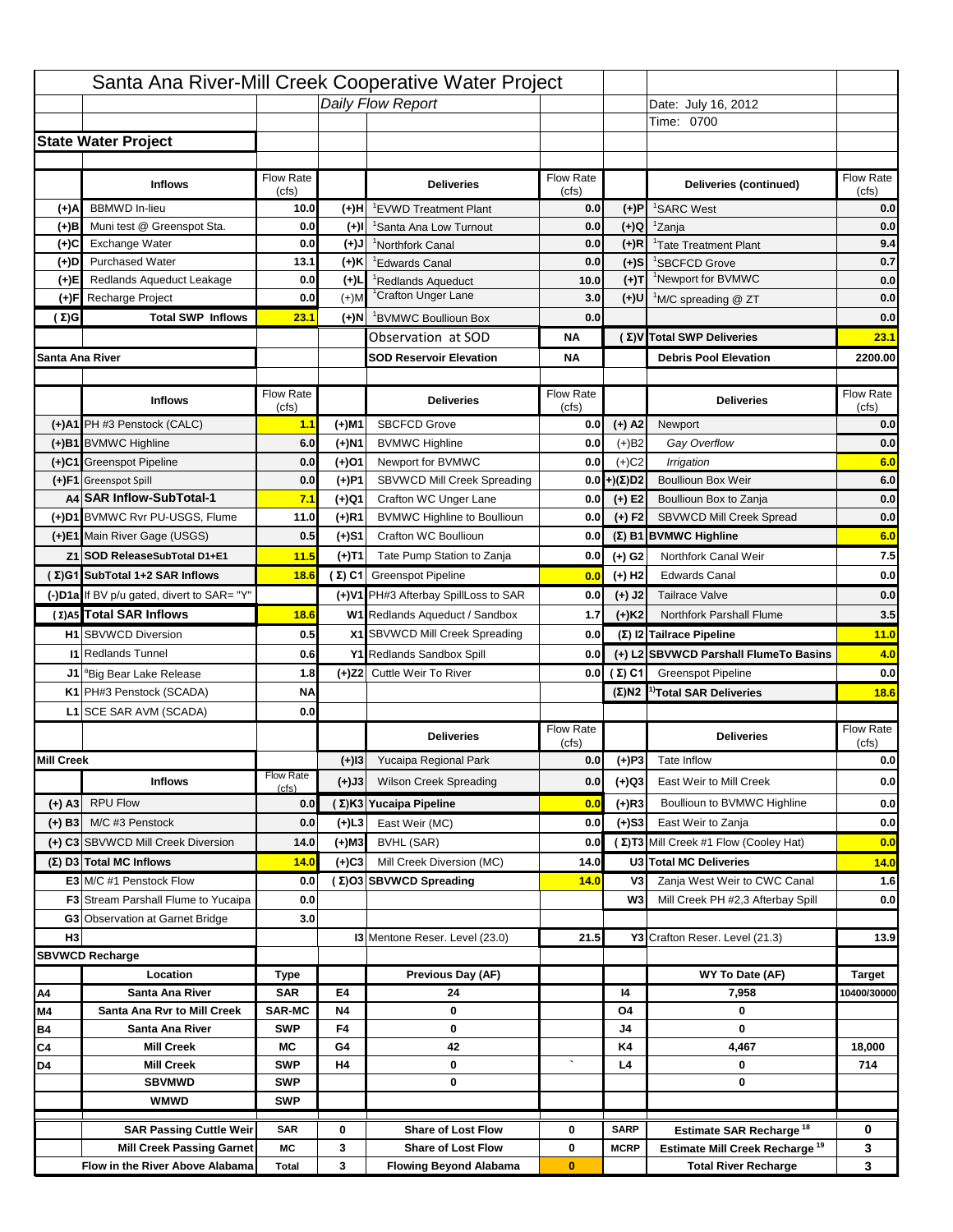# Santa Ana River-Mill Creek Cooperative Water Project

*Daily Flow Report*

Date: July 16, 2012
Time: 0700

## State Water Project

| | Inflows | Flow Rate (cfs) | | Deliveries | Flow Rate (cfs) | | Deliveries (continued) | Flow Rate (cfs) |
|---|---|---|---|---|---|---|---|---|
| (+)A | BBMWD In-lieu | 10.0 | (+)H | [1]EVWD Treatment Plant | 0.0 | (+)P | [1]SARC West | 0.0 |
| (+)B | Muni test @ Greenspot Sta. | 0.0 | (+)I | [1]Santa Ana Low Turnout | 0.0 | (+)Q | [1]Zanja | 0.0 |
| (+)C | Exchange Water | 0.0 | (+)J | [1]Northfork Canal | 0.0 | (+)R | [1]Tate Treatment Plant | 9.4 |
| (+)D | Purchased Water | 13.1 | (+)K | [1]Edwards Canal | 0.0 | (+)S | [1]SBCFCD Grove | 0.7 |
| (+)E | Redlands Aqueduct Leakage | 0.0 | (+)L | [1]Redlands Aqueduct | 10.0 | (+)T | [1]Newport for BVMWC | 0.0 |
| (+)F | Recharge Project | 0.0 | (+)M | [1]Crafton Unger Lane | 3.0 | (+)U | [1]M/C spreading @ ZT | 0.0 |
| (Σ)G | Total SWP Inflows | 23.1 | (+)N | [1]BVMWC Boullioun Box | 0.0 | | | 0.0 |
| | | | | Observation at SOD | NA | (Σ)V | Total SWP Deliveries | 23.1 |
| | | | | SOD Reservoir Elevation | NA | | Debris Pool Elevation | 2200.00 |

## Santa Ana River

| | Inflows | Flow Rate (cfs) | | Deliveries | Flow Rate (cfs) | | Deliveries | Flow Rate (cfs) |
|---|---|---|---|---|---|---|---|---|
| (+)A1 | PH #3 Penstock (CALC) | 1.1 | (+)M1 | SBCFCD Grove | 0.0 | (+) A2 | Newport | 0.0 |
| (+)B1 | BVMWC Highline | 6.0 | (+)N1 | BVMWC Highline | 0.0 | (+)B2 | *Gay Overflow* | 0.0 |
| (+)C1 | Greenspot Pipeline | 0.0 | (+)O1 | Newport for BVMWC | 0.0 | (+)C2 | *Irrigation* | 6.0 |
| (+)F1 | Greenspot Spill | 0.0 | (+)P1 | SBVWCD Mill Creek Spreading | 0.0 | +)(Σ)D2 | Boullioun Box Weir | 6.0 |
| A4 | SAR Inflow-SubTotal-1 | 7.1 | (+)Q1 | Crafton WC Unger Lane | 0.0 | (+) E2 | Boullioun Box to Zanja | 0.0 |
| (+)D1 | BVMWC Rvr PU-USGS, Flume | 11.0 | (+)R1 | BVMWC Highline to Boullioun | 0.0 | (+) F2 | SBVWCD Mill Creek Spread | 0.0 |
| (+)E1 | Main River Gage (USGS) | 0.5 | (+)S1 | Crafton WC Boullioun | 0.0 | (Σ) B1 | BVMWC Highline | 6.0 |
| Z1 | SOD ReleaseSubTotal D1+E1 | 11.5 | (+)T1 | Tate Pump Station to Zanja | 0.0 | (+) G2 | Northfork Canal Weir | 7.5 |
| (Σ)G1 | SubTotal 1+2 SAR Inflows | 18.6 | (Σ) C1 | Greenspot Pipeline | 0.0 | (+) H2 | Edwards Canal | 0.0 |
| (-)D1a | If BV p/u gated, divert to SAR= "Y" | | (+)V1 | PH#3 Afterbay SpillLoss to SAR | 0.0 | (+) J2 | Tailrace Valve | 0.0 |
| (Σ)A5 | Total SAR Inflows | 18.6 | W1 | Redlands Aqueduct / Sandbox | 1.7 | (+)K2 | Northfork Parshall Flume | 3.5 |
| H1 | SBVWCD Diversion | 0.5 | X1 | SBVWCD Mill Creek Spreading | 0.0 | (Σ) I2 | Tailrace Pipeline | 11.0 |
| I1 | Redlands Tunnel | 0.6 | Y1 | Redlands Sandbox Spill | 0.0 | (+) L2 | SBVWCD Parshall FlumeTo Basins | 4.0 |
| J1 | [a]Big Bear Lake Release | 1.8 | (+)Z2 | Cuttle Weir To River | 0.0 | (Σ) C1 | Greenspot Pipeline | 0.0 |
| K1 | PH#3 Penstock (SCADA) | NA | | | | (Σ)N2 | [1)]Total SAR Deliveries | 18.6 |
| L1 | SCE SAR AVM (SCADA) | 0.0 | | | | | | |

## Mill Creek

| | Inflows | Flow Rate (cfs) | | Deliveries | Flow Rate (cfs) | | Deliveries | Flow Rate (cfs) |
|---|---|---|---|---|---|---|---|---|
| | | | (+)I3 | Yucaipa Regional Park | 0.0 | (+)P3 | Tate Inflow | 0.0 |
| | | | (+)J3 | Wilson Creek Spreading | 0.0 | (+)Q3 | East Weir to Mill Creek | 0.0 |
| (+) A3 | RPU Flow | 0.0 | (Σ)K3 | Yucaipa Pipeline | 0.0 | (+)R3 | Boullioun to BVMWC Highline | 0.0 |
| (+) B3 | M/C #3 Penstock | 0.0 | (+)L3 | East Weir (MC) | 0.0 | (+)S3 | East Weir to Zanja | 0.0 |
| (+) C3 | SBVWCD Mill Creek Diversion | 14.0 | (+)M3 | BVHL (SAR) | 0.0 | (Σ)T3 | Mill Creek #1 Flow (Cooley Hat) | 0.0 |
| (Σ) D3 | Total MC Inflows | 14.0 | (+)C3 | Mill Creek Diversion (MC) | 14.0 | U3 | Total MC Deliveries | 14.0 |
| E3 | M/C #1 Penstock Flow | 0.0 | (Σ)O3 | SBVWCD Spreading | 14.0 | V3 | Zanja West Weir to CWC Canal | 1.6 |
| F3 | Stream Parshall Flume to Yucaipa | 0.0 | | | | W3 | Mill Creek PH #2,3 Afterbay Spill | 0.0 |
| G3 | Observation at Garnet Bridge | 3.0 | | | | | | |
| H3 | | | I3 | Mentone Reser. Level (23.0) | 21.5 | Y3 | Crafton Reser. Level (21.3) | 13.9 |

## SBVWCD Recharge

| | Location | Type | | Previous Day (AF) | | | WY To Date (AF) | Target |
|---|---|---|---|---|---|---|---|---|
| A4 | Santa Ana River | SAR | E4 | 24 | | I4 | 7,958 | 10400/30000 |
| M4 | Santa Ana Rvr to Mill Creek | SAR-MC | N4 | 0 | | O4 | 0 | |
| B4 | Santa Ana River | SWP | F4 | 0 | | J4 | 0 | |
| C4 | Mill Creek | MC | G4 | 42 | | K4 | 4,467 | 18,000 |
| D4 | Mill Creek | SWP | H4 | 0 | ` | L4 | 0 | 714 |
| | SBVMWD | SWP | | 0 | | | 0 | |
| | WMWD | SWP | | | | | | |
| | SAR Passing Cuttle Weir | SAR | 0 | Share of Lost Flow | 0 | SARP | Estimate SAR Recharge [18] | 0 |
| | Mill Creek Passing Garnet | MC | 3 | Share of Lost Flow | 0 | MCRP | Estimate Mill Creek Recharge [19] | 3 |
| | Flow in the River Above Alabama | Total | 3 | Flowing Beyond Alabama | 0 | | Total River Recharge | 3 |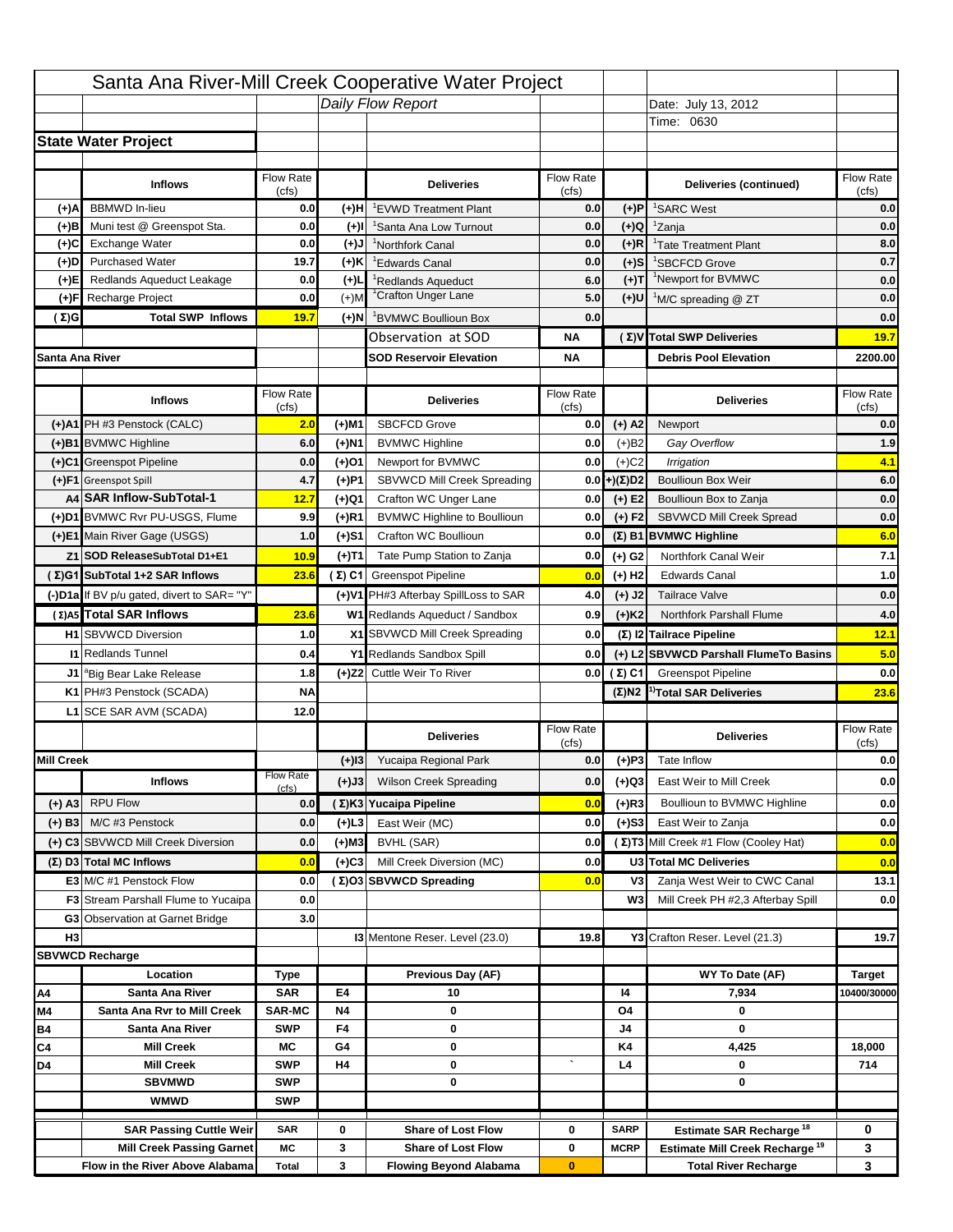# Santa Ana River-Mill Creek Cooperative Water Project

*Daily Flow Report*

Date: July 13, 2012
Time: 0630

## State Water Project

| | Inflows | Flow Rate (cfs) | | Deliveries | Flow Rate (cfs) | | Deliveries (continued) | Flow Rate (cfs) |
|---|---|---|---|---|---|---|---|---|
| (+)A | BBMWD In-lieu | 0.0 | (+)H | [1]EVWD Treatment Plant | 0.0 | (+)P | [1]SARC West | 0.0 |
| (+)B | Muni test @ Greenspot Sta. | 0.0 | (+)I | [1]Santa Ana Low Turnout | 0.0 | (+)Q | [1]Zanja | 0.0 |
| (+)C | Exchange Water | 0.0 | (+)J | [1]Northfork Canal | 0.0 | (+)R | [1]Tate Treatment Plant | 8.0 |
| (+)D | Purchased Water | 19.7 | (+)K | [1]Edwards Canal | 0.0 | (+)S | [1]SBCFCD Grove | 0.7 |
| (+)E | Redlands Aqueduct Leakage | 0.0 | (+)L | [1]Redlands Aqueduct | 6.0 | (+)T | [1]Newport for BVMWC | 0.0 |
| (+)F | Recharge Project | 0.0 | (+)M | [1]Crafton Unger Lane | 5.0 | (+)U | [1]M/C spreading @ ZT | 0.0 |
| (Σ)G | Total SWP Inflows | 19.7 | (+)N | [1]BVMWC Boullioun Box | 0.0 | | | 0.0 |
| | | | | Observation at SOD | NA | (Σ)V | Total SWP Deliveries | 19.7 |
| Santa Ana River | | | | SOD Reservoir Elevation | NA | | Debris Pool Elevation | 2200.00 |

## Santa Ana River

| | Inflows | Flow Rate (cfs) | | Deliveries | Flow Rate (cfs) | | Deliveries | Flow Rate (cfs) |
|---|---|---|---|---|---|---|---|---|
| (+)A1 | PH #3 Penstock (CALC) | 2.0 | (+)M1 | SBCFCD Grove | 0.0 | (+) A2 | Newport | 0.0 |
| (+)B1 | BVMWC Highline | 6.0 | (+)N1 | BVMWC Highline | 0.0 | (+)B2 | *Gay Overflow* | 1.9 |
| (+)C1 | Greenspot Pipeline | 0.0 | (+)O1 | Newport for BVMWC | 0.0 | (+)C2 | *Irrigation* | 4.1 |
| (+)F1 | Greenspot Spill | 4.7 | (+)P1 | SBVWCD Mill Creek Spreading | 0.0 | +)(Σ)D2 | Boullioun Box Weir | 6.0 |
| A4 | SAR Inflow-SubTotal-1 | 12.7 | (+)Q1 | Crafton WC Unger Lane | 0.0 | (+) E2 | Boullioun Box to Zanja | 0.0 |
| (+)D1 | BVMWC Rvr PU-USGS, Flume | 9.9 | (+)R1 | BVMWC Highline to Boullioun | 0.0 | (+) F2 | SBVWCD Mill Creek Spread | 0.0 |
| (+)E1 | Main River Gage (USGS) | 1.0 | (+)S1 | Crafton WC Boullioun | 0.0 | (Σ) B1 | BVMWC Highline | 6.0 |
| Z1 | SOD ReleaseSubTotal D1+E1 | 10.9 | (+)T1 | Tate Pump Station to Zanja | 0.0 | (+) G2 | Northfork Canal Weir | 7.1 |
| (Σ)G1 | SubTotal 1+2 SAR Inflows | 23.6 | (Σ) C1 | Greenspot Pipeline | 0.0 | (+) H2 | Edwards Canal | 1.0 |
| (-)D1a | If BV p/u gated, divert to SAR= "Y" | | (+)V1 | PH#3 Afterbay SpillLoss to SAR | 4.0 | (+) J2 | Tailrace Valve | 0.0 |
| (Σ)A5 | Total SAR Inflows | 23.6 | W1 | Redlands Aqueduct / Sandbox | 0.9 | (+)K2 | Northfork Parshall Flume | 4.0 |
| H1 | SBVWCD Diversion | 1.0 | X1 | SBVWCD Mill Creek Spreading | 0.0 | (Σ) I2 | Tailrace Pipeline | 12.1 |
| I1 | Redlands Tunnel | 0.4 | Y1 | Redlands Sandbox Spill | 0.0 | (+) L2 | SBVWCD Parshall FlumeTo Basins | 5.0 |
| J1 | [a]Big Bear Lake Release | 1.8 | (+)Z2 | Cuttle Weir To River | 0.0 | (Σ) C1 | Greenspot Pipeline | 0.0 |
| K1 | PH#3 Penstock (SCADA) | NA | | | | (Σ)N2 | [1)]Total SAR Deliveries | 23.6 |
| L1 | SCE SAR AVM (SCADA) | 12.0 | | | | | | |

## Mill Creek

| | Inflows | Flow Rate (cfs) | | Deliveries | Flow Rate (cfs) | | Deliveries | Flow Rate (cfs) |
|---|---|---|---|---|---|---|---|---|
| | | | (+)I3 | Yucaipa Regional Park | 0.0 | (+)P3 | Tate Inflow | 0.0 |
| | | | (+)J3 | Wilson Creek Spreading | 0.0 | (+)Q3 | East Weir to Mill Creek | 0.0 |
| (+) A3 | RPU Flow | 0.0 | (Σ)K3 | Yucaipa Pipeline | 0.0 | (+)R3 | Boullioun to BVMWC Highline | 0.0 |
| (+) B3 | M/C #3 Penstock | 0.0 | (+)L3 | East Weir (MC) | 0.0 | (+)S3 | East Weir to Zanja | 0.0 |
| (+) C3 | SBVWCD Mill Creek Diversion | 0.0 | (+)M3 | BVHL (SAR) | 0.0 | (Σ)T3 | Mill Creek #1 Flow (Cooley Hat) | 0.0 |
| (Σ) D3 | Total MC Inflows | 0.0 | (+)C3 | Mill Creek Diversion (MC) | 0.0 | U3 | Total MC Deliveries | 0.0 |
| E3 | M/C #1 Penstock Flow | 0.0 | (Σ)O3 | SBVWCD Spreading | 0.0 | V3 | Zanja West Weir to CWC Canal | 13.1 |
| F3 | Stream Parshall Flume to Yucaipa | 0.0 | | | | W3 | Mill Creek PH #2,3 Afterbay Spill | 0.0 |
| G3 | Observation at Garnet Bridge | 3.0 | | | | | | |
| H3 | | | I3 | Mentone Reser. Level (23.0) | 19.8 | Y3 | Crafton Reser. Level (21.3) | 19.7 |

## SBVWCD Recharge

| | Location | Type | | Previous Day (AF) | | | WY To Date (AF) | Target |
|---|---|---|---|---|---|---|---|---|
| A4 | Santa Ana River | SAR | E4 | 10 | | I4 | 7,934 | 10400/30000 |
| M4 | Santa Ana Rvr to Mill Creek | SAR-MC | N4 | 0 | | O4 | 0 | |
| B4 | Santa Ana River | SWP | F4 | 0 | | J4 | 0 | |
| C4 | Mill Creek | MC | G4 | 0 | | K4 | 4,425 | 18,000 |
| D4 | Mill Creek | SWP | H4 | 0 | ` | L4 | 0 | 714 |
| | SBVMWD | SWP | | 0 | | | 0 | |
| | WMWD | SWP | | | | | | |

| | | | | | | | |
|---|---|---|---|---|---|---|---|
| SAR Passing Cuttle Weir | SAR | 0 | Share of Lost Flow | 0 | SARP | Estimate SAR Recharge [18] | 0 |
| Mill Creek Passing Garnet | MC | 3 | Share of Lost Flow | 0 | MCRP | Estimate Mill Creek Recharge [19] | 3 |
| Flow in the River Above Alabama | Total | 3 | Flowing Beyond Alabama | 0 | | Total River Recharge | 3 |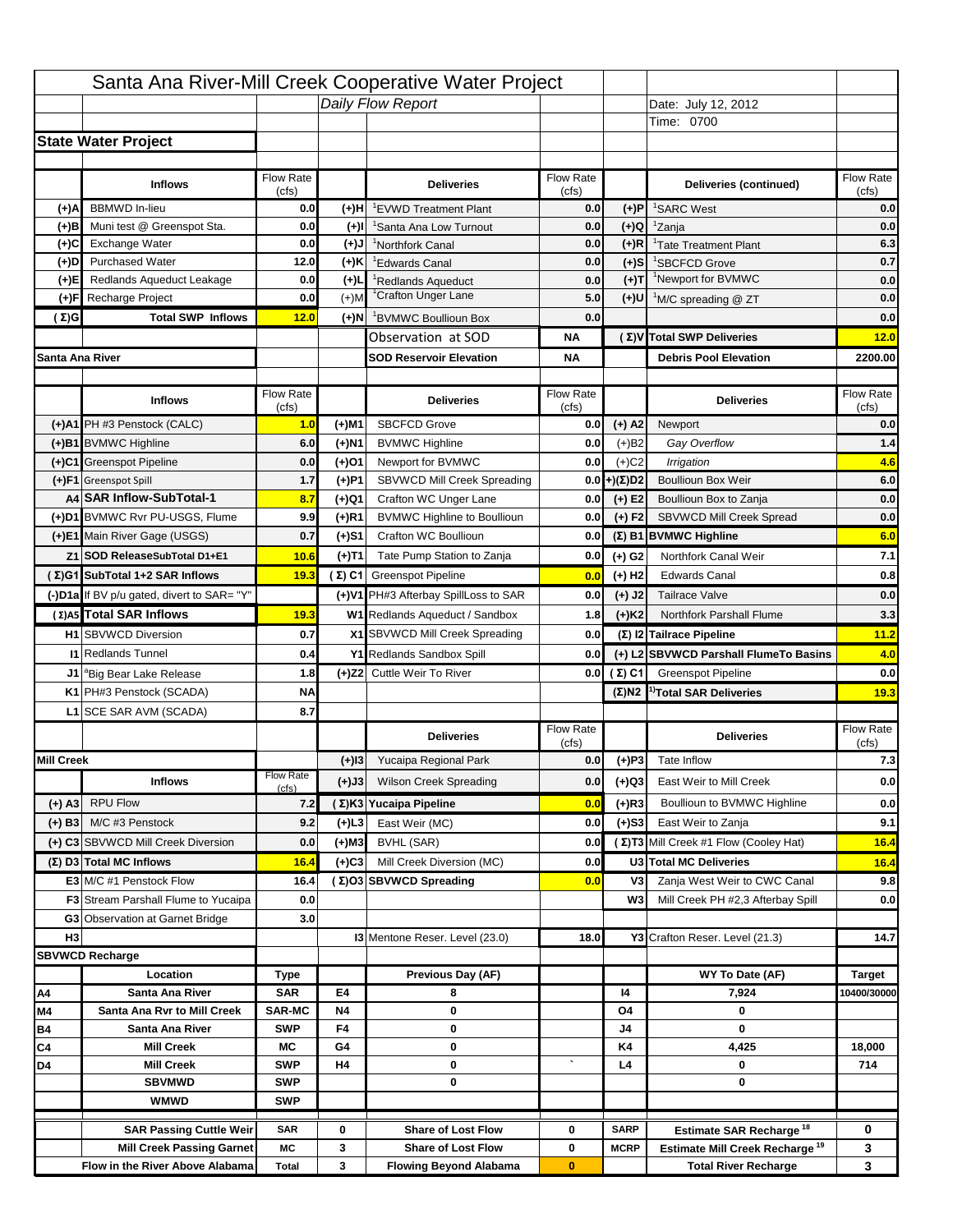# Santa Ana River-Mill Creek Cooperative Water Project

*Daily Flow Report*

Date: July 12, 2012
Time: 0700

## State Water Project

| | Inflows | Flow Rate (cfs) | | Deliveries | Flow Rate (cfs) | | Deliveries (continued) | Flow Rate (cfs) |
|---|---|---|---|---|---|---|---|---|
| (+)A | BBMWD In-lieu | 0.0 | (+)H | [1]EVWD Treatment Plant | 0.0 | (+)P | [1]SARC West | 0.0 |
| (+)B | Muni test @ Greenspot Sta. | 0.0 | (+)I | [1]Santa Ana Low Turnout | 0.0 | (+)Q | [1]Zanja | 0.0 |
| (+)C | Exchange Water | 0.0 | (+)J | [1]Northfork Canal | 0.0 | (+)R | [1]Tate Treatment Plant | 6.3 |
| (+)D | Purchased Water | 12.0 | (+)K | [1]Edwards Canal | 0.0 | (+)S | [1]SBCFCD Grove | 0.7 |
| (+)E | Redlands Aqueduct Leakage | 0.0 | (+)L | [1]Redlands Aqueduct | 0.0 | (+)T | [1]Newport for BVMWC | 0.0 |
| (+)F | Recharge Project | 0.0 | (+)M | [1]Crafton Unger Lane | 5.0 | (+)U | [1]M/C spreading @ ZT | 0.0 |
| (Σ)G | Total SWP Inflows | 12.0 | (+)N | [1]BVMWC Boullioun Box | 0.0 | | | 0.0 |
| | | | | Observation at SOD | NA | (Σ)V | Total SWP Deliveries | 12.0 |
| Santa Ana River | | | | SOD Reservoir Elevation | NA | | Debris Pool Elevation | 2200.00 |

| | Inflows | Flow Rate (cfs) | | Deliveries | Flow Rate (cfs) | | Deliveries | Flow Rate (cfs) |
|---|---|---|---|---|---|---|---|---|
| (+)A1 | PH #3 Penstock (CALC) | 1.0 | (+)M1 | SBCFCD Grove | 0.0 | (+) A2 | Newport | 0.0 |
| (+)B1 | BVMWC Highline | 6.0 | (+)N1 | BVMWC Highline | 0.0 | (+)B2 | *Gay Overflow* | 1.4 |
| (+)C1 | Greenspot Pipeline | 0.0 | (+)O1 | Newport for BVMWC | 0.0 | (+)C2 | *Irrigation* | 4.6 |
| (+)F1 | Greenspot Spill | 1.7 | (+)P1 | SBVWCD Mill Creek Spreading | 0.0 | (+)(Σ)D2 | Boullioun Box Weir | 6.0 |
| A4 | SAR Inflow-SubTotal-1 | 8.7 | (+)Q1 | Crafton WC Unger Lane | 0.0 | (+) E2 | Boullioun Box to Zanja | 0.0 |
| (+)D1 | BVMWC Rvr PU-USGS, Flume | 9.9 | (+)R1 | BVMWC Highline to Boullioun | 0.0 | (+) F2 | SBVWCD Mill Creek Spread | 0.0 |
| (+)E1 | Main River Gage (USGS) | 0.7 | (+)S1 | Crafton WC Boullioun | 0.0 | (Σ) B1 | BVMWC Highline | 6.0 |
| Z1 | SOD ReleaseSubTotal D1+E1 | 10.6 | (+)T1 | Tate Pump Station to Zanja | 0.0 | (+) G2 | Northfork Canal Weir | 7.1 |
| (Σ)G1 | SubTotal 1+2 SAR Inflows | 19.3 | (Σ) C1 | Greenspot Pipeline | 0.0 | (+) H2 | Edwards Canal | 0.8 |
| (-)D1a | If BV p/u gated, divert to SAR= "Y" | | (+)V1 | PH#3 Afterbay SpillLoss to SAR | 0.0 | (+) J2 | Tailrace Valve | 0.0 |
| (Σ)A5 | Total SAR Inflows | 19.3 | W1 | Redlands Aqueduct / Sandbox | 1.8 | (+)K2 | Northfork Parshall Flume | 3.3 |
| H1 | SBVWCD Diversion | 0.7 | X1 | SBVWCD Mill Creek Spreading | 0.0 | (Σ) I2 | Tailrace Pipeline | 11.2 |
| I1 | Redlands Tunnel | 0.4 | Y1 | Redlands Sandbox Spill | 0.0 | (+) L2 | SBVWCD Parshall FlumeTo Basins | 4.0 |
| J1 | [a]Big Bear Lake Release | 1.8 | (+)Z2 | Cuttle Weir To River | 0.0 | (Σ) C1 | Greenspot Pipeline | 0.0 |
| K1 | PH#3 Penstock (SCADA) | NA | | | | (Σ)N2 | [1)]Total SAR Deliveries | 19.3 |
| L1 | SCE SAR AVM (SCADA) | 8.7 | | | | | | |

| | Inflows | Flow Rate (cfs) | | Deliveries | Flow Rate (cfs) | | Deliveries | Flow Rate (cfs) |
|---|---|---|---|---|---|---|---|---|
| Mill Creek | | | (+)I3 | Yucaipa Regional Park | 0.0 | (+)P3 | Tate Inflow | 7.3 |
| | | | (+)J3 | Wilson Creek Spreading | 0.0 | (+)Q3 | East Weir to Mill Creek | 0.0 |
| (+) A3 | RPU Flow | 7.2 | (Σ)K3 | Yucaipa Pipeline | 0.0 | (+)R3 | Boullioun to BVMWC Highline | 0.0 |
| (+) B3 | M/C #3 Penstock | 9.2 | (+)L3 | East Weir (MC) | 0.0 | (+)S3 | East Weir to Zanja | 9.1 |
| (+) C3 | SBVWCD Mill Creek Diversion | 0.0 | (+)M3 | BVHL (SAR) | 0.0 | (Σ)T3 | Mill Creek #1 Flow (Cooley Hat) | 16.4 |
| (Σ) D3 | Total MC Inflows | 16.4 | (+)C3 | Mill Creek Diversion (MC) | 0.0 | U3 | Total MC Deliveries | 16.4 |
| E3 | M/C #1 Penstock Flow | 16.4 | (Σ)O3 | SBVWCD Spreading | 0.0 | V3 | Zanja West Weir to CWC Canal | 9.8 |
| F3 | Stream Parshall Flume to Yucaipa | 0.0 | | | | W3 | Mill Creek PH #2,3 Afterbay Spill | 0.0 |
| G3 | Observation at Garnet Bridge | 3.0 | | | | | | |
| H3 | | | I3 | Mentone Reser. Level (23.0) | 18.0 | Y3 | Crafton Reser. Level (21.3) | 14.7 |

## SBVWCD Recharge

| | Location | Type | | Previous Day (AF) | | | WY To Date (AF) | Target |
|---|---|---|---|---|---|---|---|---|
| A4 | Santa Ana River | SAR | E4 | 8 | | I4 | 7,924 | 10400/30000 |
| M4 | Santa Ana Rvr to Mill Creek | SAR-MC | N4 | 0 | | O4 | 0 | |
| B4 | Santa Ana River | SWP | F4 | 0 | | J4 | 0 | |
| C4 | Mill Creek | MC | G4 | 0 | | K4 | 4,425 | 18,000 |
| D4 | Mill Creek | SWP | H4 | 0 | ` | L4 | 0 | 714 |
| | SBVMWD | SWP | | 0 | | | 0 | |
| | WMWD | SWP | | | | | | |
| | SAR Passing Cuttle Weir | SAR | 0 | Share of Lost Flow | 0 | SARP | Estimate SAR Recharge [18] | 0 |
| | Mill Creek Passing Garnet | MC | 3 | Share of Lost Flow | 0 | MCRP | Estimate Mill Creek Recharge [19] | 3 |
| | Flow in the River Above Alabama | Total | 3 | Flowing Beyond Alabama | 0 | | Total River Recharge | 3 |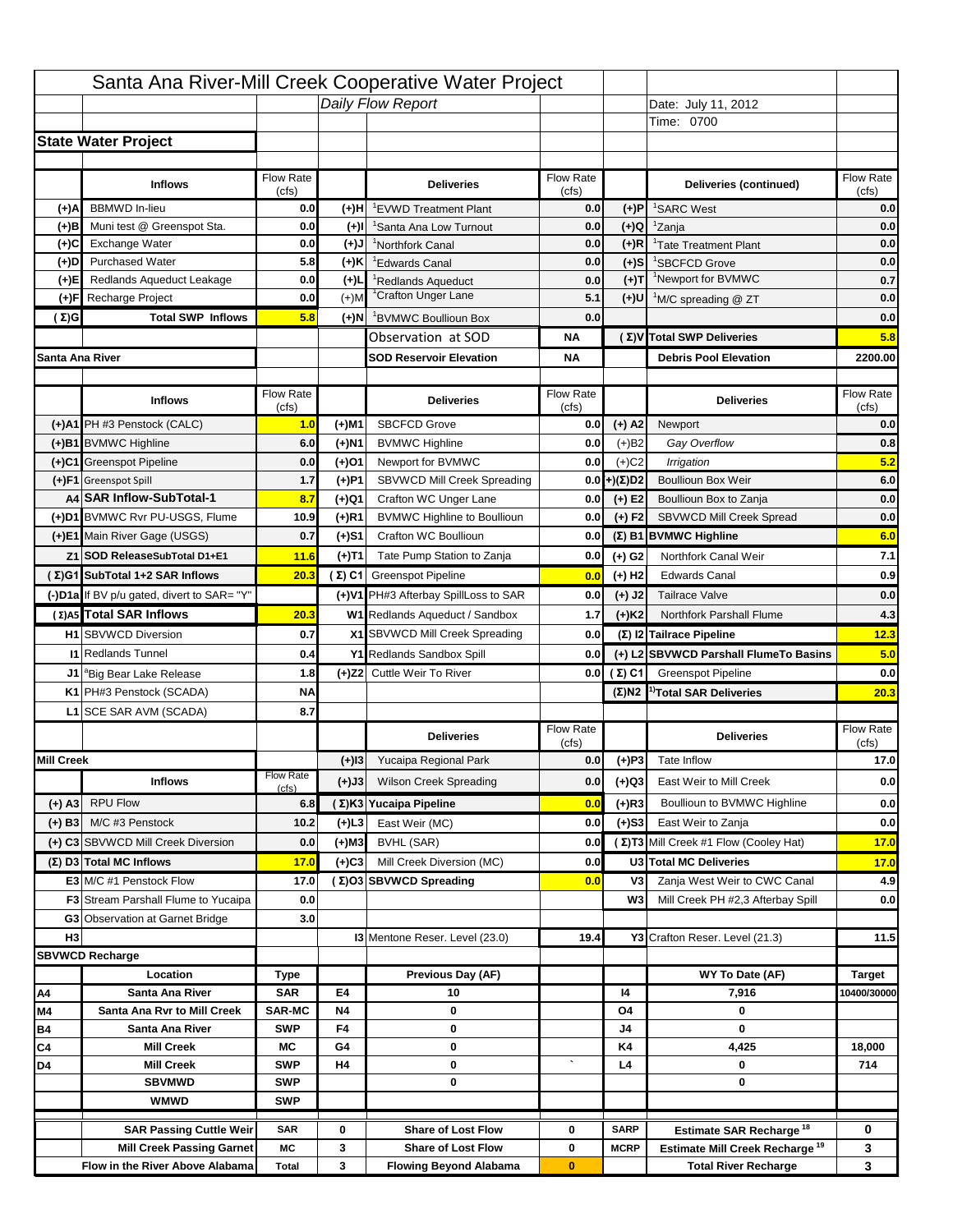# Santa Ana River-Mill Creek Cooperative Water Project

*Daily Flow Report*

Date: July 11, 2012
Time: 0700

## State Water Project

| | Inflows | Flow Rate (cfs) | | Deliveries | Flow Rate (cfs) | | Deliveries (continued) | Flow Rate (cfs) |
|---|---|---|---|---|---|---|---|---|
| (+)A | BBMWD In-lieu | 0.0 | (+)H | [1]EVWD Treatment Plant | 0.0 | (+)P | [1]SARC West | 0.0 |
| (+)B | Muni test @ Greenspot Sta. | 0.0 | (+)I | [1]Santa Ana Low Turnout | 0.0 | (+)Q | [1]Zanja | 0.0 |
| (+)C | Exchange Water | 0.0 | (+)J | [1]Northfork Canal | 0.0 | (+)R | [1]Tate Treatment Plant | 0.0 |
| (+)D | Purchased Water | 5.8 | (+)K | [1]Edwards Canal | 0.0 | (+)S | [1]SBCFCD Grove | 0.0 |
| (+)E | Redlands Aqueduct Leakage | 0.0 | (+)L | [1]Redlands Aqueduct | 0.0 | (+)T | [1]Newport for BVMWC | 0.7 |
| (+)F | Recharge Project | 0.0 | (+)M | [1]Crafton Unger Lane | 5.1 | (+)U | [1]M/C spreading @ ZT | 0.0 |
| (Σ)G | Total SWP Inflows | 5.8 | (+)N | [1]BVMWC Boullioun Box | 0.0 | | | 0.0 |
| | | | | Observation at SOD | NA | (Σ)V | Total SWP Deliveries | 5.8 |
| Santa Ana River | | | | SOD Reservoir Elevation | NA | | Debris Pool Elevation | 2200.00 |

| | Inflows | Flow Rate (cfs) | | Deliveries | Flow Rate (cfs) | | Deliveries | Flow Rate (cfs) |
|---|---|---|---|---|---|---|---|---|
| (+)A1 | PH #3 Penstock (CALC) | 1.0 | (+)M1 | SBCFCD Grove | 0.0 | (+) A2 | Newport | 0.0 |
| (+)B1 | BVMWC Highline | 6.0 | (+)N1 | BVMWC Highline | 0.0 | (+)B2 | *Gay Overflow* | 0.8 |
| (+)C1 | Greenspot Pipeline | 0.0 | (+)O1 | Newport for BVMWC | 0.0 | (+)C2 | *Irrigation* | 5.2 |
| (+)F1 | Greenspot Spill | 1.7 | (+)P1 | SBVWCD Mill Creek Spreading | 0.0 | (+)(Σ)D2 | Boullioun Box Weir | 6.0 |
| A4 | SAR Inflow-SubTotal-1 | 8.7 | (+)Q1 | Crafton WC Unger Lane | 0.0 | (+) E2 | Boullioun Box to Zanja | 0.0 |
| (+)D1 | BVMWC Rvr PU-USGS, Flume | 10.9 | (+)R1 | BVMWC Highline to Boullioun | 0.0 | (+) F2 | SBVWCD Mill Creek Spread | 0.0 |
| (+)E1 | Main River Gage (USGS) | 0.7 | (+)S1 | Crafton WC Boullioun | 0.0 | (Σ) B1 | BVMWC Highline | 6.0 |
| Z1 | SOD ReleaseSubTotal D1+E1 | 11.6 | (+)T1 | Tate Pump Station to Zanja | 0.0 | (+) G2 | Northfork Canal Weir | 7.1 |
| (Σ)G1 | SubTotal 1+2 SAR Inflows | 20.3 | (Σ) C1 | Greenspot Pipeline | 0.0 | (+) H2 | Edwards Canal | 0.9 |
| (-)D1a | If BV p/u gated, divert to SAR= "Y" | | (+)V1 | PH#3 Afterbay SpillLoss to SAR | 0.0 | (+) J2 | Tailrace Valve | 0.0 |
| (Σ)A5 | Total SAR Inflows | 20.3 | W1 | Redlands Aqueduct / Sandbox | 1.7 | (+)K2 | Northfork Parshall Flume | 4.3 |
| H1 | SBVWCD Diversion | 0.7 | X1 | SBVWCD Mill Creek Spreading | 0.0 | (Σ) I2 | Tailrace Pipeline | 12.3 |
| I1 | Redlands Tunnel | 0.4 | Y1 | Redlands Sandbox Spill | 0.0 | (+) L2 | SBVWCD Parshall FlumeTo Basins | 5.0 |
| J1 | [a]Big Bear Lake Release | 1.8 | (+)Z2 | Cuttle Weir To River | 0.0 | (Σ) C1 | Greenspot Pipeline | 0.0 |
| K1 | PH#3 Penstock (SCADA) | NA | | | | (Σ)N2 | [1)]Total SAR Deliveries | 20.3 |
| L1 | SCE SAR AVM (SCADA) | 8.7 | | | | | | |

| | Inflows | Flow Rate (cfs) | | Deliveries | Flow Rate (cfs) | | Deliveries | Flow Rate (cfs) |
|---|---|---|---|---|---|---|---|---|
| Mill Creek | | | (+)I3 | Yucaipa Regional Park | 0.0 | (+)P3 | Tate Inflow | 17.0 |
| | Inflows | Flow Rate (cfs) | (+)J3 | Wilson Creek Spreading | 0.0 | (+)Q3 | East Weir to Mill Creek | 0.0 |
| (+) A3 | RPU Flow | 6.8 | (Σ)K3 | Yucaipa Pipeline | 0.0 | (+)R3 | Boullioun to BVMWC Highline | 0.0 |
| (+) B3 | M/C #3 Penstock | 10.2 | (+)L3 | East Weir (MC) | 0.0 | (+)S3 | East Weir to Zanja | 0.0 |
| (+) C3 | SBVWCD Mill Creek Diversion | 0.0 | (+)M3 | BVHL (SAR) | 0.0 | (Σ)T3 | Mill Creek #1 Flow (Cooley Hat) | 17.0 |
| (Σ) D3 | Total MC Inflows | 17.0 | (+)C3 | Mill Creek Diversion (MC) | 0.0 | U3 | Total MC Deliveries | 17.0 |
| E3 | M/C #1 Penstock Flow | 17.0 | (Σ)O3 | SBVWCD Spreading | 0.0 | V3 | Zanja West Weir to CWC Canal | 4.9 |
| F3 | Stream Parshall Flume to Yucaipa | 0.0 | | | | W3 | Mill Creek PH #2,3 Afterbay Spill | 0.0 |
| G3 | Observation at Garnet Bridge | 3.0 | | | | | | |
| H3 | | | I3 | Mentone Reser. Level (23.0) | 19.4 | Y3 | Crafton Reser. Level (21.3) | 11.5 |

## SBVWCD Recharge

| | Location | Type | | Previous Day (AF) | | | WY To Date (AF) | Target |
|---|---|---|---|---|---|---|---|---|
| A4 | Santa Ana River | SAR | E4 | 10 | | I4 | 7,916 | 10400/30000 |
| M4 | Santa Ana Rvr to Mill Creek | SAR-MC | N4 | 0 | | O4 | 0 | |
| B4 | Santa Ana River | SWP | F4 | 0 | | J4 | 0 | |
| C4 | Mill Creek | MC | G4 | 0 | | K4 | 4,425 | 18,000 |
| D4 | Mill Creek | SWP | H4 | 0 | ` | L4 | 0 | 714 |
| | SBVMWD | SWP | | 0 | | | 0 | |
| | WMWD | SWP | | | | | | |
| | SAR Passing Cuttle Weir | SAR | 0 | Share of Lost Flow | 0 | SARP | Estimate SAR Recharge [18] | 0 |
| | Mill Creek Passing Garnet | MC | 3 | Share of Lost Flow | 0 | MCRP | Estimate Mill Creek Recharge [19] | 3 |
| | Flow in the River Above Alabama | Total | 3 | Flowing Beyond Alabama | 0 | | Total River Recharge | 3 |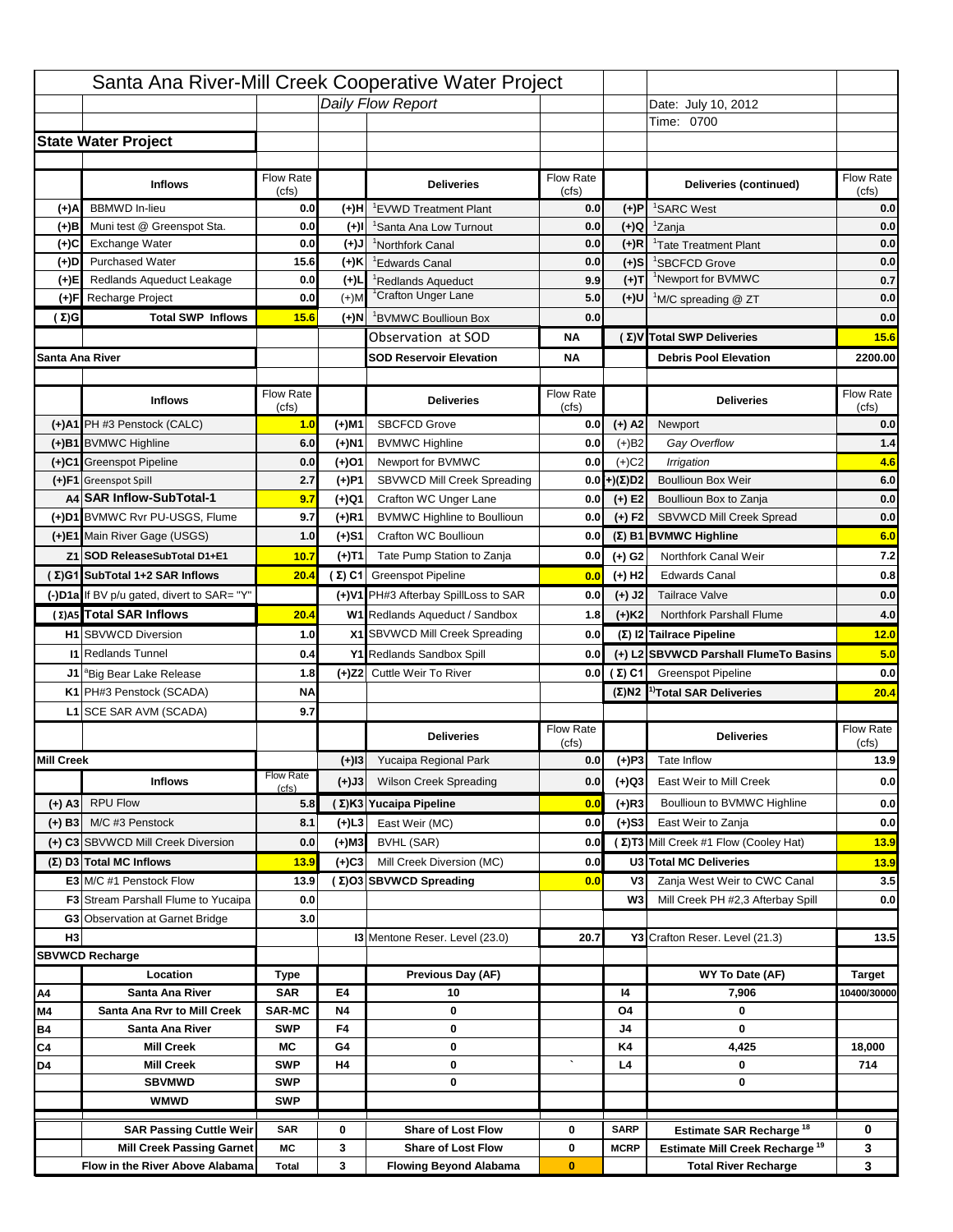# Santa Ana River-Mill Creek Cooperative Water Project

*Daily Flow Report*

Date: July 10, 2012

Time: 0700

## State Water Project

| | Inflows | Flow Rate (cfs) | | Deliveries | Flow Rate (cfs) | | Deliveries (continued) | Flow Rate (cfs) |
|---|---|---|---|---|---|---|---|---|
| (+)A | BBMWD In-lieu | 0.0 | (+)H | [1]EVWD Treatment Plant | 0.0 | (+)P | [1]SARC West | 0.0 |
| (+)B | Muni test @ Greenspot Sta. | 0.0 | (+)I | [1]Santa Ana Low Turnout | 0.0 | (+)Q | [1]Zanja | 0.0 |
| (+)C | Exchange Water | 0.0 | (+)J | [1]Northfork Canal | 0.0 | (+)R | [1]Tate Treatment Plant | 0.0 |
| (+)D | Purchased Water | 15.6 | (+)K | [1]Edwards Canal | 0.0 | (+)S | [1]SBCFCD Grove | 0.0 |
| (+)E | Redlands Aqueduct Leakage | 0.0 | (+)L | [1]Redlands Aqueduct | 9.9 | (+)T | [1]Newport for BVMWC | 0.7 |
| (+)F | Recharge Project | 0.0 | (+)M | [1]Crafton Unger Lane | 5.0 | (+)U | [1]M/C spreading @ ZT | 0.0 |
| (Σ)G | Total SWP Inflows | 15.6 | (+)N | [1]BVMWC Boullioun Box | 0.0 | | | 0.0 |
| | | | | Observation at SOD | NA | (Σ)V | Total SWP Deliveries | 15.6 |
| Santa Ana River | | | | SOD Reservoir Elevation | NA | | Debris Pool Elevation | 2200.00 |

| | Inflows | Flow Rate (cfs) | | Deliveries | Flow Rate (cfs) | | Deliveries | Flow Rate (cfs) |
|---|---|---|---|---|---|---|---|---|
| (+)A1 | PH #3 Penstock (CALC) | 1.0 | (+)M1 | SBCFCD Grove | 0.0 | (+) A2 | Newport | 0.0 |
| (+)B1 | BVMWC Highline | 6.0 | (+)N1 | BVMWC Highline | 0.0 | (+)B2 | *Gay Overflow* | 1.4 |
| (+)C1 | Greenspot Pipeline | 0.0 | (+)O1 | Newport for BVMWC | 0.0 | (+)C2 | *Irrigation* | 4.6 |
| (+)F1 | Greenspot Spill | 2.7 | (+)P1 | SBVWCD Mill Creek Spreading | 0.0 | (+)(Σ)D2 | Boullioun Box Weir | 6.0 |
| A4 | SAR Inflow-SubTotal-1 | 9.7 | (+)Q1 | Crafton WC Unger Lane | 0.0 | (+) E2 | Boullioun Box to Zanja | 0.0 |
| (+)D1 | BVMWC Rvr PU-USGS, Flume | 9.7 | (+)R1 | BVMWC Highline to Boullioun | 0.0 | (+) F2 | SBVWCD Mill Creek Spread | 0.0 |
| (+)E1 | Main River Gage (USGS) | 1.0 | (+)S1 | Crafton WC Boullioun | 0.0 | (Σ) B1 | BVMWC Highline | 6.0 |
| Z1 | SOD ReleaseSubTotal D1+E1 | 10.7 | (+)T1 | Tate Pump Station to Zanja | 0.0 | (+) G2 | Northfork Canal Weir | 7.2 |
| (Σ)G1 | SubTotal 1+2 SAR Inflows | 20.4 | (Σ) C1 | Greenspot Pipeline | 0.0 | (+) H2 | Edwards Canal | 0.8 |
| (-)D1a | If BV p/u gated, divert to SAR= "Y" | | (+)V1 | PH#3 Afterbay SpillLoss to SAR | 0.0 | (+) J2 | Tailrace Valve | 0.0 |
| (Σ)A5 | Total SAR Inflows | 20.4 | W1 | Redlands Aqueduct / Sandbox | 1.8 | (+)K2 | Northfork Parshall Flume | 4.0 |
| H1 | SBVWCD Diversion | 1.0 | X1 | SBVWCD Mill Creek Spreading | 0.0 | (Σ) I2 | Tailrace Pipeline | 12.0 |
| I1 | Redlands Tunnel | 0.4 | Y1 | Redlands Sandbox Spill | 0.0 | (+) L2 | SBVWCD Parshall FlumeTo Basins | 5.0 |
| J1 | [a]Big Bear Lake Release | 1.8 | (+)Z2 | Cuttle Weir To River | 0.0 | (Σ) C1 | Greenspot Pipeline | 0.0 |
| K1 | PH#3 Penstock (SCADA) | NA | | | | (Σ)N2 | [1)]Total SAR Deliveries | 20.4 |
| L1 | SCE SAR AVM (SCADA) | 9.7 | | | | | | |

| | Inflows | Flow Rate (cfs) | | Deliveries | Flow Rate (cfs) | | Deliveries | Flow Rate (cfs) |
|---|---|---|---|---|---|---|---|---|
| Mill Creek | | | (+)I3 | Yucaipa Regional Park | 0.0 | (+)P3 | Tate Inflow | 13.9 |
| | | | (+)J3 | Wilson Creek Spreading | 0.0 | (+)Q3 | East Weir to Mill Creek | 0.0 |
| (+) A3 | RPU Flow | 5.8 | (Σ)K3 | Yucaipa Pipeline | 0.0 | (+)R3 | Boullioun to BVMWC Highline | 0.0 |
| (+) B3 | M/C #3 Penstock | 8.1 | (+)L3 | East Weir (MC) | 0.0 | (+)S3 | East Weir to Zanja | 0.0 |
| (+) C3 | SBVWCD Mill Creek Diversion | 0.0 | (+)M3 | BVHL (SAR) | 0.0 | (Σ)T3 | Mill Creek #1 Flow (Cooley Hat) | 13.9 |
| (Σ) D3 | Total MC Inflows | 13.9 | (+)C3 | Mill Creek Diversion (MC) | 0.0 | U3 | Total MC Deliveries | 13.9 |
| E3 | M/C #1 Penstock Flow | 13.9 | (Σ)O3 | SBVWCD Spreading | 0.0 | V3 | Zanja West Weir to CWC Canal | 3.5 |
| F3 | Stream Parshall Flume to Yucaipa | 0.0 | | | | W3 | Mill Creek PH #2,3 Afterbay Spill | 0.0 |
| G3 | Observation at Garnet Bridge | 3.0 | | | | | | |
| H3 | | | | I3 Mentone Reser. Level (23.0) | 20.7 | | Y3 Crafton Reser. Level (21.3) | 13.5 |

## SBVWCD Recharge

| | Location | Type | | Previous Day (AF) | | | WY To Date (AF) | Target |
|---|---|---|---|---|---|---|---|---|
| A4 | Santa Ana River | SAR | E4 | 10 | | I4 | 7,906 | 10400/30000 |
| M4 | Santa Ana Rvr to Mill Creek | SAR-MC | N4 | 0 | | O4 | 0 | |
| B4 | Santa Ana River | SWP | F4 | 0 | | J4 | 0 | |
| C4 | Mill Creek | MC | G4 | 0 | | K4 | 4,425 | 18,000 |
| D4 | Mill Creek | SWP | H4 | 0 | ` | L4 | 0 | 714 |
| | SBVMWD | SWP | | 0 | | | 0 | |
| | WMWD | SWP | | | | | | |

| | | | | | | |
|---|---|---|---|---|---|---|
| SAR Passing Cuttle Weir | SAR | 0 | Share of Lost Flow | 0 | SARP | Estimate SAR Recharge [18] | 0 |
| Mill Creek Passing Garnet | MC | 3 | Share of Lost Flow | 0 | MCRP | Estimate Mill Creek Recharge [19] | 3 |
| Flow in the River Above Alabama | Total | 3 | Flowing Beyond Alabama | 0 | | Total River Recharge | 3 |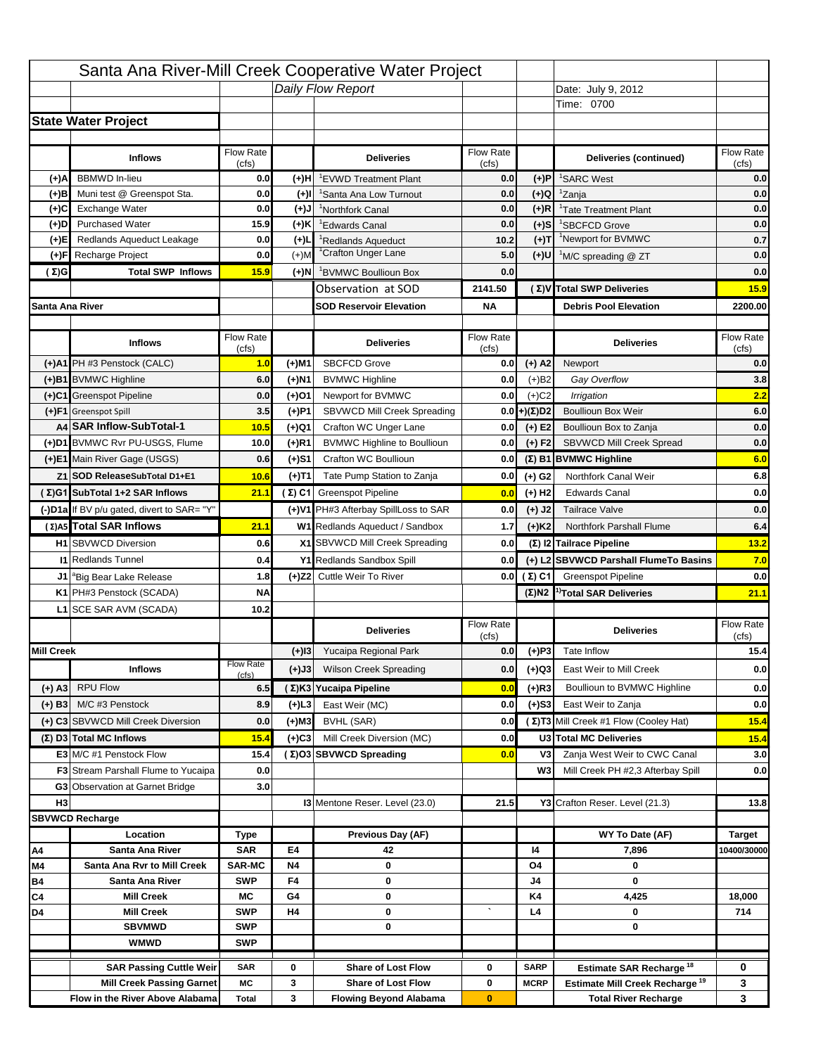# Santa Ana River-Mill Creek Cooperative Water Project

*Daily Flow Report*

Date: July 9, 2012

Time: 0700

## State Water Project

| | Inflows | Flow Rate (cfs) | | Deliveries | Flow Rate (cfs) | | Deliveries (continued) | Flow Rate (cfs) |
|---|---|---|---|---|---|---|---|---|
| (+)A | BBMWD In-lieu | 0.0 | (+)H | [1]EVWD Treatment Plant | 0.0 | (+)P | [1]SARC West | 0.0 |
| (+)B | Muni test @ Greenspot Sta. | 0.0 | (+)I | [1]Santa Ana Low Turnout | 0.0 | (+)Q | [1]Zanja | 0.0 |
| (+)C | Exchange Water | 0.0 | (+)J | [1]Northfork Canal | 0.0 | (+)R | [1]Tate Treatment Plant | 0.0 |
| (+)D | Purchased Water | 15.9 | (+)K | [1]Edwards Canal | 0.0 | (+)S | [1]SBCFCD Grove | 0.0 |
| (+)E | Redlands Aqueduct Leakage | 0.0 | (+)L | [1]Redlands Aqueduct | 10.2 | (+)T | [1]Newport for BVMWC | 0.7 |
| (+)F | Recharge Project | 0.0 | (+)M | [1]Crafton Unger Lane | 5.0 | (+)U | [1]M/C spreading @ ZT | 0.0 |
| (Σ)G | Total SWP Inflows | 15.9 | (+)N | [1]BVMWC Boullioun Box | 0.0 | | | 0.0 |
| | | | | Observation at SOD | 2141.50 | (Σ)V | Total SWP Deliveries | 15.9 |
| Santa Ana River | | | | SOD Reservoir Elevation | NA | | Debris Pool Elevation | 2200.00 |

| | Inflows | Flow Rate (cfs) | | Deliveries | Flow Rate (cfs) | | Deliveries | Flow Rate (cfs) |
|---|---|---|---|---|---|---|---|---|
| (+)A1 | PH #3 Penstock (CALC) | 1.0 | (+)M1 | SBCFCD Grove | 0.0 | (+) A2 | Newport | 0.0 |
| (+)B1 | BVMWC Highline | 6.0 | (+)N1 | BVMWC Highline | 0.0 | (+)B2 | *Gay Overflow* | 3.8 |
| (+)C1 | Greenspot Pipeline | 0.0 | (+)O1 | Newport for BVMWC | 0.0 | (+)C2 | *Irrigation* | 2.2 |
| (+)F1 | Greenspot Spill | 3.5 | (+)P1 | SBVWCD Mill Creek Spreading | 0.0 | (+)(Σ)D2 | Boullioun Box Weir | 6.0 |
| A4 | SAR Inflow-SubTotal-1 | 10.5 | (+)Q1 | Crafton WC Unger Lane | 0.0 | (+) E2 | Boullioun Box to Zanja | 0.0 |
| (+)D1 | BVMWC Rvr PU-USGS, Flume | 10.0 | (+)R1 | BVMWC Highline to Boulliloun | 0.0 | (+) F2 | SBVWCD Mill Creek Spread | 0.0 |
| (+)E1 | Main River Gage (USGS) | 0.6 | (+)S1 | Crafton WC Boullioun | 0.0 | (Σ) B1 | BVMWC Highline | 6.0 |
| Z1 | SOD ReleaseSubTotal D1+E1 | 10.6 | (+)T1 | Tate Pump Station to Zanja | 0.0 | (+) G2 | Northfork Canal Weir | 6.8 |
| (Σ)G1 | SubTotal 1+2 SAR Inflows | 21.1 | (Σ) C1 | Greenspot Pipeline | 0.0 | (+) H2 | Edwards Canal | 0.0 |
| (-)D1a | If BV p/u gated, divert to SAR= "Y" | | (+)V1 | PH#3 Afterbay SpillLoss to SAR | 0.0 | (+) J2 | Tailrace Valve | 0.0 |
| (Σ)A5 | Total SAR Inflows | 21.1 | W1 | Redlands Aqueduct / Sandbox | 1.7 | (+)K2 | Northfork Parshall Flume | 6.4 |
| H1 | SBVWCD Diversion | 0.6 | X1 | SBVWCD Mill Creek Spreading | 0.0 | (Σ) I2 | Tailrace Pipeline | 13.2 |
| I1 | Redlands Tunnel | 0.4 | Y1 | Redlands Sandbox Spill | 0.0 | (+) L2 | SBVWCD Parshall FlumeTo Basins | 7.0 |
| J1 | [a]Big Bear Lake Release | 1.8 | (+)Z2 | Cuttle Weir To River | 0.0 | (Σ) C1 | Greenspot Pipeline | 0.0 |
| K1 | PH#3 Penstock (SCADA) | NA | | | | (Σ)N2 | [1)]Total SAR Deliveries | 21.1 |
| L1 | SCE SAR AVM (SCADA) | 10.2 | | | | | | |

| | Inflows | Flow Rate (cfs) | | Deliveries | Flow Rate (cfs) | | Deliveries | Flow Rate (cfs) |
|---|---|---|---|---|---|---|---|---|
| Mill Creek | | | (+)I3 | Yucaipa Regional Park | 0.0 | (+)P3 | Tate Inflow | 15.4 |
| | | | (+)J3 | Wilson Creek Spreading | 0.0 | (+)Q3 | East Weir to Mill Creek | 0.0 |
| (+) A3 | RPU Flow | 6.5 | (Σ)K3 | Yucaipa Pipeline | 0.0 | (+)R3 | Boullioun to BVMWC Highline | 0.0 |
| (+) B3 | M/C #3 Penstock | 8.9 | (+)L3 | East Weir (MC) | 0.0 | (+)S3 | East Weir to Zanja | 0.0 |
| (+) C3 | SBVWCD Mill Creek Diversion | 0.0 | (+)M3 | BVHL (SAR) | 0.0 | (Σ)T3 | Mill Creek #1 Flow (Cooley Hat) | 15.4 |
| (Σ) D3 | Total MC Inflows | 15.4 | (+)C3 | Mill Creek Diversion (MC) | 0.0 | U3 | Total MC Deliveries | 15.4 |
| E3 | M/C #1 Penstock Flow | 15.4 | (Σ)O3 | SBVWCD Spreading | 0.0 | V3 | Zanja West Weir to CWC Canal | 3.0 |
| F3 | Stream Parshall Flume to Yucaipa | 0.0 | | | | W3 | Mill Creek PH #2,3 Afterbay Spill | 0.0 |
| G3 | Observation at Garnet Bridge | 3.0 | | | | | | |
| H3 | | | | I3 Mentone Reser. Level (23.0) | 21.5 | Y3 | Crafton Reser. Level (21.3) | 13.8 |

## SBVWCD Recharge

| | Location | Type | | Previous Day (AF) | | | WY To Date (AF) | Target |
|---|---|---|---|---|---|---|---|---|
| A4 | Santa Ana River | SAR | E4 | 42 | | I4 | 7,896 | 10400/30000 |
| M4 | Santa Ana Rvr to Mill Creek | SAR-MC | N4 | 0 | | O4 | 0 | |
| B4 | Santa Ana River | SWP | F4 | 0 | | J4 | 0 | |
| C4 | Mill Creek | MC | G4 | 0 | | K4 | 4,425 | 18,000 |
| D4 | Mill Creek | SWP | H4 | 0 | ` | L4 | 0 | 714 |
| | SBVMWD | SWP | | 0 | | | 0 | |
| | WMWD | SWP | | | | | | |
| | SAR Passing Cuttle Weir | SAR | 0 | Share of Lost Flow | 0 | SARP | Estimate SAR Recharge [18] | 0 |
| | Mill Creek Passing Garnet | MC | 3 | Share of Lost Flow | 0 | MCRP | Estimate Mill Creek Recharge [19] | 3 |
| | Flow in the River Above Alabama | Total | 3 | Flowing Beyond Alabama | 0 | | Total River Recharge | 3 |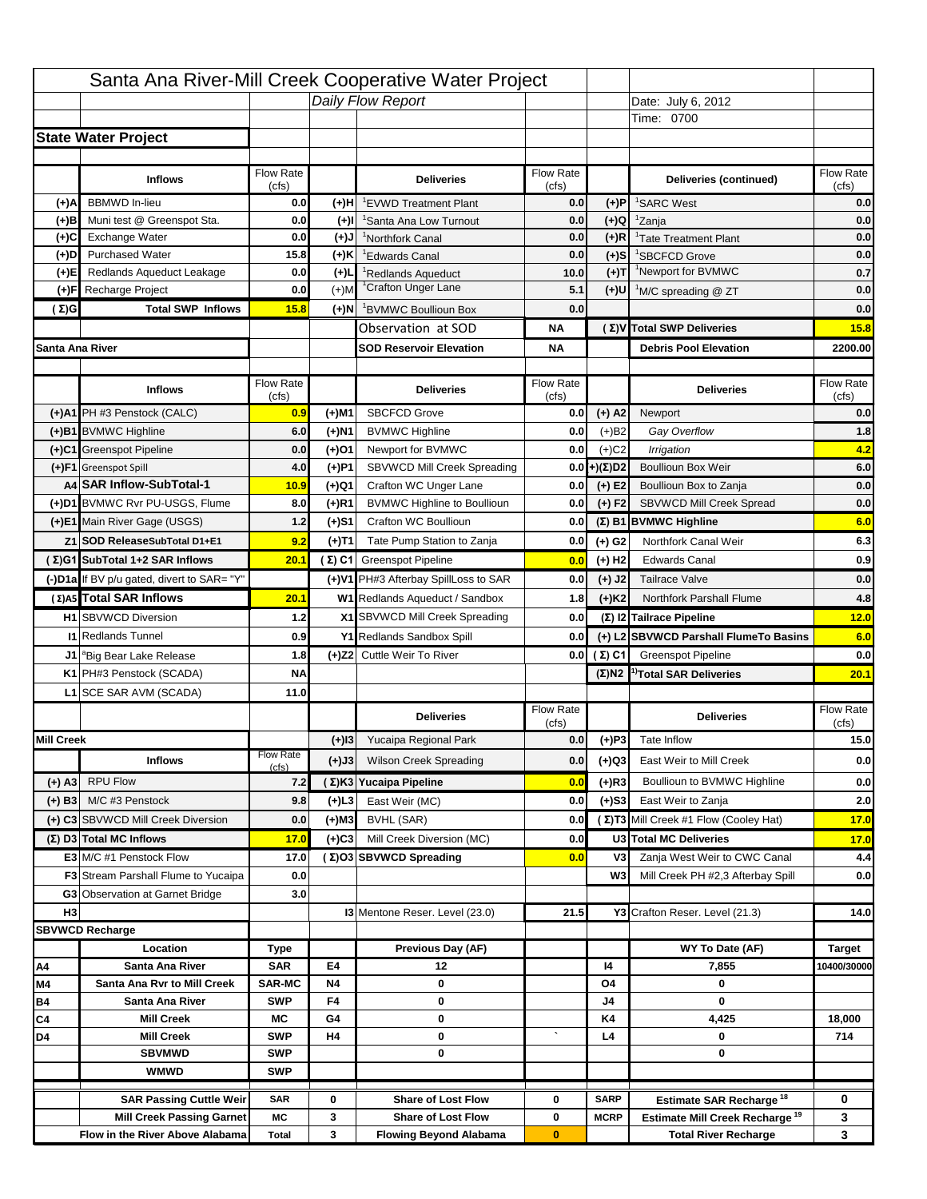# Santa Ana River-Mill Creek Cooperative Water Project

*Daily Flow Report*

Date: July 6, 2012

Time: 0700

## State Water Project

| | Inflows | Flow Rate (cfs) | | Deliveries | Flow Rate (cfs) | | Deliveries (continued) | Flow Rate (cfs) |
|---|---|---|---|---|---|---|---|---|
| (+)A | BBMWD In-lieu | 0.0 | (+)H | [1]EVWD Treatment Plant | 0.0 | (+)P | [1]SARC West | 0.0 |
| (+)B | Muni test @ Greenspot Sta. | 0.0 | (+)I | [1]Santa Ana Low Turnout | 0.0 | (+)Q | [1]Zanja | 0.0 |
| (+)C | Exchange Water | 0.0 | (+)J | [1]Northfork Canal | 0.0 | (+)R | [1]Tate Treatment Plant | 0.0 |
| (+)D | Purchased Water | 15.8 | (+)K | [1]Edwards Canal | 0.0 | (+)S | [1]SBCFCD Grove | 0.0 |
| (+)E | Redlands Aqueduct Leakage | 0.0 | (+)L | [1]Redlands Aqueduct | 10.0 | (+)T | [1]Newport for BVMWC | 0.7 |
| (+)F | Recharge Project | 0.0 | (+)M | [1]Crafton Unger Lane | 5.1 | (+)U | [1]M/C spreading @ ZT | 0.0 |
| (Σ)G | Total SWP Inflows | 15.8 | (+)N | [1]BVMWC Boullioun Box | 0.0 | | | 0.0 |
| | | | | Observation at SOD | NA | (Σ)V | Total SWP Deliveries | 15.8 |
| Santa Ana River | | | | SOD Reservoir Elevation | NA | | Debris Pool Elevation | 2200.00 |

| | Inflows | Flow Rate (cfs) | | Deliveries | Flow Rate (cfs) | | Deliveries | Flow Rate (cfs) |
|---|---|---|---|---|---|---|---|---|
| (+)A1 | PH #3 Penstock (CALC) | 0.9 | (+)M1 | SBCFCD Grove | 0.0 | (+) A2 | Newport | 0.0 |
| (+)B1 | BVMWC Highline | 6.0 | (+)N1 | BVMWC Highline | 0.0 | (+)B2 | *Gay Overflow* | 1.8 |
| (+)C1 | Greenspot Pipeline | 0.0 | (+)O1 | Newport for BVMWC | 0.0 | (+)C2 | *Irrigation* | 4.2 |
| (+)F1 | Greenspot Spill | 4.0 | (+)P1 | SBVWCD Mill Creek Spreading | 0.0 | (+)(Σ)D2 | Boullioun Box Weir | 6.0 |
| A4 | SAR Inflow-SubTotal-1 | 10.9 | (+)Q1 | Crafton WC Unger Lane | 0.0 | (+) E2 | Boullioun Box to Zanja | 0.0 |
| (+)D1 | BVMWC Rvr PU-USGS, Flume | 8.0 | (+)R1 | BVMWC Highline to Boullioun | 0.0 | (+) F2 | SBVWCD Mill Creek Spread | 0.0 |
| (+)E1 | Main River Gage (USGS) | 1.2 | (+)S1 | Crafton WC Boullioun | 0.0 | (Σ) B1 | BVMWC Highline | 6.0 |
| Z1 | SOD ReleaseSubTotal D1+E1 | 9.2 | (+)T1 | Tate Pump Station to Zanja | 0.0 | (+) G2 | Northfork Canal Weir | 6.3 |
| (Σ)G1 | SubTotal 1+2 SAR Inflows | 20.1 | (Σ) C1 | Greenspot Pipeline | 0.0 | (+) H2 | Edwards Canal | 0.9 |
| (-)D1a | If BV p/u gated, divert to SAR= "Y" | | (+)V1 | PH#3 Afterbay SpillLoss to SAR | 0.0 | (+) J2 | Tailrace Valve | 0.0 |
| (Σ)A5 | Total SAR Inflows | 20.1 | W1 | Redlands Aqueduct / Sandbox | 1.8 | (+)K2 | Northfork Parshall Flume | 4.8 |
| H1 | SBVWCD Diversion | 1.2 | X1 | SBVWCD Mill Creek Spreading | 0.0 | (Σ) I2 | Tailrace Pipeline | 12.0 |
| I1 | Redlands Tunnel | 0.9 | Y1 | Redlands Sandbox Spill | 0.0 | (+) L2 | SBVWCD Parshall FlumeTo Basins | 6.0 |
| J1 | [a]Big Bear Lake Release | 1.8 | (+)Z2 | Cuttle Weir To River | 0.0 | (Σ) C1 | Greenspot Pipeline | 0.0 |
| K1 | PH#3 Penstock (SCADA) | NA | | | | (Σ)N2 | [1)]Total SAR Deliveries | 20.1 |
| L1 | SCE SAR AVM (SCADA) | 11.0 | | | | | | |

| | Inflows | Flow Rate (cfs) | | Deliveries | Flow Rate (cfs) | | Deliveries | Flow Rate (cfs) |
|---|---|---|---|---|---|---|---|---|
| Mill Creek | | | (+)I3 | Yucaipa Regional Park | 0.0 | (+)P3 | Tate Inflow | 15.0 |
| | | | (+)J3 | Wilson Creek Spreading | 0.0 | (+)Q3 | East Weir to Mill Creek | 0.0 |
| (+) A3 | RPU Flow | 7.2 | (Σ)K3 | Yucaipa Pipeline | 0.0 | (+)R3 | Boullioun to BVMWC Highline | 0.0 |
| (+) B3 | M/C #3 Penstock | 9.8 | (+)L3 | East Weir (MC) | 0.0 | (+)S3 | East Weir to Zanja | 2.0 |
| (+) C3 | SBVWCD Mill Creek Diversion | 0.0 | (+)M3 | BVHL (SAR) | 0.0 | (Σ)T3 | Mill Creek #1 Flow (Cooley Hat) | 17.0 |
| (Σ) D3 | Total MC Inflows | 17.0 | (+)C3 | Mill Creek Diversion (MC) | 0.0 | U3 | Total MC Deliveries | 17.0 |
| E3 | M/C #1 Penstock Flow | 17.0 | (Σ)O3 | SBVWCD Spreading | 0.0 | V3 | Zanja West Weir to CWC Canal | 4.4 |
| F3 | Stream Parshall Flume to Yucaipa | 0.0 | | | | W3 | Mill Creek PH #2,3 Afterbay Spill | 0.0 |
| G3 | Observation at Garnet Bridge | 3.0 | | | | | | |
| H3 | | | | I3 Mentone Reser. Level (23.0) | 21.5 | | Y3 Crafton Reser. Level (21.3) | 14.0 |

## SBVWCD Recharge

| | Location | Type | | Previous Day (AF) | | | WY To Date (AF) | Target |
|---|---|---|---|---|---|---|---|---|
| A4 | Santa Ana River | SAR | E4 | 12 | | I4 | 7,855 | 10400/30000 |
| M4 | Santa Ana Rvr to Mill Creek | SAR-MC | N4 | 0 | | O4 | 0 | |
| B4 | Santa Ana River | SWP | F4 | 0 | | J4 | 0 | |
| C4 | Mill Creek | MC | G4 | 0 | | K4 | 4,425 | 18,000 |
| D4 | Mill Creek | SWP | H4 | 0 | ` | L4 | 0 | 714 |
| | SBVMWD | SWP | | 0 | | | 0 | |
| | WMWD | SWP | | | | | | |
| | SAR Passing Cuttle Weir | SAR | 0 | Share of Lost Flow | 0 | SARP | Estimate SAR Recharge [18] | 0 |
| | Mill Creek Passing Garnet | MC | 3 | Share of Lost Flow | 0 | MCRP | Estimate Mill Creek Recharge [19] | 3 |
| | Flow in the River Above Alabama | Total | 3 | Flowing Beyond Alabama | 0 | | Total River Recharge | 3 |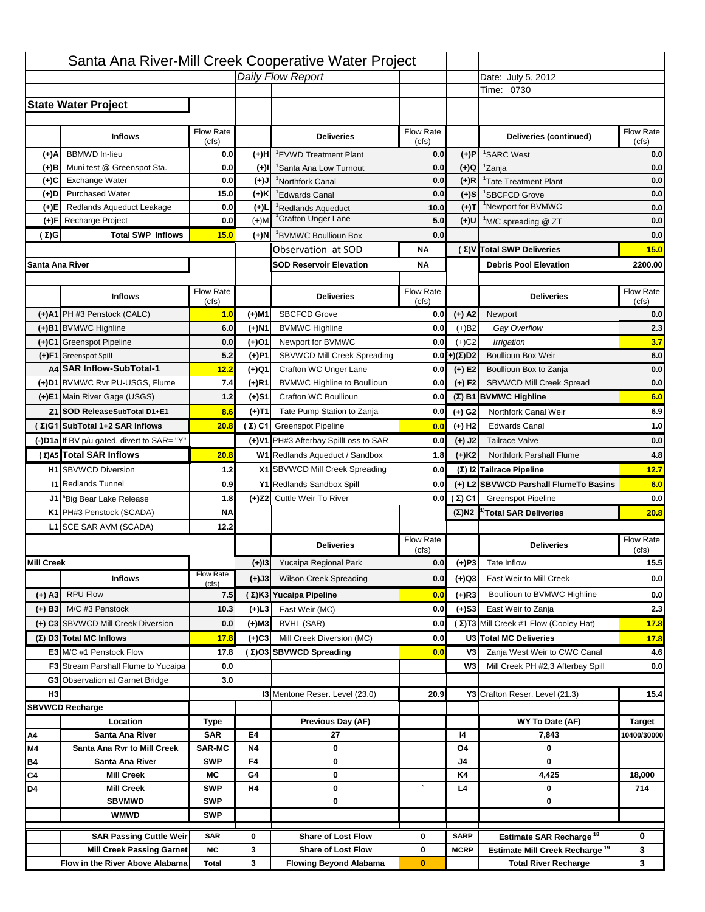# Santa Ana River-Mill Creek Cooperative Water Project

*Daily Flow Report*

Date: July 5, 2012
Time: 0730

## State Water Project

| | Inflows | Flow Rate (cfs) | | Deliveries | Flow Rate (cfs) | | Deliveries (continued) | Flow Rate (cfs) |
|---|---|---|---|---|---|---|---|---|
| (+)A | BBMWD In-lieu | 0.0 | (+)H | [1]EVWD Treatment Plant | 0.0 | (+)P | [1]SARC West | 0.0 |
| (+)B | Muni test @ Greenspot Sta. | 0.0 | (+)I | [1]Santa Ana Low Turnout | 0.0 | (+)Q | [1]Zanja | 0.0 |
| (+)C | Exchange Water | 0.0 | (+)J | [1]Northfork Canal | 0.0 | (+)R | [1]Tate Treatment Plant | 0.0 |
| (+)D | Purchased Water | 15.0 | (+)K | [1]Edwards Canal | 0.0 | (+)S | [1]SBCFCD Grove | 0.0 |
| (+)E | Redlands Aqueduct Leakage | 0.0 | (+)L | [1]Redlands Aqueduct | 10.0 | (+)T | [1]Newport for BVMWC | 0.0 |
| (+)F | Recharge Project | 0.0 | (+)M | [1]Crafton Unger Lane | 5.0 | (+)U | [1]M/C spreading @ ZT | 0.0 |
| (Σ)G | Total SWP Inflows | 15.0 | (+)N | [1]BVMWC Boullioun Box | 0.0 | | | 0.0 |
| | | | | Observation at SOD | NA | (Σ)V | Total SWP Deliveries | 15.0 |
| Santa Ana River | | | | SOD Reservoir Elevation | NA | | Debris Pool Elevation | 2200.00 |

| | Inflows | Flow Rate (cfs) | | Deliveries | Flow Rate (cfs) | | Deliveries | Flow Rate (cfs) |
|---|---|---|---|---|---|---|---|---|
| (+)A1 | PH #3 Penstock (CALC) | 1.0 | (+)M1 | SBCFCD Grove | 0.0 | (+) A2 | Newport | 0.0 |
| (+)B1 | BVMWC Highline | 6.0 | (+)N1 | BVMWC Highline | 0.0 | (+)B2 | *Gay Overflow* | 2.3 |
| (+)C1 | Greenspot Pipeline | 0.0 | (+)O1 | Newport for BVMWC | 0.0 | (+)C2 | *Irrigation* | 3.7 |
| (+)F1 | Greenspot Spill | 5.2 | (+)P1 | SBVWCD Mill Creek Spreading | 0.0 | (+)(Σ)D2 | Boullioun Box Weir | 6.0 |
| A4 | SAR Inflow-SubTotal-1 | 12.2 | (+)Q1 | Crafton WC Unger Lane | 0.0 | (+) E2 | Boullioun Box to Zanja | 0.0 |
| (+)D1 | BVMWC Rvr PU-USGS, Flume | 7.4 | (+)R1 | BVMWC Highline to Boullioun | 0.0 | (+) F2 | SBVWCD Mill Creek Spread | 0.0 |
| (+)E1 | Main River Gage (USGS) | 1.2 | (+)S1 | Crafton WC Boullioun | 0.0 | (Σ) B1 | BVMWC Highline | 6.0 |
| Z1 | SOD ReleaseSubTotal D1+E1 | 8.6 | (+)T1 | Tate Pump Station to Zanja | 0.0 | (+) G2 | Northfork Canal Weir | 6.9 |
| (Σ)G1 | SubTotal 1+2 SAR Inflows | 20.8 | (Σ) C1 | Greenspot Pipeline | 0.0 | (+) H2 | Edwards Canal | 1.0 |
| (-)D1a | If BV p/u gated, divert to SAR= "Y" | | (+)V1 | PH#3 Afterbay SpillLoss to SAR | 0.0 | (+) J2 | Tailrace Valve | 0.0 |
| (Σ)A5 | Total SAR Inflows | 20.8 | W1 | Redlands Aqueduct / Sandbox | 1.8 | (+)K2 | Northfork Parshall Flume | 4.8 |
| H1 | SBVWCD Diversion | 1.2 | X1 | SBVWCD Mill Creek Spreading | 0.0 | (Σ) I2 | Tailrace Pipeline | 12.7 |
| I1 | Redlands Tunnel | 0.9 | Y1 | Redlands Sandbox Spill | 0.0 | (+) L2 | SBVWCD Parshall FlumeTo Basins | 6.0 |
| J1 | [a]Big Bear Lake Release | 1.8 | (+)Z2 | Cuttle Weir To River | 0.0 | (Σ) C1 | Greenspot Pipeline | 0.0 |
| K1 | PH#3 Penstock (SCADA) | NA | | | | (Σ)N2 | [1)]Total SAR Deliveries | 20.8 |
| L1 | SCE SAR AVM (SCADA) | 12.2 | | | | | | |

| | Inflows | Flow Rate (cfs) | | Deliveries | Flow Rate (cfs) | | Deliveries | Flow Rate (cfs) |
|---|---|---|---|---|---|---|---|---|
| Mill Creek | | | (+)I3 | Yucaipa Regional Park | 0.0 | (+)P3 | Tate Inflow | 15.5 |
| | | | (+)J3 | Wilson Creek Spreading | 0.0 | (+)Q3 | East Weir to Mill Creek | 0.0 |
| (+) A3 | RPU Flow | 7.5 | (Σ)K3 | Yucaipa Pipeline | 0.0 | (+)R3 | Boullioun to BVMWC Highline | 0.0 |
| (+) B3 | M/C #3 Penstock | 10.3 | (+)L3 | East Weir (MC) | 0.0 | (+)S3 | East Weir to Zanja | 2.3 |
| (+) C3 | SBVWCD Mill Creek Diversion | 0.0 | (+)M3 | BVHL (SAR) | 0.0 | (Σ)T3 | Mill Creek #1 Flow (Cooley Hat) | 17.8 |
| (Σ) D3 | Total MC Inflows | 17.8 | (+)C3 | Mill Creek Diversion (MC) | 0.0 | U3 | Total MC Deliveries | 17.8 |
| E3 | M/C #1 Penstock Flow | 17.8 | (Σ)O3 | SBVWCD Spreading | 0.0 | V3 | Zanja West Weir to CWC Canal | 4.6 |
| F3 | Stream Parshall Flume to Yucaipa | 0.0 | | | | W3 | Mill Creek PH #2,3 Afterbay Spill | 0.0 |
| G3 | Observation at Garnet Bridge | 3.0 | | | | | | |
| H3 | | | I3 | Mentone Reser. Level (23.0) | 20.9 | Y3 | Crafton Reser. Level (21.3) | 15.4 |

## SBVWCD Recharge

| | Location | Type | | Previous Day (AF) | | | WY To Date (AF) | Target |
|---|---|---|---|---|---|---|---|---|
| A4 | Santa Ana River | SAR | E4 | 27 | | I4 | 7,843 | 10400/30000 |
| M4 | Santa Ana Rvr to Mill Creek | SAR-MC | N4 | 0 | | O4 | 0 | |
| B4 | Santa Ana River | SWP | F4 | 0 | | J4 | 0 | |
| C4 | Mill Creek | MC | G4 | 0 | | K4 | 4,425 | 18,000 |
| D4 | Mill Creek | SWP | H4 | 0 | ` | L4 | 0 | 714 |
| | SBVMWD | SWP | | 0 | | | 0 | |
| | WMWD | SWP | | | | | | |

| | | | | | |
|---|---|---|---|---|---|---|
| SAR Passing Cuttle Weir | SAR | 0 | Share of Lost Flow | 0 | SARP | Estimate SAR Recharge [18] | 0 |
| Mill Creek Passing Garnet | MC | 3 | Share of Lost Flow | 0 | MCRP | Estimate Mill Creek Recharge [19] | 3 |
| Flow in the River Above Alabama | Total | 3 | Flowing Beyond Alabama | 0 | | Total River Recharge | 3 |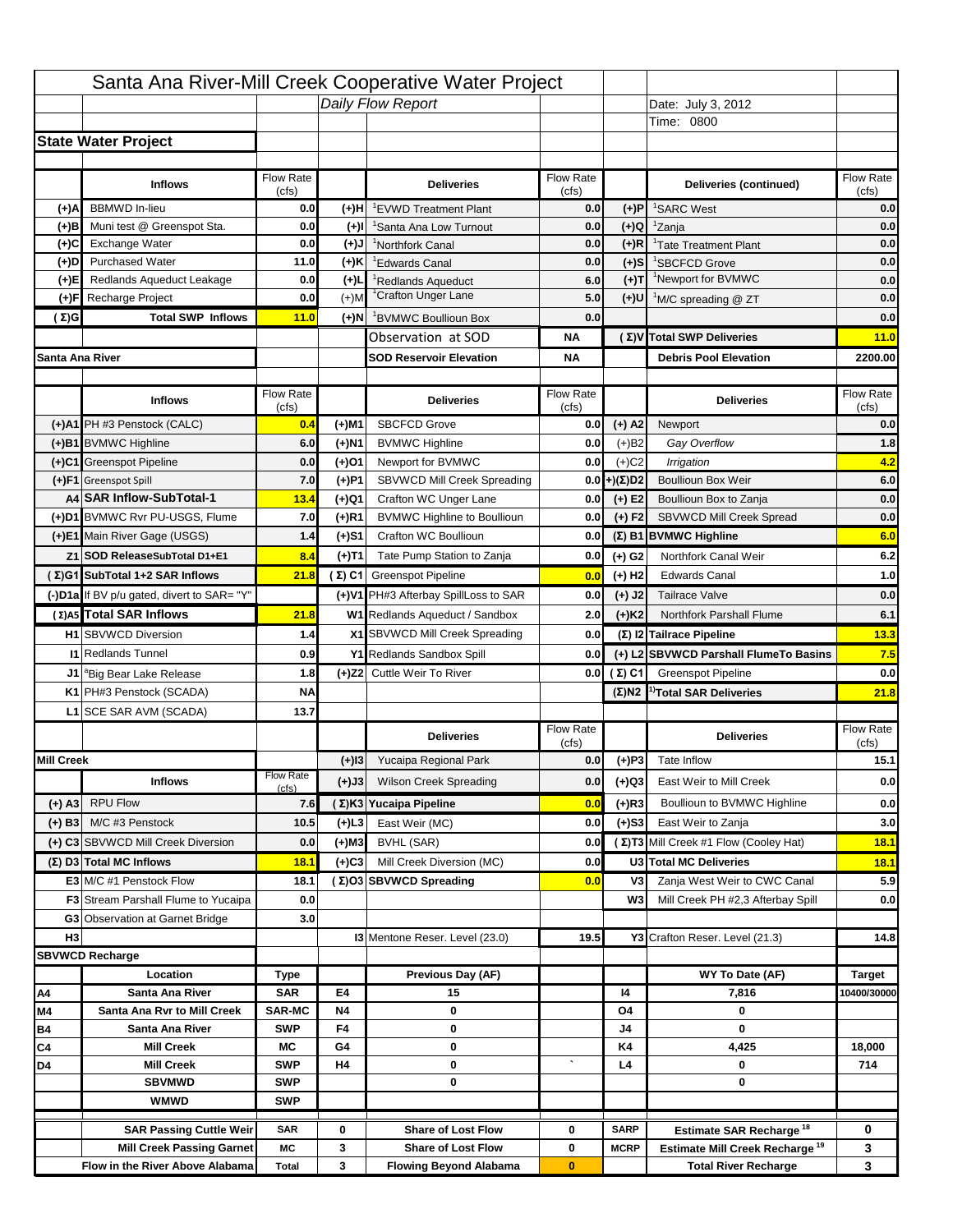# Santa Ana River-Mill Creek Cooperative Water Project

*Daily Flow Report*

Date: July 3, 2012
Time: 0800

## State Water Project

| | Inflows | Flow Rate (cfs) | | Deliveries | Flow Rate (cfs) | | Deliveries (continued) | Flow Rate (cfs) |
|---|---|---|---|---|---|---|---|---|
| (+)A | BBMWD In-lieu | 0.0 | (+)H | [1]EVWD Treatment Plant | 0.0 | (+)P | [1]SARC West | 0.0 |
| (+)B | Muni test @ Greenspot Sta. | 0.0 | (+)I | [1]Santa Ana Low Turnout | 0.0 | (+)Q | [1]Zanja | 0.0 |
| (+)C | Exchange Water | 0.0 | (+)J | [1]Northfork Canal | 0.0 | (+)R | [1]Tate Treatment Plant | 0.0 |
| (+)D | Purchased Water | 11.0 | (+)K | [1]Edwards Canal | 0.0 | (+)S | [1]SBCFCD Grove | 0.0 |
| (+)E | Redlands Aqueduct Leakage | 0.0 | (+)L | [1]Redlands Aqueduct | 6.0 | (+)T | [1]Newport for BVMWC | 0.0 |
| (+)F | Recharge Project | 0.0 | (+)M | [1]Crafton Unger Lane | 5.0 | (+)U | [1]M/C spreading @ ZT | 0.0 |
| (Σ)G | Total SWP Inflows | 11.0 | (+)N | [1]BVMWC Boullioun Box | 0.0 | | | 0.0 |
| | | | | Observation at SOD | NA | (Σ)V | Total SWP Deliveries | 11.0 |
| Santa Ana River | | | | SOD Reservoir Elevation | NA | | Debris Pool Elevation | 2200.00 |

| | Inflows | Flow Rate (cfs) | | Deliveries | Flow Rate (cfs) | | Deliveries | Flow Rate (cfs) |
|---|---|---|---|---|---|---|---|---|
| (+)A1 | PH #3 Penstock (CALC) | 0.4 | (+)M1 | SBCFCD Grove | 0.0 | (+) A2 | Newport | 0.0 |
| (+)B1 | BVMWC Highline | 6.0 | (+)N1 | BVMWC Highline | 0.0 | (+)B2 | *Gay Overflow* | 1.8 |
| (+)C1 | Greenspot Pipeline | 0.0 | (+)O1 | Newport for BVMWC | 0.0 | (+)C2 | *Irrigation* | 4.2 |
| (+)F1 | Greenspot Spill | 7.0 | (+)P1 | SBVWCD Mill Creek Spreading | 0.0 | +)(Σ)D2 | Boullioun Box Weir | 6.0 |
| A4 | SAR Inflow-SubTotal-1 | 13.4 | (+)Q1 | Crafton WC Unger Lane | 0.0 | (+) E2 | Boullioun Box to Zanja | 0.0 |
| (+)D1 | BVMWC Rvr PU-USGS, Flume | 7.0 | (+)R1 | BVMWC Highline to Boullioun | 0.0 | (+) F2 | SBVWCD Mill Creek Spread | 0.0 |
| (+)E1 | Main River Gage (USGS) | 1.4 | (+)S1 | Crafton WC Boullioun | 0.0 | (Σ) B1 | BVMWC Highline | 6.0 |
| Z1 | SOD ReleaseSubTotal D1+E1 | 8.4 | (+)T1 | Tate Pump Station to Zanja | 0.0 | (+) G2 | Northfork Canal Weir | 6.2 |
| (Σ)G1 | SubTotal 1+2 SAR Inflows | 21.8 | (Σ) C1 | Greenspot Pipeline | 0.0 | (+) H2 | Edwards Canal | 1.0 |
| (-)D1a | If BV p/u gated, divert to SAR= "Y" | | (+)V1 | PH#3 Afterbay SpillLoss to SAR | 0.0 | (+) J2 | Tailrace Valve | 0.0 |
| (Σ)A5 | Total SAR Inflows | 21.8 | W1 | Redlands Aqueduct / Sandbox | 2.0 | (+)K2 | Northfork Parshall Flume | 6.1 |
| H1 | SBVWCD Diversion | 1.4 | X1 | SBVWCD Mill Creek Spreading | 0.0 | (Σ) I2 | Tailrace Pipeline | 13.3 |
| I1 | Redlands Tunnel | 0.9 | Y1 | Redlands Sandbox Spill | 0.0 | (+) L2 | SBVWCD Parshall FlumeTo Basins | 7.5 |
| J1 | [a]Big Bear Lake Release | 1.8 | (+)Z2 | Cuttle Weir To River | 0.0 | (Σ) C1 | Greenspot Pipeline | 0.0 |
| K1 | PH#3 Penstock (SCADA) | NA | | | | (Σ)N2 | [1)]Total SAR Deliveries | 21.8 |
| L1 | SCE SAR AVM (SCADA) | 13.7 | | | | | | |

| | | | | Deliveries | Flow Rate (cfs) | | Deliveries | Flow Rate (cfs) |
|---|---|---|---|---|---|---|---|---|
| Mill Creek | | | (+)I3 | Yucaipa Regional Park | 0.0 | (+)P3 | Tate Inflow | 15.1 |
| | Inflows | Flow Rate (cfs) | (+)J3 | Wilson Creek Spreading | 0.0 | (+)Q3 | East Weir to Mill Creek | 0.0 |
| (+) A3 | RPU Flow | 7.6 | (Σ)K3 | Yucaipa Pipeline | 0.0 | (+)R3 | Boullioun to BVMWC Highline | 0.0 |
| (+) B3 | M/C #3 Penstock | 10.5 | (+)L3 | East Weir (MC) | 0.0 | (+)S3 | East Weir to Zanja | 3.0 |
| (+) C3 | SBVWCD Mill Creek Diversion | 0.0 | (+)M3 | BVHL (SAR) | 0.0 | (Σ)T3 | Mill Creek #1 Flow (Cooley Hat) | 18.1 |
| (Σ) D3 | Total MC Inflows | 18.1 | (+)C3 | Mill Creek Diversion (MC) | 0.0 | U3 | Total MC Deliveries | 18.1 |
| E3 | M/C #1 Penstock Flow | 18.1 | (Σ)O3 | SBVWCD Spreading | 0.0 | V3 | Zanja West Weir to CWC Canal | 5.9 |
| F3 | Stream Parshall Flume to Yucaipa | 0.0 | | | | W3 | Mill Creek PH #2,3 Afterbay Spill | 0.0 |
| G3 | Observation at Garnet Bridge | 3.0 | | | | | | |
| H3 | | | | I3 Mentone Reser. Level (23.0) | 19.5 | Y3 | Crafton Reser. Level (21.3) | 14.8 |

## SBVWCD Recharge

| | Location | Type | | Previous Day (AF) | | | WY To Date (AF) | Target |
|---|---|---|---|---|---|---|---|---|
| A4 | Santa Ana River | SAR | E4 | 15 | | I4 | 7,816 | 10400/30000 |
| M4 | Santa Ana Rvr to Mill Creek | SAR-MC | N4 | 0 | | O4 | 0 | |
| B4 | Santa Ana River | SWP | F4 | 0 | | J4 | 0 | |
| C4 | Mill Creek | MC | G4 | 0 | | K4 | 4,425 | 18,000 |
| D4 | Mill Creek | SWP | H4 | 0 | ` | L4 | 0 | 714 |
| | SBVMWD | SWP | | 0 | | | 0 | |
| | WMWD | SWP | | | | | | |
| | SAR Passing Cuttle Weir | SAR | 0 | Share of Lost Flow | 0 | SARP | Estimate SAR Recharge [18] | 0 |
| | Mill Creek Passing Garnet | MC | 3 | Share of Lost Flow | 0 | MCRP | Estimate Mill Creek Recharge [19] | 3 |
| | Flow in the River Above Alabama | Total | 3 | Flowing Beyond Alabama | 0 | | Total River Recharge | 3 |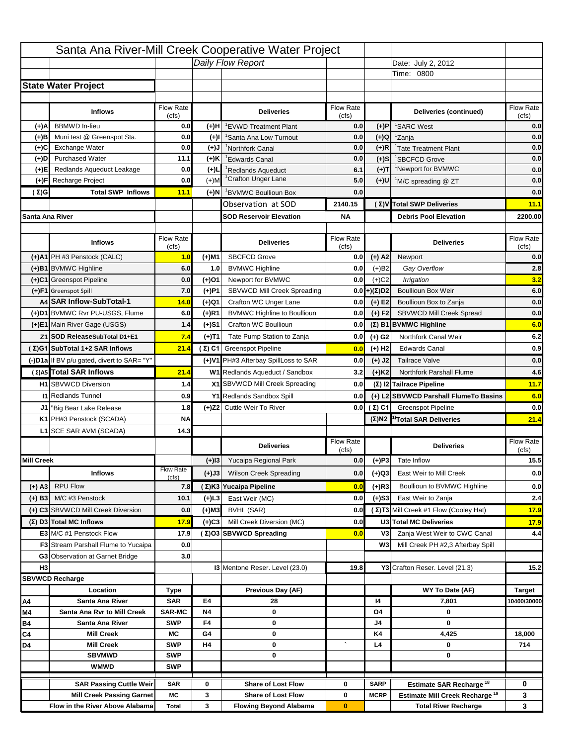# Santa Ana River-Mill Creek Cooperative Water Project

*Daily Flow Report*

Date: July 2, 2012

Time: 0800

## State Water Project

| | Inflows | Flow Rate (cfs) | | Deliveries | Flow Rate (cfs) | | Deliveries (continued) | Flow Rate (cfs) |
|---|---|---|---|---|---|---|---|---|
| (+)A | BBMWD In-lieu | 0.0 | (+)H | [1]EVWD Treatment Plant | 0.0 | (+)P | [1]SARC West | 0.0 |
| (+)B | Muni test @ Greenspot Sta. | 0.0 | (+)I | [1]Santa Ana Low Turnout | 0.0 | (+)Q | [1]Zanja | 0.0 |
| (+)C | Exchange Water | 0.0 | (+)J | [1]Northfork Canal | 0.0 | (+)R | [1]Tate Treatment Plant | 0.0 |
| (+)D | Purchased Water | 11.1 | (+)K | [1]Edwards Canal | 0.0 | (+)S | [1]SBCFCD Grove | 0.0 |
| (+)E | Redlands Aqueduct Leakage | 0.0 | (+)L | [1]Redlands Aqueduct | 6.1 | (+)T | [1]Newport for BVMWC | 0.0 |
| (+)F | Recharge Project | 0.0 | (+)M | [1]Crafton Unger Lane | 5.0 | (+)U | [1]M/C spreading @ ZT | 0.0 |
| (Σ)G | Total SWP Inflows | 11.1 | (+)N | [1]BVMWC Boullioun Box | 0.0 | | | 0.0 |
| | | | | Observation at SOD | 2140.15 | (Σ)V | Total SWP Deliveries | 11.1 |
| Santa Ana River | | | | SOD Reservoir Elevation | NA | | Debris Pool Elevation | 2200.00 |

| | Inflows | Flow Rate (cfs) | | Deliveries | Flow Rate (cfs) | | Deliveries | Flow Rate (cfs) |
|---|---|---|---|---|---|---|---|---|
| (+)A1 | PH #3 Penstock (CALC) | 1.0 | (+)M1 | SBCFCD Grove | 0.0 | (+) A2 | Newport | 0.0 |
| (+)B1 | BVMWC Highline | 6.0 | 1.0 | BVMWC Highline | 0.0 | (+)B2 | *Gay Overflow* | 2.8 |
| (+)C1 | Greenspot Pipeline | 0.0 | (+)O1 | Newport for BVMWC | 0.0 | (+)C2 | *Irrigation* | 3.2 |
| (+)F1 | Greenspot Spill | 7.0 | (+)P1 | SBVWCD Mill Creek Spreading | 0.0 | +)(Σ)D2 | Boullioun Box Weir | 6.0 |
| A4 | SAR Inflow-SubTotal-1 | 14.0 | (+)Q1 | Crafton WC Unger Lane | 0.0 | (+) E2 | Boullioun Box to Zanja | 0.0 |
| (+)D1 | BVMWC Rvr PU-USGS, Flume | 6.0 | (+)R1 | BVMWC Highline to Boullioun | 0.0 | (+) F2 | SBVWCD Mill Creek Spread | 0.0 |
| (+)E1 | Main River Gage (USGS) | 1.4 | (+)S1 | Crafton WC Boullioun | 0.0 | (Σ) B1 | BVMWC Highline | 6.0 |
| Z1 | SOD ReleaseSubTotal D1+E1 | 7.4 | (+)T1 | Tate Pump Station to Zanja | 0.0 | (+) G2 | Northfork Canal Weir | 6.2 |
| (Σ)G1 | SubTotal 1+2 SAR Inflows | 21.4 | (Σ) C1 | Greenspot Pipeline | 0.0 | (+) H2 | Edwards Canal | 0.9 |
| (-)D1a | If BV p/u gated, divert to SAR= "Y" | | (+)V1 | PH#3 Afterbay SpillLoss to SAR | 0.0 | (+) J2 | Tailrace Valve | 0.0 |
| (Σ)A5 | Total SAR Inflows | 21.4 | W1 | Redlands Aqueduct / Sandbox | 3.2 | (+)K2 | Northfork Parshall Flume | 4.6 |
| H1 | SBVWCD Diversion | 1.4 | X1 | SBVWCD Mill Creek Spreading | 0.0 | (Σ) I2 | Tailrace Pipeline | 11.7 |
| I1 | Redlands Tunnel | 0.9 | Y1 | Redlands Sandbox Spill | 0.0 | (+) L2 | SBVWCD Parshall FlumeTo Basins | 6.0 |
| J1 | [a]Big Bear Lake Release | 1.8 | (+)Z2 | Cuttle Weir To River | 0.0 | (Σ) C1 | Greenspot Pipeline | 0.0 |
| K1 | PH#3 Penstock (SCADA) | NA | | | | (Σ)N2 | [1)]Total SAR Deliveries | 21.4 |
| L1 | SCE SAR AVM (SCADA) | 14.3 | | | | | | |

| | | | | Deliveries | Flow Rate (cfs) | | Deliveries | Flow Rate (cfs) |
|---|---|---|---|---|---|---|---|---|
| Mill Creek | | | (+)I3 | Yucaipa Regional Park | 0.0 | (+)P3 | Tate Inflow | 15.5 |
| | Inflows | Flow Rate (cfs) | (+)J3 | Wilson Creek Spreading | 0.0 | (+)Q3 | East Weir to Mill Creek | 0.0 |
| (+) A3 | RPU Flow | 7.8 | (Σ)K3 | Yucaipa Pipeline | 0.0 | (+)R3 | Boullioun to BVMWC Highline | 0.0 |
| (+) B3 | M/C #3 Penstock | 10.1 | (+)L3 | East Weir (MC) | 0.0 | (+)S3 | East Weir to Zanja | 2.4 |
| (+) C3 | SBVWCD Mill Creek Diversion | 0.0 | (+)M3 | BVHL (SAR) | 0.0 | (Σ)T3 | Mill Creek #1 Flow (Cooley Hat) | 17.9 |
| (Σ) D3 | Total MC Inflows | 17.9 | (+)C3 | Mill Creek Diversion (MC) | 0.0 | U3 | Total MC Deliveries | 17.9 |
| E3 | M/C #1 Penstock Flow | 17.9 | (Σ)O3 | SBVWCD Spreading | 0.0 | V3 | Zanja West Weir to CWC Canal | 4.4 |
| F3 | Stream Parshall Flume to Yucaipa | 0.0 | | | | W3 | Mill Creek PH #2,3 Afterbay Spill | |
| G3 | Observation at Garnet Bridge | 3.0 | | | | | | |
| H3 | | | | I3 Mentone Reser. Level (23.0) | 19.8 | Y3 | Crafton Reser. Level (21.3) | 15.2 |

## SBVWCD Recharge

| | Location | Type | | Previous Day (AF) | | | WY To Date (AF) | Target |
|---|---|---|---|---|---|---|---|---|
| A4 | Santa Ana River | SAR | E4 | 28 | | I4 | 7,801 | 10400/30000 |
| M4 | Santa Ana Rvr to Mill Creek | SAR-MC | N4 | 0 | | O4 | 0 | |
| B4 | Santa Ana River | SWP | F4 | 0 | | J4 | 0 | |
| C4 | Mill Creek | MC | G4 | 0 | | K4 | 4,425 | 18,000 |
| D4 | Mill Creek | SWP | H4 | 0 | ` | L4 | 0 | 714 |
| | SBVMWD | SWP | | 0 | | | 0 | |
| | WMWD | SWP | | | | | | |
| | SAR Passing Cuttle Weir | SAR | 0 | Share of Lost Flow | 0 | SARP | Estimate SAR Recharge [18] | 0 |
| | Mill Creek Passing Garnet | MC | 3 | Share of Lost Flow | 0 | MCRP | Estimate Mill Creek Recharge [19] | 3 |
| | Flow in the River Above Alabama | Total | 3 | Flowing Beyond Alabama | 0 | | Total River Recharge | 3 |